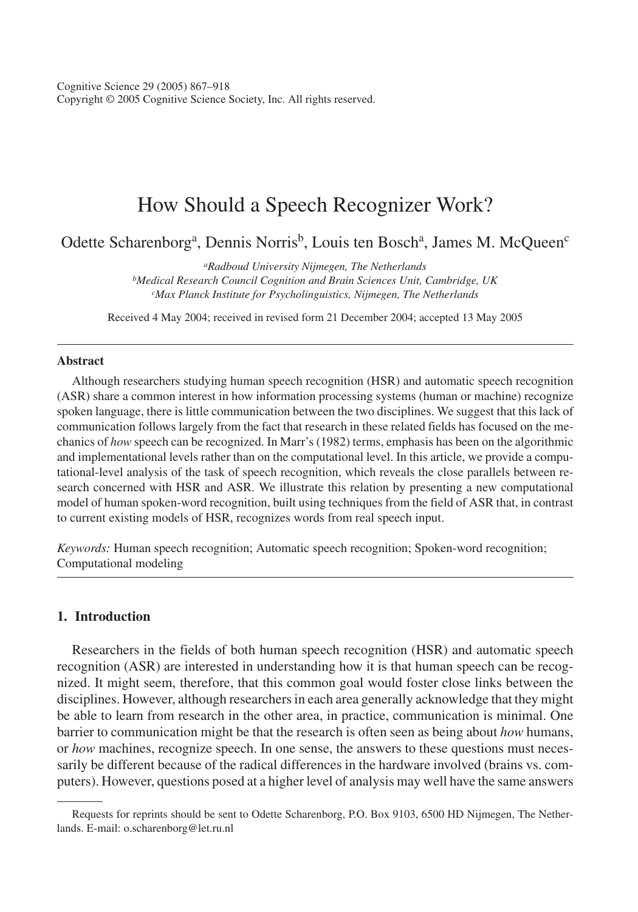Cognitive Science 29 (2005) 867–918
Copyright © 2005 Cognitive Science Society, Inc. All rights reserved.

# How Should a Speech Recognizer Work?

Odette Scharenborg[a], Dennis Norris[b], Louis ten Bosch[a], James M. McQueen[c]

[a]*Radboud University Nijmegen, The Netherlands*
[b]*Medical Research Council Cognition and Brain Sciences Unit, Cambridge, UK*
[c]*Max Planck Institute for Psycholinguistics, Nijmegen, The Netherlands*

Received 4 May 2004; received in revised form 21 December 2004; accepted 13 May 2005

---

**Abstract**

Although researchers studying human speech recognition (HSR) and automatic speech recognition (ASR) share a common interest in how information processing systems (human or machine) recognize spoken language, there is little communication between the two disciplines. We suggest that this lack of communication follows largely from the fact that research in these related fields has focused on the mechanics of *how* speech can be recognized. In Marr's (1982) terms, emphasis has been on the algorithmic and implementational levels rather than on the computational level. In this article, we provide a computational-level analysis of the task of speech recognition, which reveals the close parallels between research concerned with HSR and ASR. We illustrate this relation by presenting a new computational model of human spoken-word recognition, built using techniques from the field of ASR that, in contrast to current existing models of HSR, recognizes words from real speech input.

*Keywords:* Human speech recognition; Automatic speech recognition; Spoken-word recognition; Computational modeling

---

## 1. Introduction

Researchers in the fields of both human speech recognition (HSR) and automatic speech recognition (ASR) are interested in understanding how it is that human speech can be recognized. It might seem, therefore, that this common goal would foster close links between the disciplines. However, although researchers in each area generally acknowledge that they might be able to learn from research in the other area, in practice, communication is minimal. One barrier to communication might be that the research is often seen as being about *how* humans, or *how* machines, recognize speech. In one sense, the answers to these questions must necessarily be different because of the radical differences in the hardware involved (brains vs. computers). However, questions posed at a higher level of analysis may well have the same answers

---

Requests for reprints should be sent to Odette Scharenborg, P.O. Box 9103, 6500 HD Nijmegen, The Netherlands. E-mail: o.scharenborg@let.ru.nl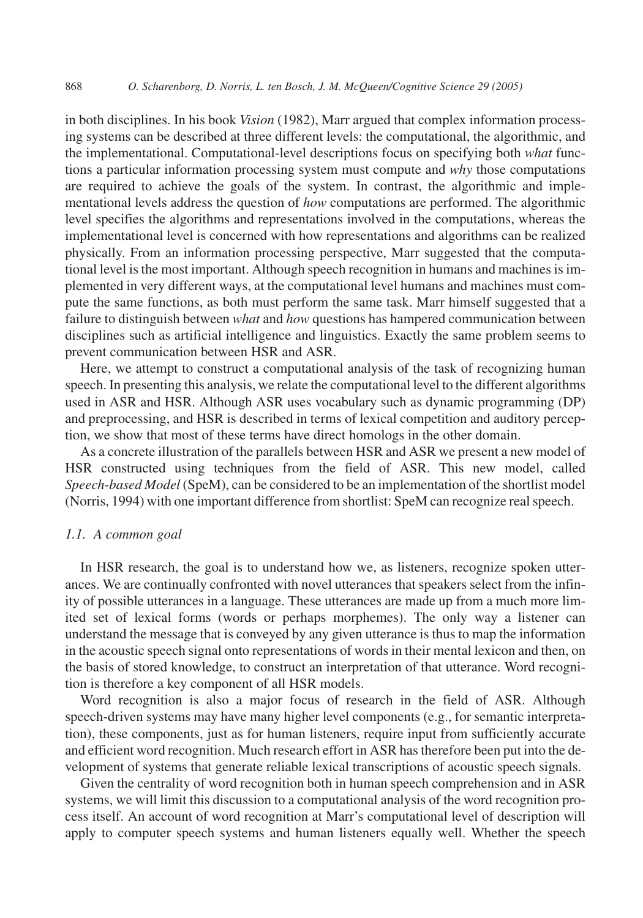in both disciplines. In his book *Vision* (1982), Marr argued that complex information processing systems can be described at three different levels: the computational, the algorithmic, and the implementational. Computational-level descriptions focus on specifying both *what* functions a particular information processing system must compute and *why* those computations are required to achieve the goals of the system. In contrast, the algorithmic and implementational levels address the question of *how* computations are performed. The algorithmic level specifies the algorithms and representations involved in the computations, whereas the implementational level is concerned with how representations and algorithms can be realized physically. From an information processing perspective, Marr suggested that the computational level is the most important. Although speech recognition in humans and machines is implemented in very different ways, at the computational level humans and machines must compute the same functions, as both must perform the same task. Marr himself suggested that a failure to distinguish between *what* and *how* questions has hampered communication between disciplines such as artificial intelligence and linguistics. Exactly the same problem seems to prevent communication between HSR and ASR.

Here, we attempt to construct a computational analysis of the task of recognizing human speech. In presenting this analysis, we relate the computational level to the different algorithms used in ASR and HSR. Although ASR uses vocabulary such as dynamic programming (DP) and preprocessing, and HSR is described in terms of lexical competition and auditory perception, we show that most of these terms have direct homologs in the other domain.

As a concrete illustration of the parallels between HSR and ASR we present a new model of HSR constructed using techniques from the field of ASR. This new model, called *Speech-based Model* (SpeM), can be considered to be an implementation of the shortlist model (Norris, 1994) with one important difference from shortlist: SpeM can recognize real speech.

### *1.1. A common goal*

In HSR research, the goal is to understand how we, as listeners, recognize spoken utterances. We are continually confronted with novel utterances that speakers select from the infinity of possible utterances in a language. These utterances are made up from a much more limited set of lexical forms (words or perhaps morphemes). The only way a listener can understand the message that is conveyed by any given utterance is thus to map the information in the acoustic speech signal onto representations of words in their mental lexicon and then, on the basis of stored knowledge, to construct an interpretation of that utterance. Word recognition is therefore a key component of all HSR models.

Word recognition is also a major focus of research in the field of ASR. Although speech-driven systems may have many higher level components (e.g., for semantic interpretation), these components, just as for human listeners, require input from sufficiently accurate and efficient word recognition. Much research effort in ASR has therefore been put into the development of systems that generate reliable lexical transcriptions of acoustic speech signals.

Given the centrality of word recognition both in human speech comprehension and in ASR systems, we will limit this discussion to a computational analysis of the word recognition process itself. An account of word recognition at Marr's computational level of description will apply to computer speech systems and human listeners equally well. Whether the speech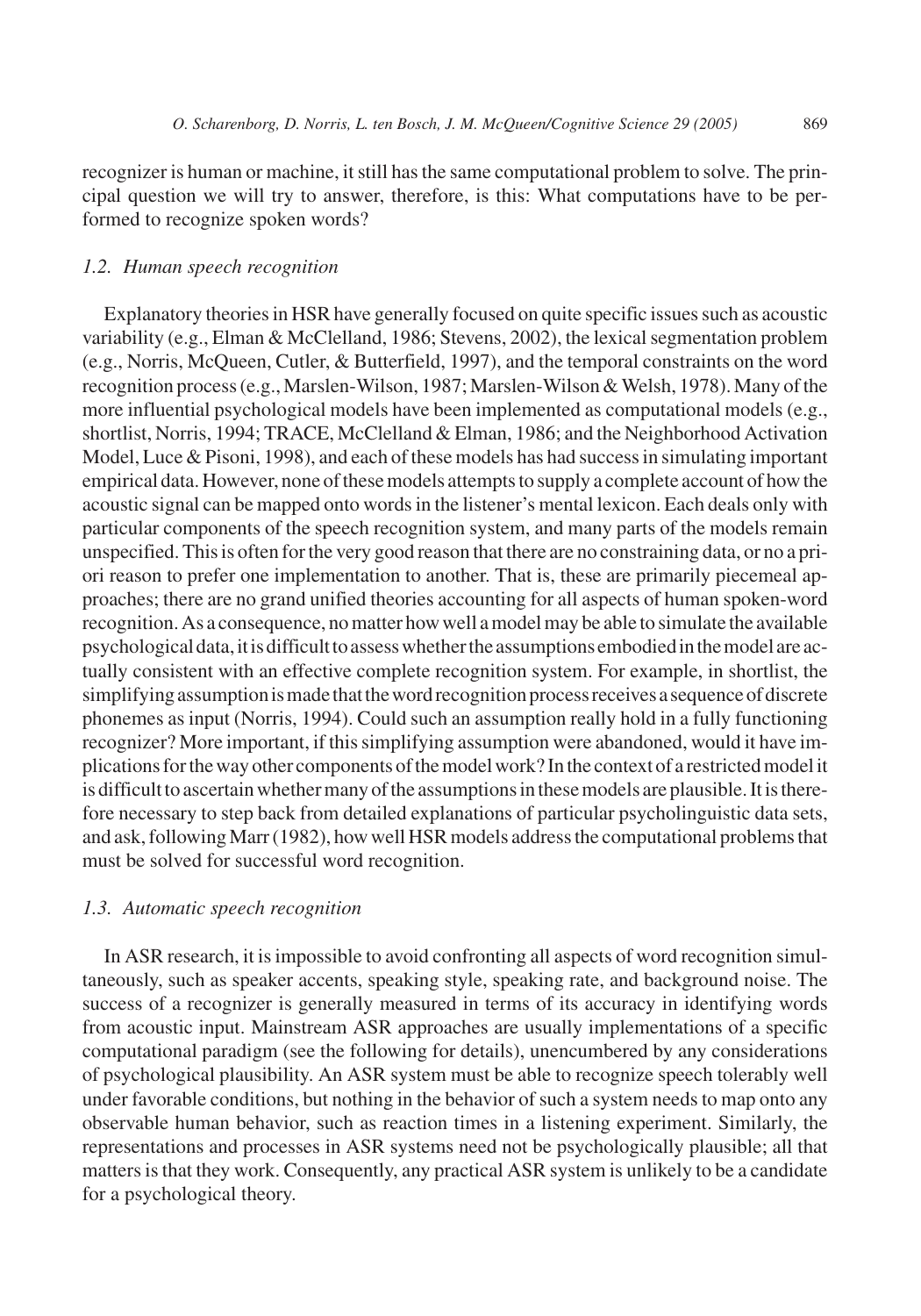recognizer is human or machine, it still has the same computational problem to solve. The principal question we will try to answer, therefore, is this: What computations have to be performed to recognize spoken words?

### 1.2. Human speech recognition

Explanatory theories in HSR have generally focused on quite specific issues such as acoustic variability (e.g., Elman & McClelland, 1986; Stevens, 2002), the lexical segmentation problem (e.g., Norris, McQueen, Cutler, & Butterfield, 1997), and the temporal constraints on the word recognition process (e.g., Marslen-Wilson, 1987; Marslen-Wilson & Welsh, 1978). Many of the more influential psychological models have been implemented as computational models (e.g., shortlist, Norris, 1994; TRACE, McClelland & Elman, 1986; and the Neighborhood Activation Model, Luce & Pisoni, 1998), and each of these models has had success in simulating important empirical data. However, none of these models attempts to supply a complete account of how the acoustic signal can be mapped onto words in the listener's mental lexicon. Each deals only with particular components of the speech recognition system, and many parts of the models remain unspecified. This is often for the very good reason that there are no constraining data, or no a priori reason to prefer one implementation to another. That is, these are primarily piecemeal approaches; there are no grand unified theories accounting for all aspects of human spoken-word recognition. As a consequence, no matter how well a model may be able to simulate the available psychological data, it is difficult to assess whether the assumptions embodied in the model are actually consistent with an effective complete recognition system. For example, in shortlist, the simplifying assumption is made that the word recognition process receives a sequence of discrete phonemes as input (Norris, 1994). Could such an assumption really hold in a fully functioning recognizer? More important, if this simplifying assumption were abandoned, would it have implications for the way other components of the model work? In the context of a restricted model it is difficult to ascertain whether many of the assumptions in these models are plausible. It is therefore necessary to step back from detailed explanations of particular psycholinguistic data sets, and ask, following Marr (1982), how well HSR models address the computational problems that must be solved for successful word recognition.

### 1.3. Automatic speech recognition

In ASR research, it is impossible to avoid confronting all aspects of word recognition simultaneously, such as speaker accents, speaking style, speaking rate, and background noise. The success of a recognizer is generally measured in terms of its accuracy in identifying words from acoustic input. Mainstream ASR approaches are usually implementations of a specific computational paradigm (see the following for details), unencumbered by any considerations of psychological plausibility. An ASR system must be able to recognize speech tolerably well under favorable conditions, but nothing in the behavior of such a system needs to map onto any observable human behavior, such as reaction times in a listening experiment. Similarly, the representations and processes in ASR systems need not be psychologically plausible; all that matters is that they work. Consequently, any practical ASR system is unlikely to be a candidate for a psychological theory.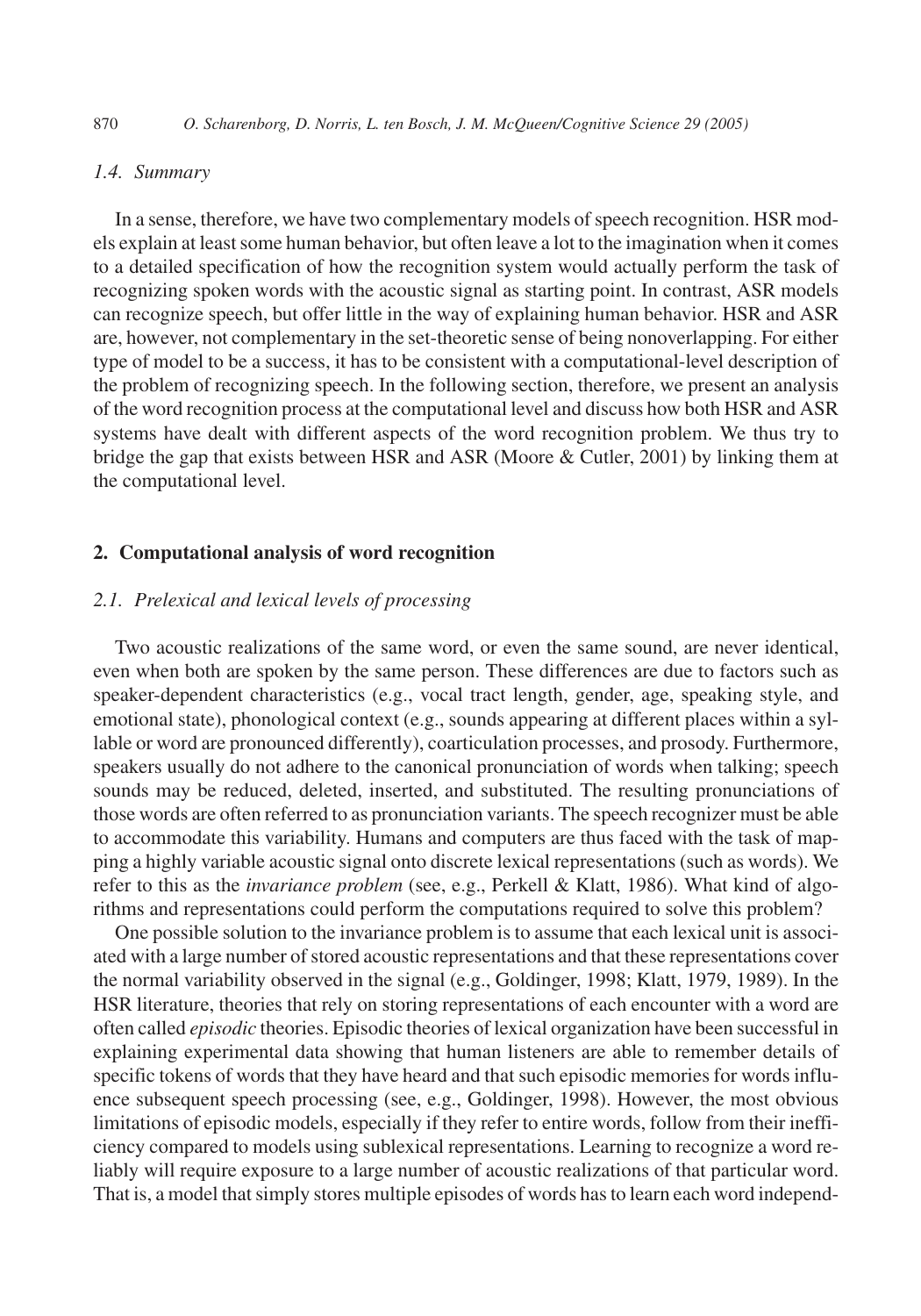### 1.4. Summary

In a sense, therefore, we have two complementary models of speech recognition. HSR models explain at least some human behavior, but often leave a lot to the imagination when it comes to a detailed specification of how the recognition system would actually perform the task of recognizing spoken words with the acoustic signal as starting point. In contrast, ASR models can recognize speech, but offer little in the way of explaining human behavior. HSR and ASR are, however, not complementary in the set-theoretic sense of being nonoverlapping. For either type of model to be a success, it has to be consistent with a computational-level description of the problem of recognizing speech. In the following section, therefore, we present an analysis of the word recognition process at the computational level and discuss how both HSR and ASR systems have dealt with different aspects of the word recognition problem. We thus try to bridge the gap that exists between HSR and ASR (Moore & Cutler, 2001) by linking them at the computational level.

## 2. Computational analysis of word recognition

### 2.1. Prelexical and lexical levels of processing

Two acoustic realizations of the same word, or even the same sound, are never identical, even when both are spoken by the same person. These differences are due to factors such as speaker-dependent characteristics (e.g., vocal tract length, gender, age, speaking style, and emotional state), phonological context (e.g., sounds appearing at different places within a syllable or word are pronounced differently), coarticulation processes, and prosody. Furthermore, speakers usually do not adhere to the canonical pronunciation of words when talking; speech sounds may be reduced, deleted, inserted, and substituted. The resulting pronunciations of those words are often referred to as pronunciation variants. The speech recognizer must be able to accommodate this variability. Humans and computers are thus faced with the task of mapping a highly variable acoustic signal onto discrete lexical representations (such as words). We refer to this as the *invariance problem* (see, e.g., Perkell & Klatt, 1986). What kind of algorithms and representations could perform the computations required to solve this problem?

One possible solution to the invariance problem is to assume that each lexical unit is associated with a large number of stored acoustic representations and that these representations cover the normal variability observed in the signal (e.g., Goldinger, 1998; Klatt, 1979, 1989). In the HSR literature, theories that rely on storing representations of each encounter with a word are often called *episodic* theories. Episodic theories of lexical organization have been successful in explaining experimental data showing that human listeners are able to remember details of specific tokens of words that they have heard and that such episodic memories for words influence subsequent speech processing (see, e.g., Goldinger, 1998). However, the most obvious limitations of episodic models, especially if they refer to entire words, follow from their inefficiency compared to models using sublexical representations. Learning to recognize a word reliably will require exposure to a large number of acoustic realizations of that particular word. That is, a model that simply stores multiple episodes of words has to learn each word independ-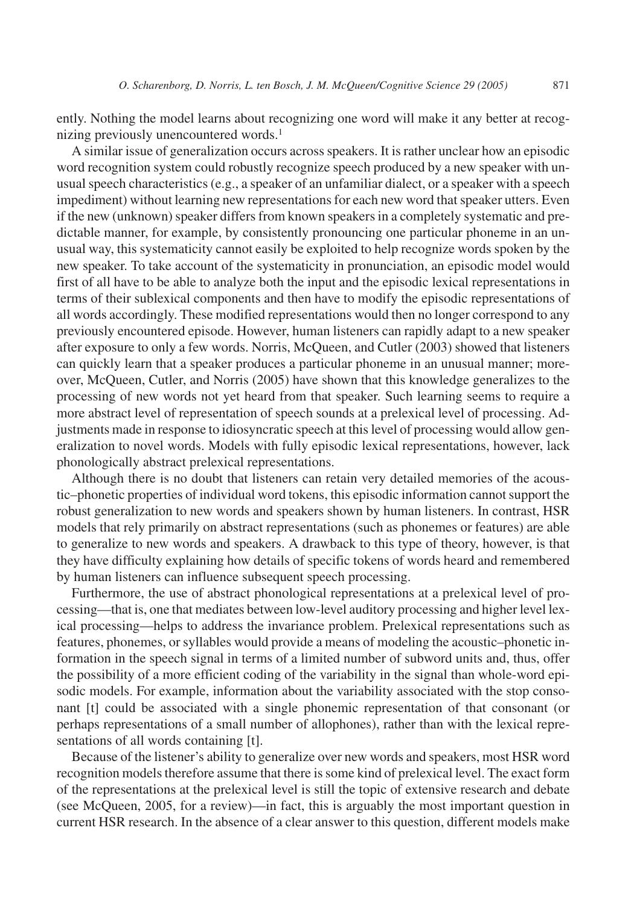ently. Nothing the model learns about recognizing one word will make it any better at recognizing previously unencountered words.[1]

A similar issue of generalization occurs across speakers. It is rather unclear how an episodic word recognition system could robustly recognize speech produced by a new speaker with unusual speech characteristics (e.g., a speaker of an unfamiliar dialect, or a speaker with a speech impediment) without learning new representations for each new word that speaker utters. Even if the new (unknown) speaker differs from known speakers in a completely systematic and predictable manner, for example, by consistently pronouncing one particular phoneme in an unusual way, this systematicity cannot easily be exploited to help recognize words spoken by the new speaker. To take account of the systematicity in pronunciation, an episodic model would first of all have to be able to analyze both the input and the episodic lexical representations in terms of their sublexical components and then have to modify the episodic representations of all words accordingly. These modified representations would then no longer correspond to any previously encountered episode. However, human listeners can rapidly adapt to a new speaker after exposure to only a few words. Norris, McQueen, and Cutler (2003) showed that listeners can quickly learn that a speaker produces a particular phoneme in an unusual manner; moreover, McQueen, Cutler, and Norris (2005) have shown that this knowledge generalizes to the processing of new words not yet heard from that speaker. Such learning seems to require a more abstract level of representation of speech sounds at a prelexical level of processing. Adjustments made in response to idiosyncratic speech at this level of processing would allow generalization to novel words. Models with fully episodic lexical representations, however, lack phonologically abstract prelexical representations.

Although there is no doubt that listeners can retain very detailed memories of the acoustic–phonetic properties of individual word tokens, this episodic information cannot support the robust generalization to new words and speakers shown by human listeners. In contrast, HSR models that rely primarily on abstract representations (such as phonemes or features) are able to generalize to new words and speakers. A drawback to this type of theory, however, is that they have difficulty explaining how details of specific tokens of words heard and remembered by human listeners can influence subsequent speech processing.

Furthermore, the use of abstract phonological representations at a prelexical level of processing—that is, one that mediates between low-level auditory processing and higher level lexical processing—helps to address the invariance problem. Prelexical representations such as features, phonemes, or syllables would provide a means of modeling the acoustic–phonetic information in the speech signal in terms of a limited number of subword units and, thus, offer the possibility of a more efficient coding of the variability in the signal than whole-word episodic models. For example, information about the variability associated with the stop consonant [t] could be associated with a single phonemic representation of that consonant (or perhaps representations of a small number of allophones), rather than with the lexical representations of all words containing [t].

Because of the listener's ability to generalize over new words and speakers, most HSR word recognition models therefore assume that there is some kind of prelexical level. The exact form of the representations at the prelexical level is still the topic of extensive research and debate (see McQueen, 2005, for a review)—in fact, this is arguably the most important question in current HSR research. In the absence of a clear answer to this question, different models make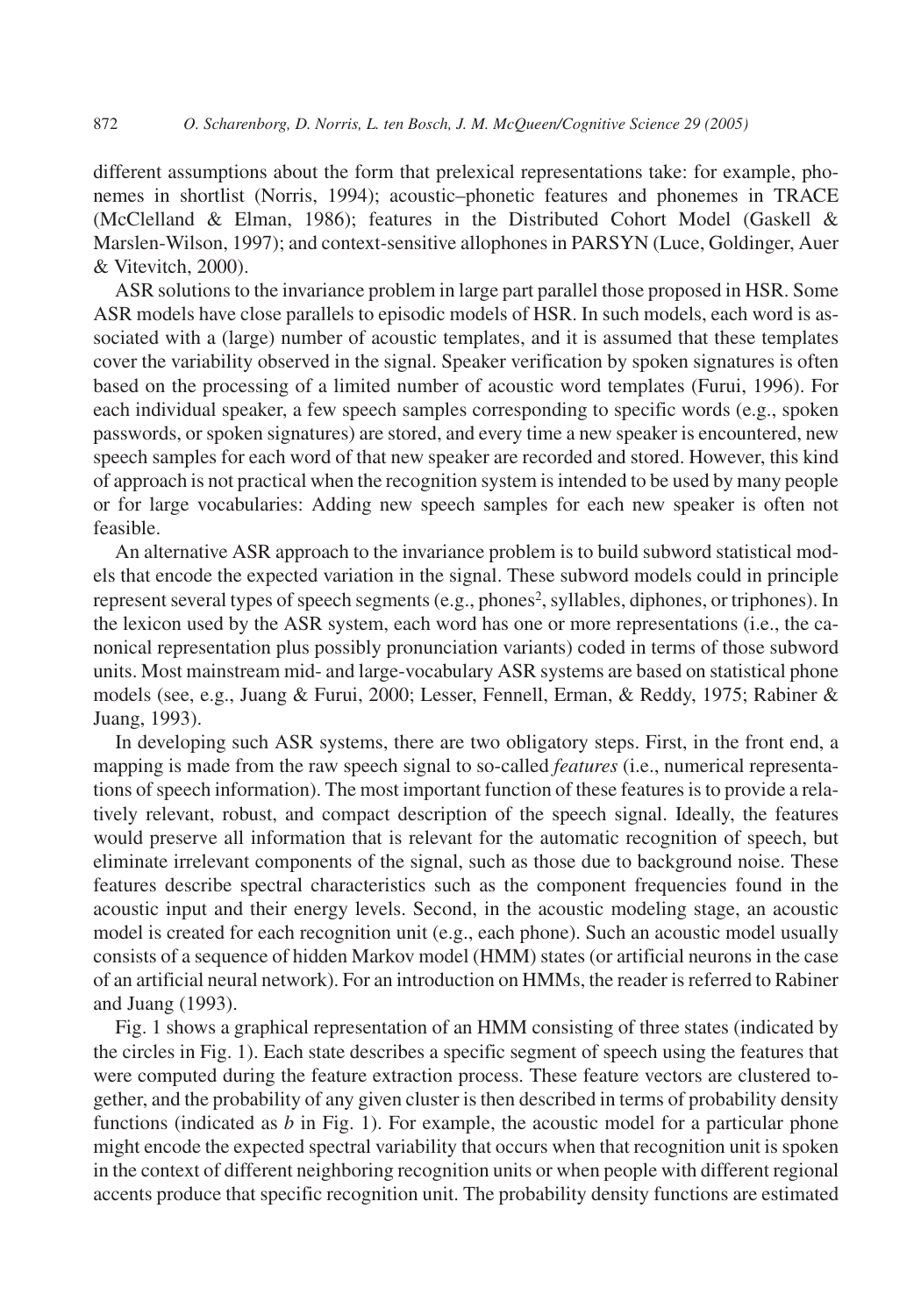different assumptions about the form that prelexical representations take: for example, phonemes in shortlist (Norris, 1994); acoustic–phonetic features and phonemes in TRACE (McClelland & Elman, 1986); features in the Distributed Cohort Model (Gaskell & Marslen-Wilson, 1997); and context-sensitive allophones in PARSYN (Luce, Goldinger, Auer & Vitevitch, 2000).

ASR solutions to the invariance problem in large part parallel those proposed in HSR. Some ASR models have close parallels to episodic models of HSR. In such models, each word is associated with a (large) number of acoustic templates, and it is assumed that these templates cover the variability observed in the signal. Speaker verification by spoken signatures is often based on the processing of a limited number of acoustic word templates (Furui, 1996). For each individual speaker, a few speech samples corresponding to specific words (e.g., spoken passwords, or spoken signatures) are stored, and every time a new speaker is encountered, new speech samples for each word of that new speaker are recorded and stored. However, this kind of approach is not practical when the recognition system is intended to be used by many people or for large vocabularies: Adding new speech samples for each new speaker is often not feasible.

An alternative ASR approach to the invariance problem is to build subword statistical models that encode the expected variation in the signal. These subword models could in principle represent several types of speech segments (e.g., phones[2], syllables, diphones, or triphones). In the lexicon used by the ASR system, each word has one or more representations (i.e., the canonical representation plus possibly pronunciation variants) coded in terms of those subword units. Most mainstream mid- and large-vocabulary ASR systems are based on statistical phone models (see, e.g., Juang & Furui, 2000; Lesser, Fennell, Erman, & Reddy, 1975; Rabiner & Juang, 1993).

In developing such ASR systems, there are two obligatory steps. First, in the front end, a mapping is made from the raw speech signal to so-called *features* (i.e., numerical representations of speech information). The most important function of these features is to provide a relatively relevant, robust, and compact description of the speech signal. Ideally, the features would preserve all information that is relevant for the automatic recognition of speech, but eliminate irrelevant components of the signal, such as those due to background noise. These features describe spectral characteristics such as the component frequencies found in the acoustic input and their energy levels. Second, in the acoustic modeling stage, an acoustic model is created for each recognition unit (e.g., each phone). Such an acoustic model usually consists of a sequence of hidden Markov model (HMM) states (or artificial neurons in the case of an artificial neural network). For an introduction on HMMs, the reader is referred to Rabiner and Juang (1993).

Fig. 1 shows a graphical representation of an HMM consisting of three states (indicated by the circles in Fig. 1). Each state describes a specific segment of speech using the features that were computed during the feature extraction process. These feature vectors are clustered together, and the probability of any given cluster is then described in terms of probability density functions (indicated as $b$ in Fig. 1). For example, the acoustic model for a particular phone might encode the expected spectral variability that occurs when that recognition unit is spoken in the context of different neighboring recognition units or when people with different regional accents produce that specific recognition unit. The probability density functions are estimated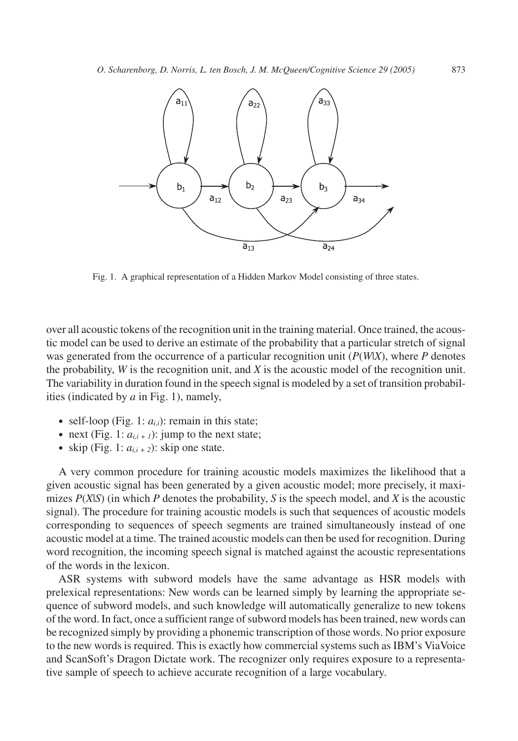Fig. 1. A graphical representation of a Hidden Markov Model consisting of three states.

over all acoustic tokens of the recognition unit in the training material. Once trained, the acoustic model can be used to derive an estimate of the probability that a particular stretch of signal was generated from the occurrence of a particular recognition unit ($P(W|X)$, where $P$ denotes the probability, $W$ is the recognition unit, and $X$ is the acoustic model of the recognition unit. The variability in duration found in the speech signal is modeled by a set of transition probabilities (indicated by $a$ in Fig. 1), namely,

- self-loop (Fig. 1: $a_{i,i}$): remain in this state;
- next (Fig. 1: $a_{i,i+1}$): jump to the next state;
- skip (Fig. 1: $a_{i,i+2}$): skip one state.

A very common procedure for training acoustic models maximizes the likelihood that a given acoustic signal has been generated by a given acoustic model; more precisely, it maximizes $P(X|S)$ (in which $P$ denotes the probability, $S$ is the speech model, and $X$ is the acoustic signal). The procedure for training acoustic models is such that sequences of acoustic models corresponding to sequences of speech segments are trained simultaneously instead of one acoustic model at a time. The trained acoustic models can then be used for recognition. During word recognition, the incoming speech signal is matched against the acoustic representations of the words in the lexicon.

ASR systems with subword models have the same advantage as HSR models with prelexical representations: New words can be learned simply by learning the appropriate sequence of subword models, and such knowledge will automatically generalize to new tokens of the word. In fact, once a sufficient range of subword models has been trained, new words can be recognized simply by providing a phonemic transcription of those words. No prior exposure to the new words is required. This is exactly how commercial systems such as IBM's ViaVoice and ScanSoft's Dragon Dictate work. The recognizer only requires exposure to a representative sample of speech to achieve accurate recognition of a large vocabulary.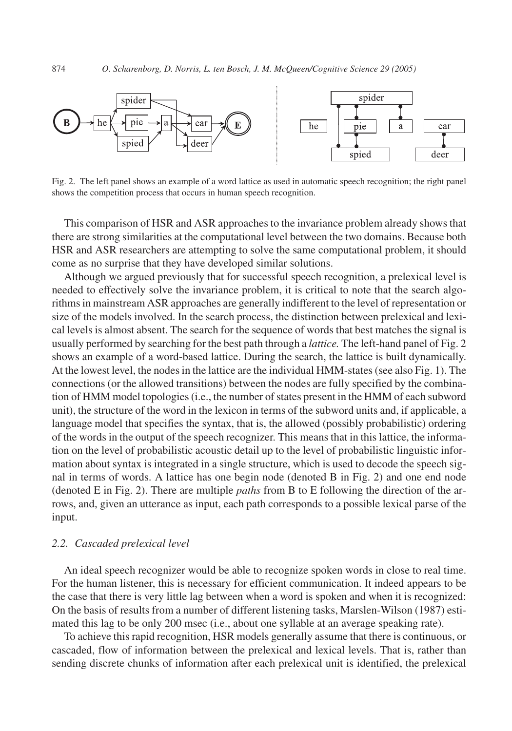Fig. 2. The left panel shows an example of a word lattice as used in automatic speech recognition; the right panel shows the competition process that occurs in human speech recognition.

This comparison of HSR and ASR approaches to the invariance problem already shows that there are strong similarities at the computational level between the two domains. Because both HSR and ASR researchers are attempting to solve the same computational problem, it should come as no surprise that they have developed similar solutions.

Although we argued previously that for successful speech recognition, a prelexical level is needed to effectively solve the invariance problem, it is critical to note that the search algorithms in mainstream ASR approaches are generally indifferent to the level of representation or size of the models involved. In the search process, the distinction between prelexical and lexical levels is almost absent. The search for the sequence of words that best matches the signal is usually performed by searching for the best path through a *lattice.* The left-hand panel of Fig. 2 shows an example of a word-based lattice. During the search, the lattice is built dynamically. At the lowest level, the nodes in the lattice are the individual HMM-states (see also Fig. 1). The connections (or the allowed transitions) between the nodes are fully specified by the combination of HMM model topologies (i.e., the number of states present in the HMM of each subword unit), the structure of the word in the lexicon in terms of the subword units and, if applicable, a language model that specifies the syntax, that is, the allowed (possibly probabilistic) ordering of the words in the output of the speech recognizer. This means that in this lattice, the information on the level of probabilistic acoustic detail up to the level of probabilistic linguistic information about syntax is integrated in a single structure, which is used to decode the speech signal in terms of words. A lattice has one begin node (denoted B in Fig. 2) and one end node (denoted E in Fig. 2). There are multiple *paths* from B to E following the direction of the arrows, and, given an utterance as input, each path corresponds to a possible lexical parse of the input.

### 2.2. Cascaded prelexical level

An ideal speech recognizer would be able to recognize spoken words in close to real time. For the human listener, this is necessary for efficient communication. It indeed appears to be the case that there is very little lag between when a word is spoken and when it is recognized: On the basis of results from a number of different listening tasks, Marslen-Wilson (1987) estimated this lag to be only 200 msec (i.e., about one syllable at an average speaking rate).

To achieve this rapid recognition, HSR models generally assume that there is continuous, or cascaded, flow of information between the prelexical and lexical levels. That is, rather than sending discrete chunks of information after each prelexical unit is identified, the prelexical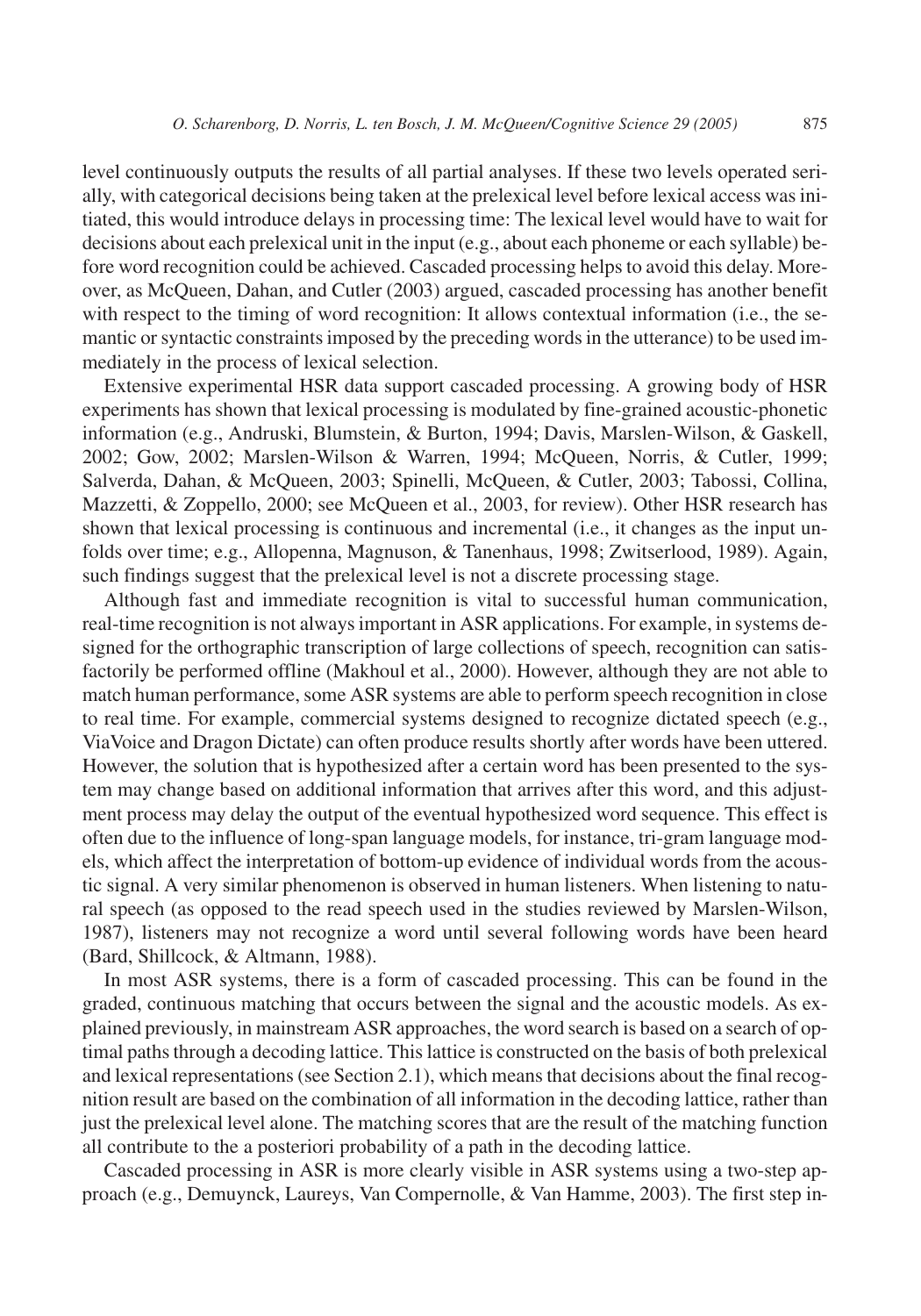level continuously outputs the results of all partial analyses. If these two levels operated serially, with categorical decisions being taken at the prelexical level before lexical access was initiated, this would introduce delays in processing time: The lexical level would have to wait for decisions about each prelexical unit in the input (e.g., about each phoneme or each syllable) before word recognition could be achieved. Cascaded processing helps to avoid this delay. Moreover, as McQueen, Dahan, and Cutler (2003) argued, cascaded processing has another benefit with respect to the timing of word recognition: It allows contextual information (i.e., the semantic or syntactic constraints imposed by the preceding words in the utterance) to be used immediately in the process of lexical selection.

Extensive experimental HSR data support cascaded processing. A growing body of HSR experiments has shown that lexical processing is modulated by fine-grained acoustic-phonetic information (e.g., Andruski, Blumstein, & Burton, 1994; Davis, Marslen-Wilson, & Gaskell, 2002; Gow, 2002; Marslen-Wilson & Warren, 1994; McQueen, Norris, & Cutler, 1999; Salverda, Dahan, & McQueen, 2003; Spinelli, McQueen, & Cutler, 2003; Tabossi, Collina, Mazzetti, & Zoppello, 2000; see McQueen et al., 2003, for review). Other HSR research has shown that lexical processing is continuous and incremental (i.e., it changes as the input unfolds over time; e.g., Allopenna, Magnuson, & Tanenhaus, 1998; Zwitserlood, 1989). Again, such findings suggest that the prelexical level is not a discrete processing stage.

Although fast and immediate recognition is vital to successful human communication, real-time recognition is not always important in ASR applications. For example, in systems designed for the orthographic transcription of large collections of speech, recognition can satisfactorily be performed offline (Makhoul et al., 2000). However, although they are not able to match human performance, some ASR systems are able to perform speech recognition in close to real time. For example, commercial systems designed to recognize dictated speech (e.g., ViaVoice and Dragon Dictate) can often produce results shortly after words have been uttered. However, the solution that is hypothesized after a certain word has been presented to the system may change based on additional information that arrives after this word, and this adjustment process may delay the output of the eventual hypothesized word sequence. This effect is often due to the influence of long-span language models, for instance, tri-gram language models, which affect the interpretation of bottom-up evidence of individual words from the acoustic signal. A very similar phenomenon is observed in human listeners. When listening to natural speech (as opposed to the read speech used in the studies reviewed by Marslen-Wilson, 1987), listeners may not recognize a word until several following words have been heard (Bard, Shillcock, & Altmann, 1988).

In most ASR systems, there is a form of cascaded processing. This can be found in the graded, continuous matching that occurs between the signal and the acoustic models. As explained previously, in mainstream ASR approaches, the word search is based on a search of optimal paths through a decoding lattice. This lattice is constructed on the basis of both prelexical and lexical representations (see Section 2.1), which means that decisions about the final recognition result are based on the combination of all information in the decoding lattice, rather than just the prelexical level alone. The matching scores that are the result of the matching function all contribute to the a posteriori probability of a path in the decoding lattice.

Cascaded processing in ASR is more clearly visible in ASR systems using a two-step approach (e.g., Demuynck, Laureys, Van Compernolle, & Van Hamme, 2003). The first step in-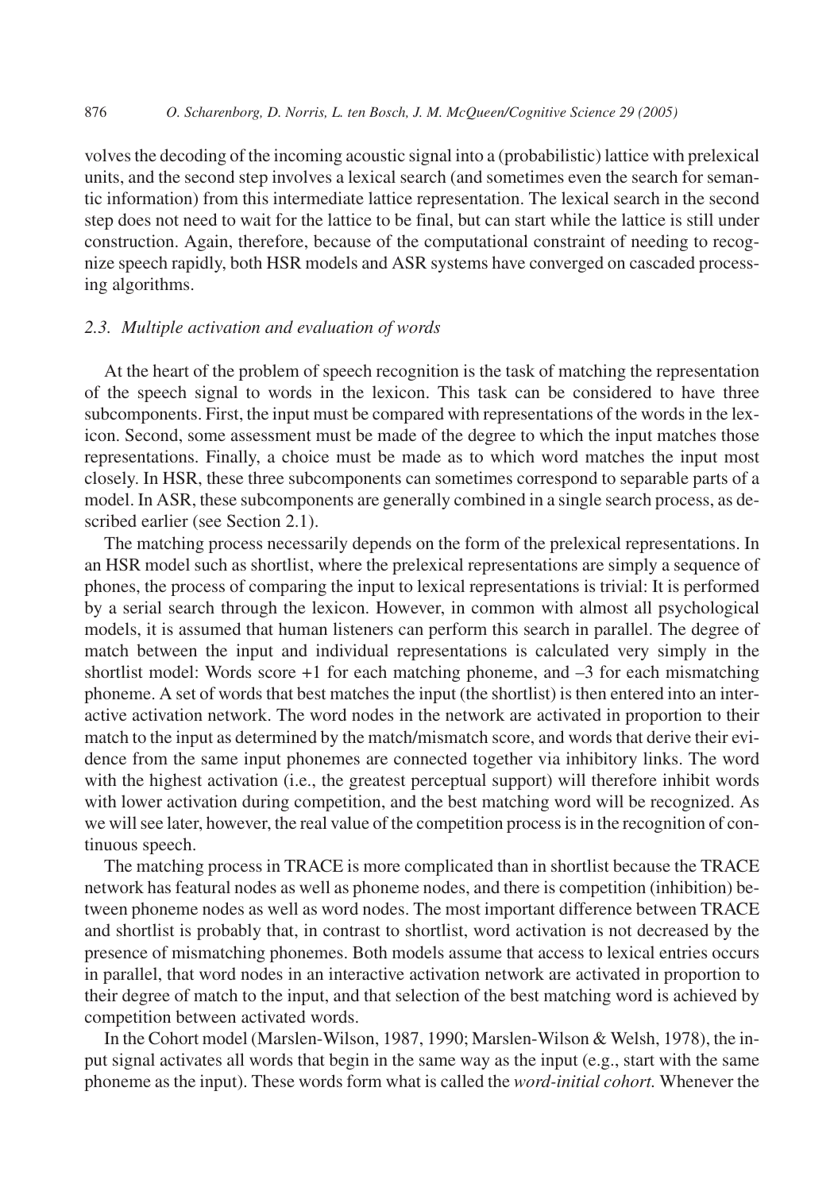volves the decoding of the incoming acoustic signal into a (probabilistic) lattice with prelexical units, and the second step involves a lexical search (and sometimes even the search for semantic information) from this intermediate lattice representation. The lexical search in the second step does not need to wait for the lattice to be final, but can start while the lattice is still under construction. Again, therefore, because of the computational constraint of needing to recognize speech rapidly, both HSR models and ASR systems have converged on cascaded processing algorithms.

### *2.3. Multiple activation and evaluation of words*

At the heart of the problem of speech recognition is the task of matching the representation of the speech signal to words in the lexicon. This task can be considered to have three subcomponents. First, the input must be compared with representations of the words in the lexicon. Second, some assessment must be made of the degree to which the input matches those representations. Finally, a choice must be made as to which word matches the input most closely. In HSR, these three subcomponents can sometimes correspond to separable parts of a model. In ASR, these subcomponents are generally combined in a single search process, as described earlier (see Section 2.1).

The matching process necessarily depends on the form of the prelexical representations. In an HSR model such as shortlist, where the prelexical representations are simply a sequence of phones, the process of comparing the input to lexical representations is trivial: It is performed by a serial search through the lexicon. However, in common with almost all psychological models, it is assumed that human listeners can perform this search in parallel. The degree of match between the input and individual representations is calculated very simply in the shortlist model: Words score +1 for each matching phoneme, and –3 for each mismatching phoneme. A set of words that best matches the input (the shortlist) is then entered into an interactive activation network. The word nodes in the network are activated in proportion to their match to the input as determined by the match/mismatch score, and words that derive their evidence from the same input phonemes are connected together via inhibitory links. The word with the highest activation (i.e., the greatest perceptual support) will therefore inhibit words with lower activation during competition, and the best matching word will be recognized. As we will see later, however, the real value of the competition process is in the recognition of continuous speech.

The matching process in TRACE is more complicated than in shortlist because the TRACE network has featural nodes as well as phoneme nodes, and there is competition (inhibition) between phoneme nodes as well as word nodes. The most important difference between TRACE and shortlist is probably that, in contrast to shortlist, word activation is not decreased by the presence of mismatching phonemes. Both models assume that access to lexical entries occurs in parallel, that word nodes in an interactive activation network are activated in proportion to their degree of match to the input, and that selection of the best matching word is achieved by competition between activated words.

In the Cohort model (Marslen-Wilson, 1987, 1990; Marslen-Wilson & Welsh, 1978), the input signal activates all words that begin in the same way as the input (e.g., start with the same phoneme as the input). These words form what is called the *word-initial cohort.* Whenever the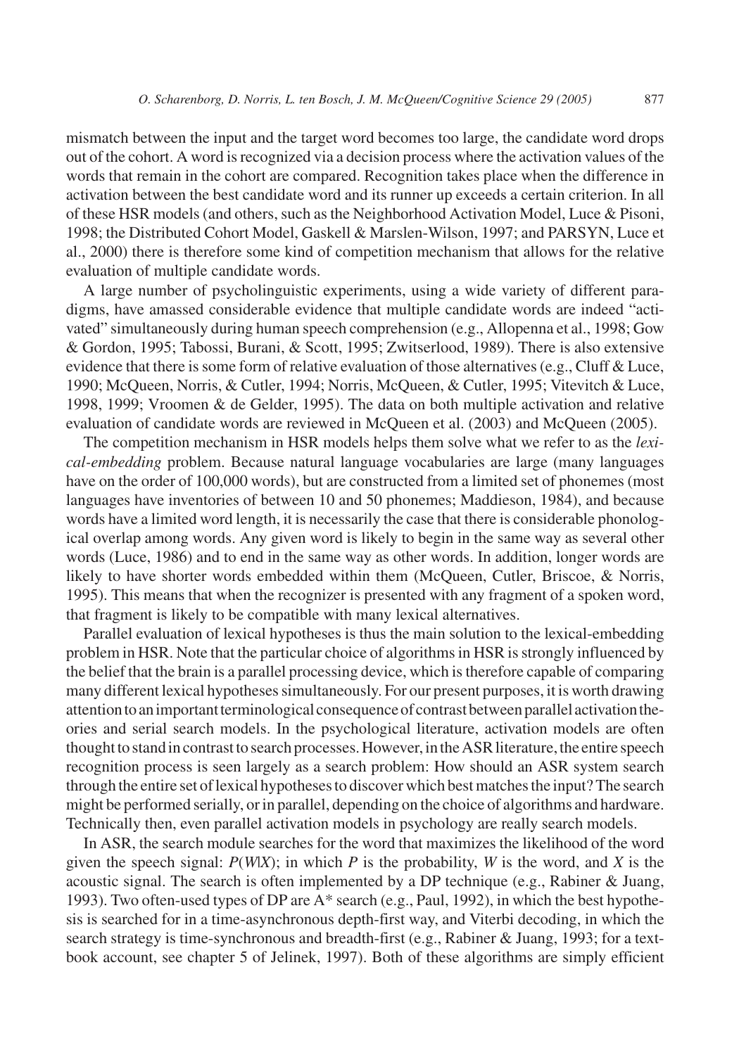mismatch between the input and the target word becomes too large, the candidate word drops out of the cohort. A word is recognized via a decision process where the activation values of the words that remain in the cohort are compared. Recognition takes place when the difference in activation between the best candidate word and its runner up exceeds a certain criterion. In all of these HSR models (and others, such as the Neighborhood Activation Model, Luce & Pisoni, 1998; the Distributed Cohort Model, Gaskell & Marslen-Wilson, 1997; and PARSYN, Luce et al., 2000) there is therefore some kind of competition mechanism that allows for the relative evaluation of multiple candidate words.

A large number of psycholinguistic experiments, using a wide variety of different paradigms, have amassed considerable evidence that multiple candidate words are indeed "activated" simultaneously during human speech comprehension (e.g., Allopenna et al., 1998; Gow & Gordon, 1995; Tabossi, Burani, & Scott, 1995; Zwitserlood, 1989). There is also extensive evidence that there is some form of relative evaluation of those alternatives (e.g., Cluff & Luce, 1990; McQueen, Norris, & Cutler, 1994; Norris, McQueen, & Cutler, 1995; Vitevitch & Luce, 1998, 1999; Vroomen & de Gelder, 1995). The data on both multiple activation and relative evaluation of candidate words are reviewed in McQueen et al. (2003) and McQueen (2005).

The competition mechanism in HSR models helps them solve what we refer to as the *lexical-embedding* problem. Because natural language vocabularies are large (many languages have on the order of 100,000 words), but are constructed from a limited set of phonemes (most languages have inventories of between 10 and 50 phonemes; Maddieson, 1984), and because words have a limited word length, it is necessarily the case that there is considerable phonological overlap among words. Any given word is likely to begin in the same way as several other words (Luce, 1986) and to end in the same way as other words. In addition, longer words are likely to have shorter words embedded within them (McQueen, Cutler, Briscoe, & Norris, 1995). This means that when the recognizer is presented with any fragment of a spoken word, that fragment is likely to be compatible with many lexical alternatives.

Parallel evaluation of lexical hypotheses is thus the main solution to the lexical-embedding problem in HSR. Note that the particular choice of algorithms in HSR is strongly influenced by the belief that the brain is a parallel processing device, which is therefore capable of comparing many different lexical hypotheses simultaneously. For our present purposes, it is worth drawing attention to an important terminological consequence of contrast between parallel activation theories and serial search models. In the psychological literature, activation models are often thought to stand in contrast to search processes. However, in the ASR literature, the entire speech recognition process is seen largely as a search problem: How should an ASR system search through the entire set of lexical hypotheses to discover which best matches the input? The search might be performed serially, or in parallel, depending on the choice of algorithms and hardware. Technically then, even parallel activation models in psychology are really search models.

In ASR, the search module searches for the word that maximizes the likelihood of the word given the speech signal: $P(W|X)$; in which $P$ is the probability, $W$ is the word, and $X$ is the acoustic signal. The search is often implemented by a DP technique (e.g., Rabiner & Juang, 1993). Two often-used types of DP are A* search (e.g., Paul, 1992), in which the best hypothesis is searched for in a time-asynchronous depth-first way, and Viterbi decoding, in which the search strategy is time-synchronous and breadth-first (e.g., Rabiner & Juang, 1993; for a textbook account, see chapter 5 of Jelinek, 1997). Both of these algorithms are simply efficient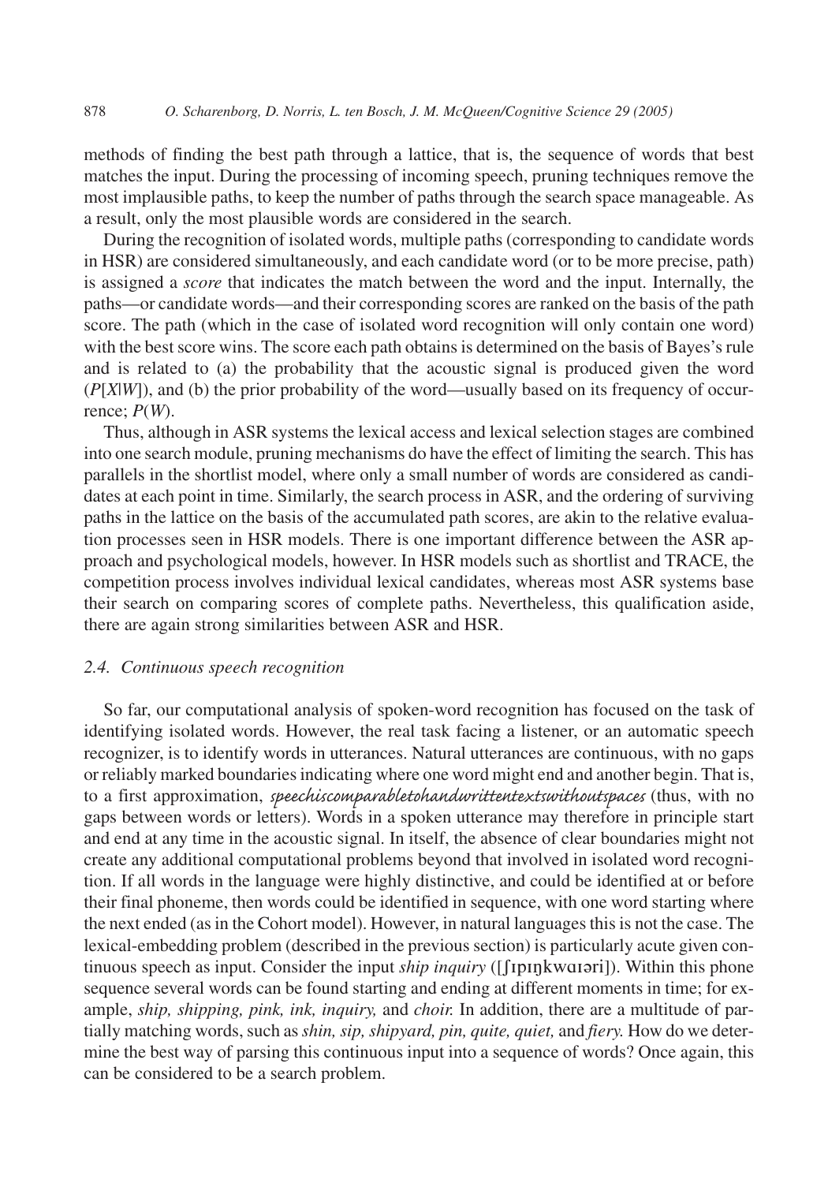methods of finding the best path through a lattice, that is, the sequence of words that best matches the input. During the processing of incoming speech, pruning techniques remove the most implausible paths, to keep the number of paths through the search space manageable. As a result, only the most plausible words are considered in the search.

During the recognition of isolated words, multiple paths (corresponding to candidate words in HSR) are considered simultaneously, and each candidate word (or to be more precise, path) is assigned a *score* that indicates the match between the word and the input. Internally, the paths—or candidate words—and their corresponding scores are ranked on the basis of the path score. The path (which in the case of isolated word recognition will only contain one word) with the best score wins. The score each path obtains is determined on the basis of Bayes's rule and is related to (a) the probability that the acoustic signal is produced given the word ($P[X|W]$), and (b) the prior probability of the word—usually based on its frequency of occurrence; $P(W)$.

Thus, although in ASR systems the lexical access and lexical selection stages are combined into one search module, pruning mechanisms do have the effect of limiting the search. This has parallels in the shortlist model, where only a small number of words are considered as candidates at each point in time. Similarly, the search process in ASR, and the ordering of surviving paths in the lattice on the basis of the accumulated path scores, are akin to the relative evaluation processes seen in HSR models. There is one important difference between the ASR approach and psychological models, however. In HSR models such as shortlist and TRACE, the competition process involves individual lexical candidates, whereas most ASR systems base their search on comparing scores of complete paths. Nevertheless, this qualification aside, there are again strong similarities between ASR and HSR.

### *2.4. Continuous speech recognition*

So far, our computational analysis of spoken-word recognition has focused on the task of identifying isolated words. However, the real task facing a listener, or an automatic speech recognizer, is to identify words in utterances. Natural utterances are continuous, with no gaps or reliably marked boundaries indicating where one word might end and another begin. That is, to a first approximation, *speechiscomparabletohandwrittentextswithoutspaces* (thus, with no gaps between words or letters). Words in a spoken utterance may therefore in principle start and end at any time in the acoustic signal. In itself, the absence of clear boundaries might not create any additional computational problems beyond that involved in isolated word recognition. If all words in the language were highly distinctive, and could be identified at or before their final phoneme, then words could be identified in sequence, with one word starting where the next ended (as in the Cohort model). However, in natural languages this is not the case. The lexical-embedding problem (described in the previous section) is particularly acute given continuous speech as input. Consider the input *ship inquiry* ([ʃɪpɪŋkwɑɪəri]). Within this phone sequence several words can be found starting and ending at different moments in time; for example, *ship, shipping, pink, ink, inquiry,* and *choir.* In addition, there are a multitude of partially matching words, such as *shin, sip, shipyard, pin, quite, quiet,* and *fiery.* How do we determine the best way of parsing this continuous input into a sequence of words? Once again, this can be considered to be a search problem.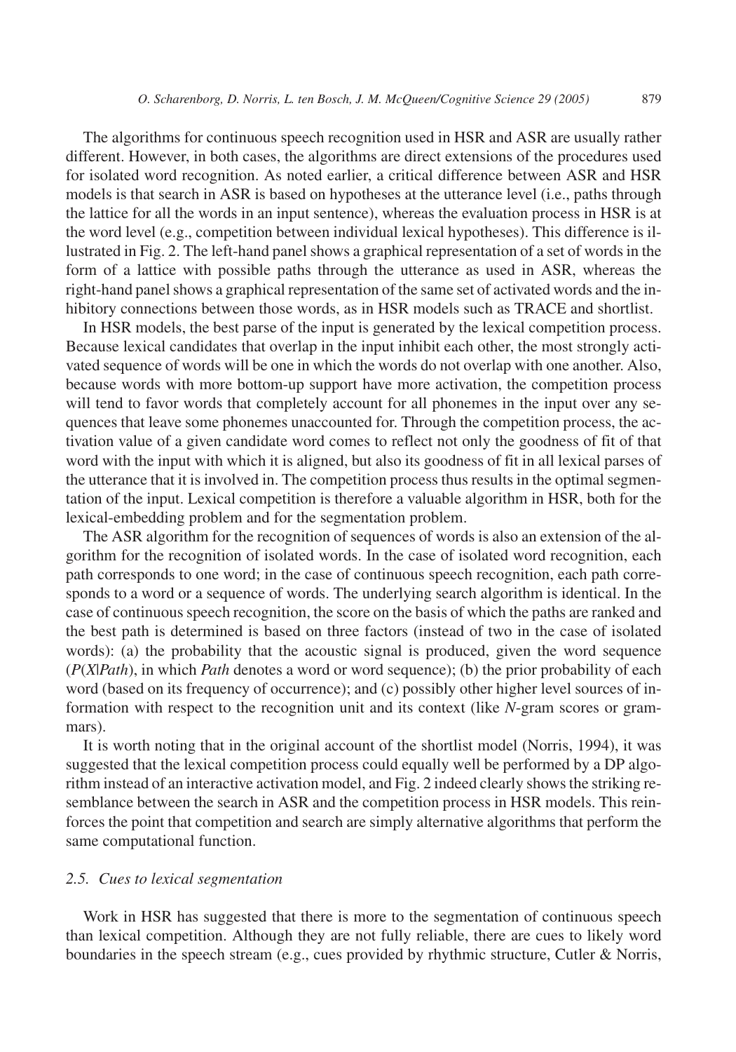The algorithms for continuous speech recognition used in HSR and ASR are usually rather different. However, in both cases, the algorithms are direct extensions of the procedures used for isolated word recognition. As noted earlier, a critical difference between ASR and HSR models is that search in ASR is based on hypotheses at the utterance level (i.e., paths through the lattice for all the words in an input sentence), whereas the evaluation process in HSR is at the word level (e.g., competition between individual lexical hypotheses). This difference is illustrated in Fig. 2. The left-hand panel shows a graphical representation of a set of words in the form of a lattice with possible paths through the utterance as used in ASR, whereas the right-hand panel shows a graphical representation of the same set of activated words and the inhibitory connections between those words, as in HSR models such as TRACE and shortlist.

In HSR models, the best parse of the input is generated by the lexical competition process. Because lexical candidates that overlap in the input inhibit each other, the most strongly activated sequence of words will be one in which the words do not overlap with one another. Also, because words with more bottom-up support have more activation, the competition process will tend to favor words that completely account for all phonemes in the input over any sequences that leave some phonemes unaccounted for. Through the competition process, the activation value of a given candidate word comes to reflect not only the goodness of fit of that word with the input with which it is aligned, but also its goodness of fit in all lexical parses of the utterance that it is involved in. The competition process thus results in the optimal segmentation of the input. Lexical competition is therefore a valuable algorithm in HSR, both for the lexical-embedding problem and for the segmentation problem.

The ASR algorithm for the recognition of sequences of words is also an extension of the algorithm for the recognition of isolated words. In the case of isolated word recognition, each path corresponds to one word; in the case of continuous speech recognition, each path corresponds to a word or a sequence of words. The underlying search algorithm is identical. In the case of continuous speech recognition, the score on the basis of which the paths are ranked and the best path is determined is based on three factors (instead of two in the case of isolated words): (a) the probability that the acoustic signal is produced, given the word sequence ($P(X|Path)$, in which *Path* denotes a word or word sequence); (b) the prior probability of each word (based on its frequency of occurrence); and (c) possibly other higher level sources of information with respect to the recognition unit and its context (like *N*-gram scores or grammars).

It is worth noting that in the original account of the shortlist model (Norris, 1994), it was suggested that the lexical competition process could equally well be performed by a DP algorithm instead of an interactive activation model, and Fig. 2 indeed clearly shows the striking resemblance between the search in ASR and the competition process in HSR models. This reinforces the point that competition and search are simply alternative algorithms that perform the same computational function.

### *2.5. Cues to lexical segmentation*

Work in HSR has suggested that there is more to the segmentation of continuous speech than lexical competition. Although they are not fully reliable, there are cues to likely word boundaries in the speech stream (e.g., cues provided by rhythmic structure, Cutler & Norris,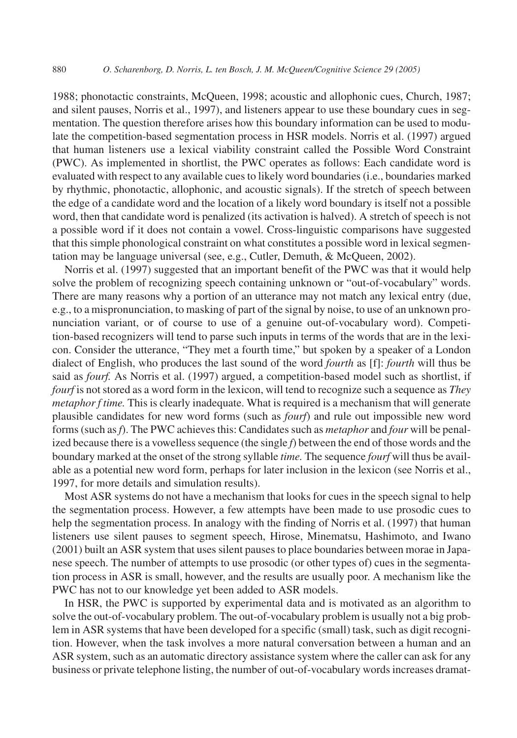1988; phonotactic constraints, McQueen, 1998; acoustic and allophonic cues, Church, 1987; and silent pauses, Norris et al., 1997), and listeners appear to use these boundary cues in segmentation. The question therefore arises how this boundary information can be used to modulate the competition-based segmentation process in HSR models. Norris et al. (1997) argued that human listeners use a lexical viability constraint called the Possible Word Constraint (PWC). As implemented in shortlist, the PWC operates as follows: Each candidate word is evaluated with respect to any available cues to likely word boundaries (i.e., boundaries marked by rhythmic, phonotactic, allophonic, and acoustic signals). If the stretch of speech between the edge of a candidate word and the location of a likely word boundary is itself not a possible word, then that candidate word is penalized (its activation is halved). A stretch of speech is not a possible word if it does not contain a vowel. Cross-linguistic comparisons have suggested that this simple phonological constraint on what constitutes a possible word in lexical segmentation may be language universal (see, e.g., Cutler, Demuth, & McQueen, 2002).

Norris et al. (1997) suggested that an important benefit of the PWC was that it would help solve the problem of recognizing speech containing unknown or "out-of-vocabulary" words. There are many reasons why a portion of an utterance may not match any lexical entry (due, e.g., to a mispronunciation, to masking of part of the signal by noise, to use of an unknown pronunciation variant, or of course to use of a genuine out-of-vocabulary word). Competition-based recognizers will tend to parse such inputs in terms of the words that are in the lexicon. Consider the utterance, "They met a fourth time," but spoken by a speaker of a London dialect of English, who produces the last sound of the word *fourth* as [f]: *fourth* will thus be said as *fourf.* As Norris et al. (1997) argued, a competition-based model such as shortlist, if *fourf* is not stored as a word form in the lexicon, will tend to recognize such a sequence as *They metaphor f time.* This is clearly inadequate. What is required is a mechanism that will generate plausible candidates for new word forms (such as *fourf*) and rule out impossible new word forms (such as *f*). The PWC achieves this: Candidates such as *metaphor* and *four* will be penalized because there is a vowelless sequence (the single *f*) between the end of those words and the boundary marked at the onset of the strong syllable *time.* The sequence *fourf* will thus be available as a potential new word form, perhaps for later inclusion in the lexicon (see Norris et al., 1997, for more details and simulation results).

Most ASR systems do not have a mechanism that looks for cues in the speech signal to help the segmentation process. However, a few attempts have been made to use prosodic cues to help the segmentation process. In analogy with the finding of Norris et al. (1997) that human listeners use silent pauses to segment speech, Hirose, Minematsu, Hashimoto, and Iwano (2001) built an ASR system that uses silent pauses to place boundaries between morae in Japanese speech. The number of attempts to use prosodic (or other types of) cues in the segmentation process in ASR is small, however, and the results are usually poor. A mechanism like the PWC has not to our knowledge yet been added to ASR models.

In HSR, the PWC is supported by experimental data and is motivated as an algorithm to solve the out-of-vocabulary problem. The out-of-vocabulary problem is usually not a big problem in ASR systems that have been developed for a specific (small) task, such as digit recognition. However, when the task involves a more natural conversation between a human and an ASR system, such as an automatic directory assistance system where the caller can ask for any business or private telephone listing, the number of out-of-vocabulary words increases dramat-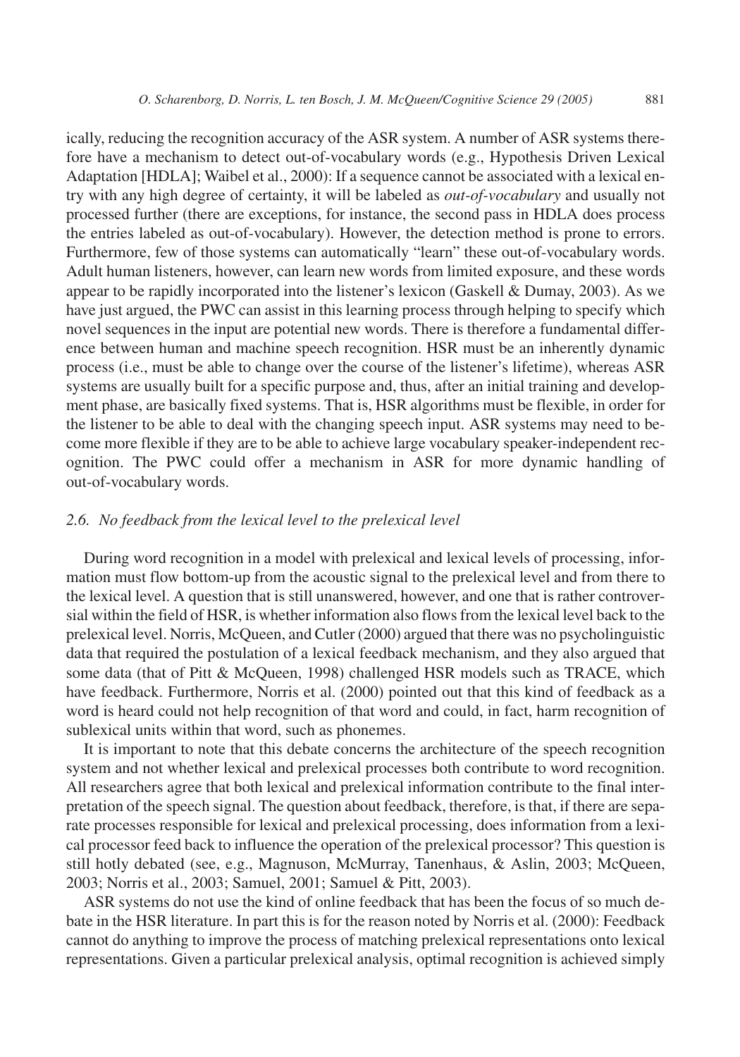ically, reducing the recognition accuracy of the ASR system. A number of ASR systems therefore have a mechanism to detect out-of-vocabulary words (e.g., Hypothesis Driven Lexical Adaptation [HDLA]; Waibel et al., 2000): If a sequence cannot be associated with a lexical entry with any high degree of certainty, it will be labeled as *out-of-vocabulary* and usually not processed further (there are exceptions, for instance, the second pass in HDLA does process the entries labeled as out-of-vocabulary). However, the detection method is prone to errors. Furthermore, few of those systems can automatically "learn" these out-of-vocabulary words. Adult human listeners, however, can learn new words from limited exposure, and these words appear to be rapidly incorporated into the listener's lexicon (Gaskell & Dumay, 2003). As we have just argued, the PWC can assist in this learning process through helping to specify which novel sequences in the input are potential new words. There is therefore a fundamental difference between human and machine speech recognition. HSR must be an inherently dynamic process (i.e., must be able to change over the course of the listener's lifetime), whereas ASR systems are usually built for a specific purpose and, thus, after an initial training and development phase, are basically fixed systems. That is, HSR algorithms must be flexible, in order for the listener to be able to deal with the changing speech input. ASR systems may need to become more flexible if they are to be able to achieve large vocabulary speaker-independent recognition. The PWC could offer a mechanism in ASR for more dynamic handling of out-of-vocabulary words.

### 2.6. *No feedback from the lexical level to the prelexical level*

During word recognition in a model with prelexical and lexical levels of processing, information must flow bottom-up from the acoustic signal to the prelexical level and from there to the lexical level. A question that is still unanswered, however, and one that is rather controversial within the field of HSR, is whether information also flows from the lexical level back to the prelexical level. Norris, McQueen, and Cutler (2000) argued that there was no psycholinguistic data that required the postulation of a lexical feedback mechanism, and they also argued that some data (that of Pitt & McQueen, 1998) challenged HSR models such as TRACE, which have feedback. Furthermore, Norris et al. (2000) pointed out that this kind of feedback as a word is heard could not help recognition of that word and could, in fact, harm recognition of sublexical units within that word, such as phonemes.

It is important to note that this debate concerns the architecture of the speech recognition system and not whether lexical and prelexical processes both contribute to word recognition. All researchers agree that both lexical and prelexical information contribute to the final interpretation of the speech signal. The question about feedback, therefore, is that, if there are separate processes responsible for lexical and prelexical processing, does information from a lexical processor feed back to influence the operation of the prelexical processor? This question is still hotly debated (see, e.g., Magnuson, McMurray, Tanenhaus, & Aslin, 2003; McQueen, 2003; Norris et al., 2003; Samuel, 2001; Samuel & Pitt, 2003).

ASR systems do not use the kind of online feedback that has been the focus of so much debate in the HSR literature. In part this is for the reason noted by Norris et al. (2000): Feedback cannot do anything to improve the process of matching prelexical representations onto lexical representations. Given a particular prelexical analysis, optimal recognition is achieved simply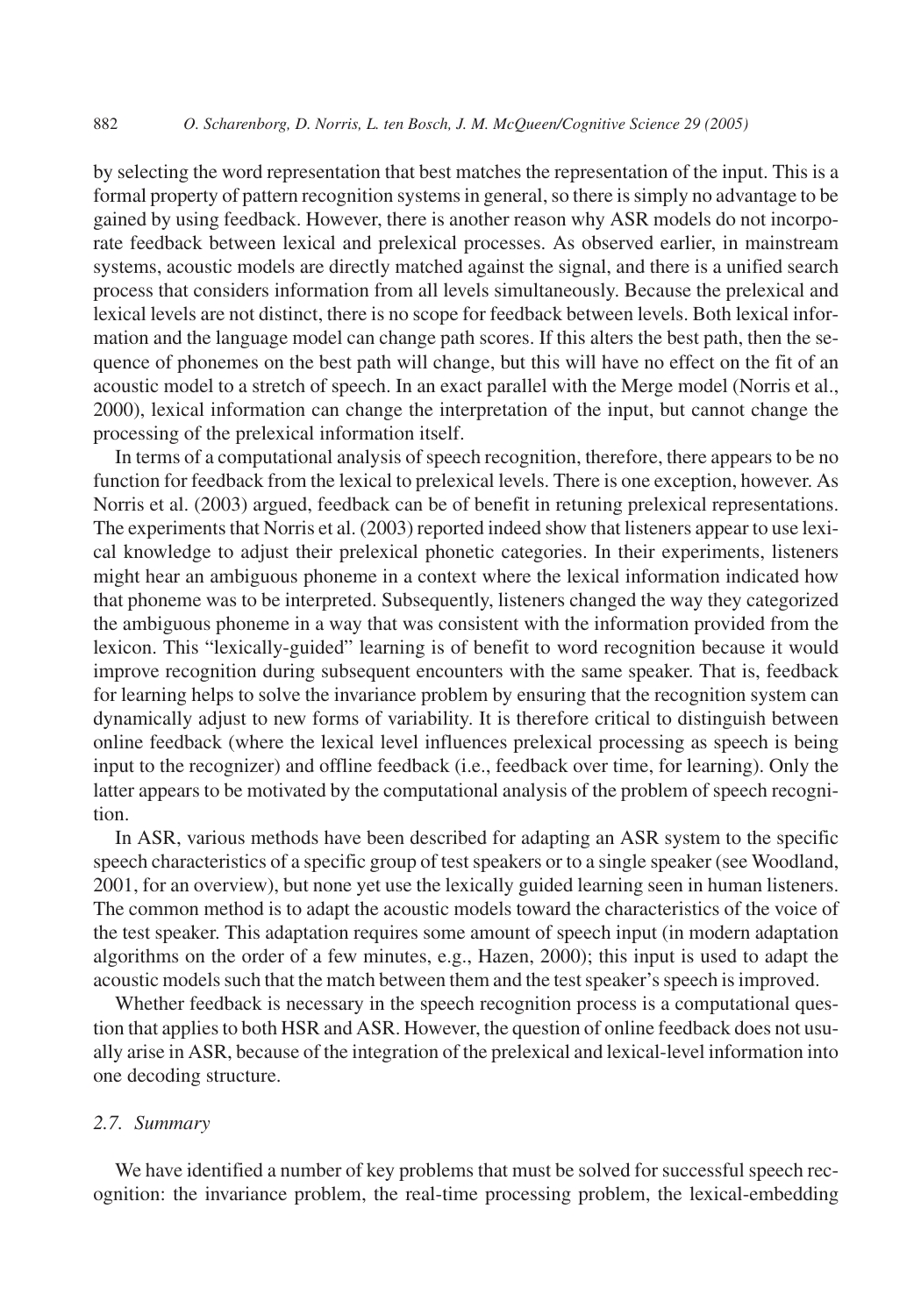by selecting the word representation that best matches the representation of the input. This is a formal property of pattern recognition systems in general, so there is simply no advantage to be gained by using feedback. However, there is another reason why ASR models do not incorporate feedback between lexical and prelexical processes. As observed earlier, in mainstream systems, acoustic models are directly matched against the signal, and there is a unified search process that considers information from all levels simultaneously. Because the prelexical and lexical levels are not distinct, there is no scope for feedback between levels. Both lexical information and the language model can change path scores. If this alters the best path, then the sequence of phonemes on the best path will change, but this will have no effect on the fit of an acoustic model to a stretch of speech. In an exact parallel with the Merge model (Norris et al., 2000), lexical information can change the interpretation of the input, but cannot change the processing of the prelexical information itself.

In terms of a computational analysis of speech recognition, therefore, there appears to be no function for feedback from the lexical to prelexical levels. There is one exception, however. As Norris et al. (2003) argued, feedback can be of benefit in retuning prelexical representations. The experiments that Norris et al. (2003) reported indeed show that listeners appear to use lexical knowledge to adjust their prelexical phonetic categories. In their experiments, listeners might hear an ambiguous phoneme in a context where the lexical information indicated how that phoneme was to be interpreted. Subsequently, listeners changed the way they categorized the ambiguous phoneme in a way that was consistent with the information provided from the lexicon. This "lexically-guided" learning is of benefit to word recognition because it would improve recognition during subsequent encounters with the same speaker. That is, feedback for learning helps to solve the invariance problem by ensuring that the recognition system can dynamically adjust to new forms of variability. It is therefore critical to distinguish between online feedback (where the lexical level influences prelexical processing as speech is being input to the recognizer) and offline feedback (i.e., feedback over time, for learning). Only the latter appears to be motivated by the computational analysis of the problem of speech recognition.

In ASR, various methods have been described for adapting an ASR system to the specific speech characteristics of a specific group of test speakers or to a single speaker (see Woodland, 2001, for an overview), but none yet use the lexically guided learning seen in human listeners. The common method is to adapt the acoustic models toward the characteristics of the voice of the test speaker. This adaptation requires some amount of speech input (in modern adaptation algorithms on the order of a few minutes, e.g., Hazen, 2000); this input is used to adapt the acoustic models such that the match between them and the test speaker's speech is improved.

Whether feedback is necessary in the speech recognition process is a computational question that applies to both HSR and ASR. However, the question of online feedback does not usually arise in ASR, because of the integration of the prelexical and lexical-level information into one decoding structure.

### *2.7. Summary*

We have identified a number of key problems that must be solved for successful speech recognition: the invariance problem, the real-time processing problem, the lexical-embedding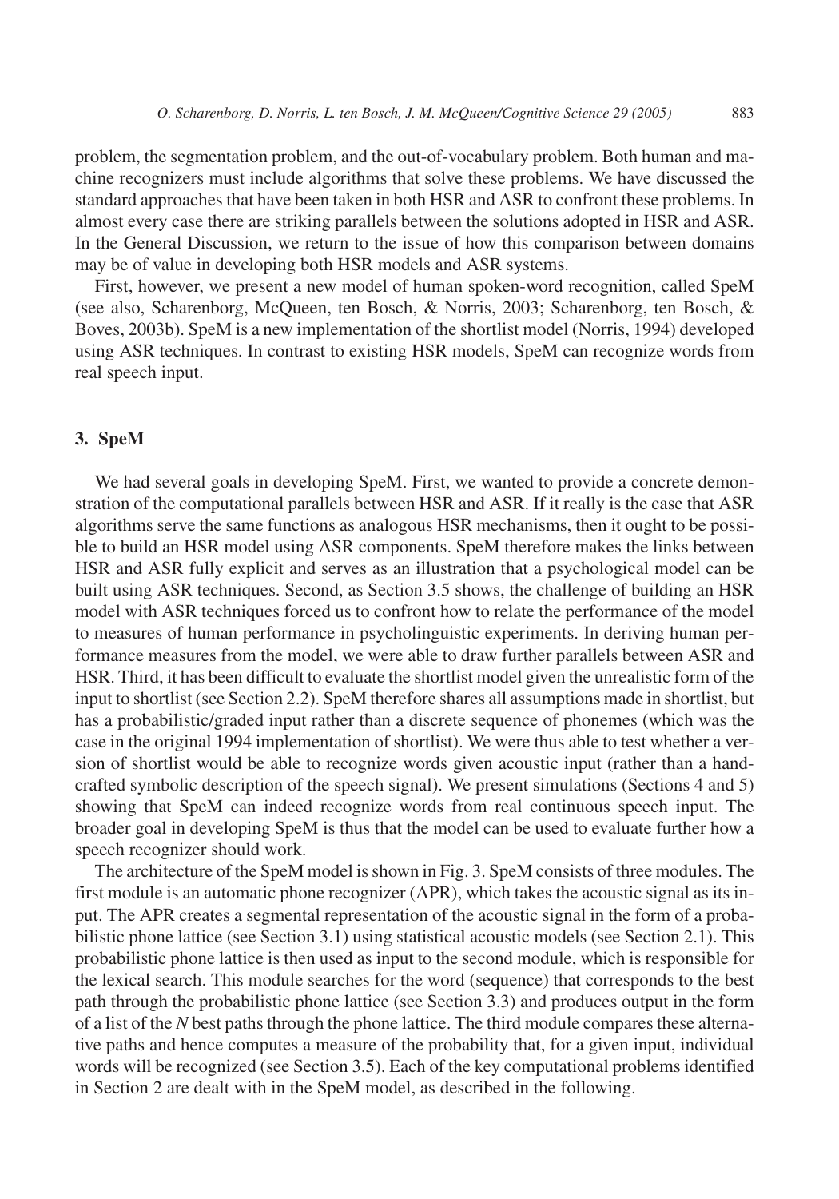problem, the segmentation problem, and the out-of-vocabulary problem. Both human and machine recognizers must include algorithms that solve these problems. We have discussed the standard approaches that have been taken in both HSR and ASR to confront these problems. In almost every case there are striking parallels between the solutions adopted in HSR and ASR. In the General Discussion, we return to the issue of how this comparison between domains may be of value in developing both HSR models and ASR systems.

First, however, we present a new model of human spoken-word recognition, called SpeM (see also, Scharenborg, McQueen, ten Bosch, & Norris, 2003; Scharenborg, ten Bosch, & Boves, 2003b). SpeM is a new implementation of the shortlist model (Norris, 1994) developed using ASR techniques. In contrast to existing HSR models, SpeM can recognize words from real speech input.

## 3. SpeM

We had several goals in developing SpeM. First, we wanted to provide a concrete demonstration of the computational parallels between HSR and ASR. If it really is the case that ASR algorithms serve the same functions as analogous HSR mechanisms, then it ought to be possible to build an HSR model using ASR components. SpeM therefore makes the links between HSR and ASR fully explicit and serves as an illustration that a psychological model can be built using ASR techniques. Second, as Section 3.5 shows, the challenge of building an HSR model with ASR techniques forced us to confront how to relate the performance of the model to measures of human performance in psycholinguistic experiments. In deriving human performance measures from the model, we were able to draw further parallels between ASR and HSR. Third, it has been difficult to evaluate the shortlist model given the unrealistic form of the input to shortlist (see Section 2.2). SpeM therefore shares all assumptions made in shortlist, but has a probabilistic/graded input rather than a discrete sequence of phonemes (which was the case in the original 1994 implementation of shortlist). We were thus able to test whether a version of shortlist would be able to recognize words given acoustic input (rather than a handcrafted symbolic description of the speech signal). We present simulations (Sections 4 and 5) showing that SpeM can indeed recognize words from real continuous speech input. The broader goal in developing SpeM is thus that the model can be used to evaluate further how a speech recognizer should work.

The architecture of the SpeM model is shown in Fig. 3. SpeM consists of three modules. The first module is an automatic phone recognizer (APR), which takes the acoustic signal as its input. The APR creates a segmental representation of the acoustic signal in the form of a probabilistic phone lattice (see Section 3.1) using statistical acoustic models (see Section 2.1). This probabilistic phone lattice is then used as input to the second module, which is responsible for the lexical search. This module searches for the word (sequence) that corresponds to the best path through the probabilistic phone lattice (see Section 3.3) and produces output in the form of a list of the *N* best paths through the phone lattice. The third module compares these alternative paths and hence computes a measure of the probability that, for a given input, individual words will be recognized (see Section 3.5). Each of the key computational problems identified in Section 2 are dealt with in the SpeM model, as described in the following.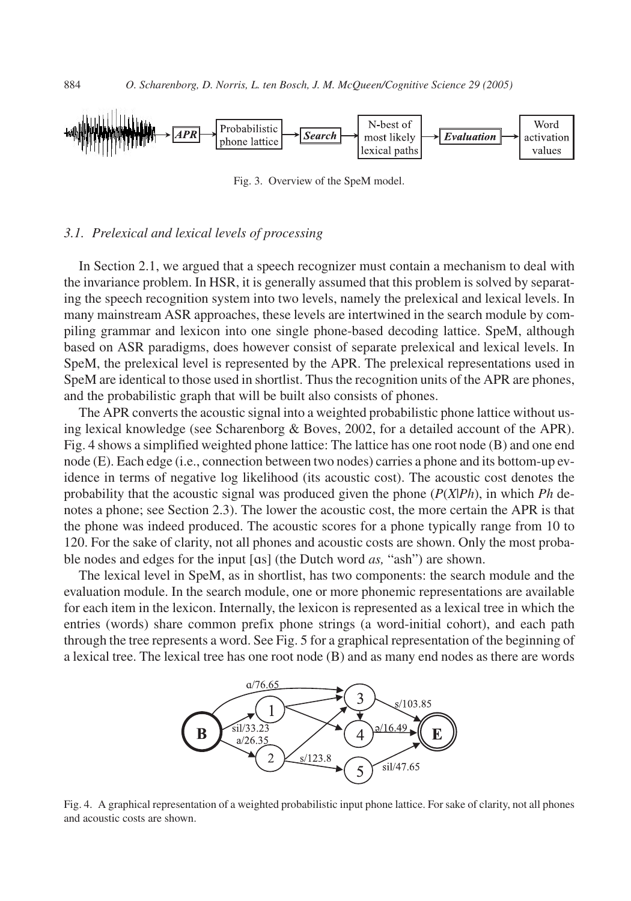Fig. 3. Overview of the SpeM model.

### 3.1. Prelexical and lexical levels of processing

In Section 2.1, we argued that a speech recognizer must contain a mechanism to deal with the invariance problem. In HSR, it is generally assumed that this problem is solved by separating the speech recognition system into two levels, namely the prelexical and lexical levels. In many mainstream ASR approaches, these levels are intertwined in the search module by compiling grammar and lexicon into one single phone-based decoding lattice. SpeM, although based on ASR paradigms, does however consist of separate prelexical and lexical levels. In SpeM, the prelexical level is represented by the APR. The prelexical representations used in SpeM are identical to those used in shortlist. Thus the recognition units of the APR are phones, and the probabilistic graph that will be built also consists of phones.

The APR converts the acoustic signal into a weighted probabilistic phone lattice without using lexical knowledge (see Scharenborg & Boves, 2002, for a detailed account of the APR). Fig. 4 shows a simplified weighted phone lattice: The lattice has one root node (B) and one end node (E). Each edge (i.e., connection between two nodes) carries a phone and its bottom-up evidence in terms of negative log likelihood (its acoustic cost). The acoustic cost denotes the probability that the acoustic signal was produced given the phone ($P(X|Ph)$, in which *Ph* denotes a phone; see Section 2.3). The lower the acoustic cost, the more certain the APR is that the phone was indeed produced. The acoustic scores for a phone typically range from 10 to 120. For the sake of clarity, not all phones and acoustic costs are shown. Only the most probable nodes and edges for the input [ɑs] (the Dutch word *as,* "ash") are shown.

The lexical level in SpeM, as in shortlist, has two components: the search module and the evaluation module. In the search module, one or more phonemic representations are available for each item in the lexicon. Internally, the lexicon is represented as a lexical tree in which the entries (words) share common prefix phone strings (a word-initial cohort), and each path through the tree represents a word. See Fig. 5 for a graphical representation of the beginning of a lexical tree. The lexical tree has one root node (B) and as many end nodes as there are words

Fig. 4. A graphical representation of a weighted probabilistic input phone lattice. For sake of clarity, not all phones and acoustic costs are shown.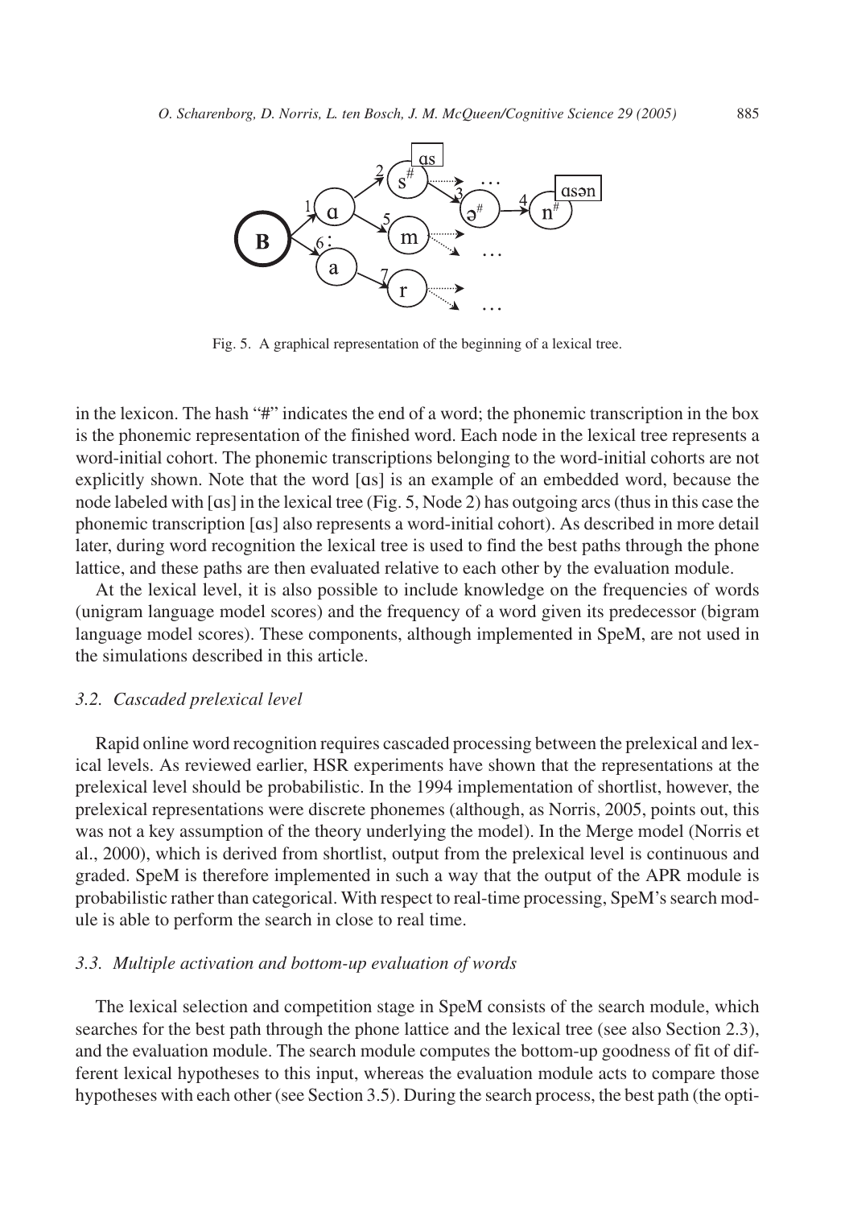Fig. 5. A graphical representation of the beginning of a lexical tree.

in the lexicon. The hash "#" indicates the end of a word; the phonemic transcription in the box is the phonemic representation of the finished word. Each node in the lexical tree represents a word-initial cohort. The phonemic transcriptions belonging to the word-initial cohorts are not explicitly shown. Note that the word [ɑs] is an example of an embedded word, because the node labeled with [ɑs] in the lexical tree (Fig. 5, Node 2) has outgoing arcs (thus in this case the phonemic transcription [ɑs] also represents a word-initial cohort). As described in more detail later, during word recognition the lexical tree is used to find the best paths through the phone lattice, and these paths are then evaluated relative to each other by the evaluation module.

At the lexical level, it is also possible to include knowledge on the frequencies of words (unigram language model scores) and the frequency of a word given its predecessor (bigram language model scores). These components, although implemented in SpeM, are not used in the simulations described in this article.

### *3.2. Cascaded prelexical level*

Rapid online word recognition requires cascaded processing between the prelexical and lexical levels. As reviewed earlier, HSR experiments have shown that the representations at the prelexical level should be probabilistic. In the 1994 implementation of shortlist, however, the prelexical representations were discrete phonemes (although, as Norris, 2005, points out, this was not a key assumption of the theory underlying the model). In the Merge model (Norris et al., 2000), which is derived from shortlist, output from the prelexical level is continuous and graded. SpeM is therefore implemented in such a way that the output of the APR module is probabilistic rather than categorical. With respect to real-time processing, SpeM's search module is able to perform the search in close to real time.

### *3.3. Multiple activation and bottom-up evaluation of words*

The lexical selection and competition stage in SpeM consists of the search module, which searches for the best path through the phone lattice and the lexical tree (see also Section 2.3), and the evaluation module. The search module computes the bottom-up goodness of fit of different lexical hypotheses to this input, whereas the evaluation module acts to compare those hypotheses with each other (see Section 3.5). During the search process, the best path (the opti-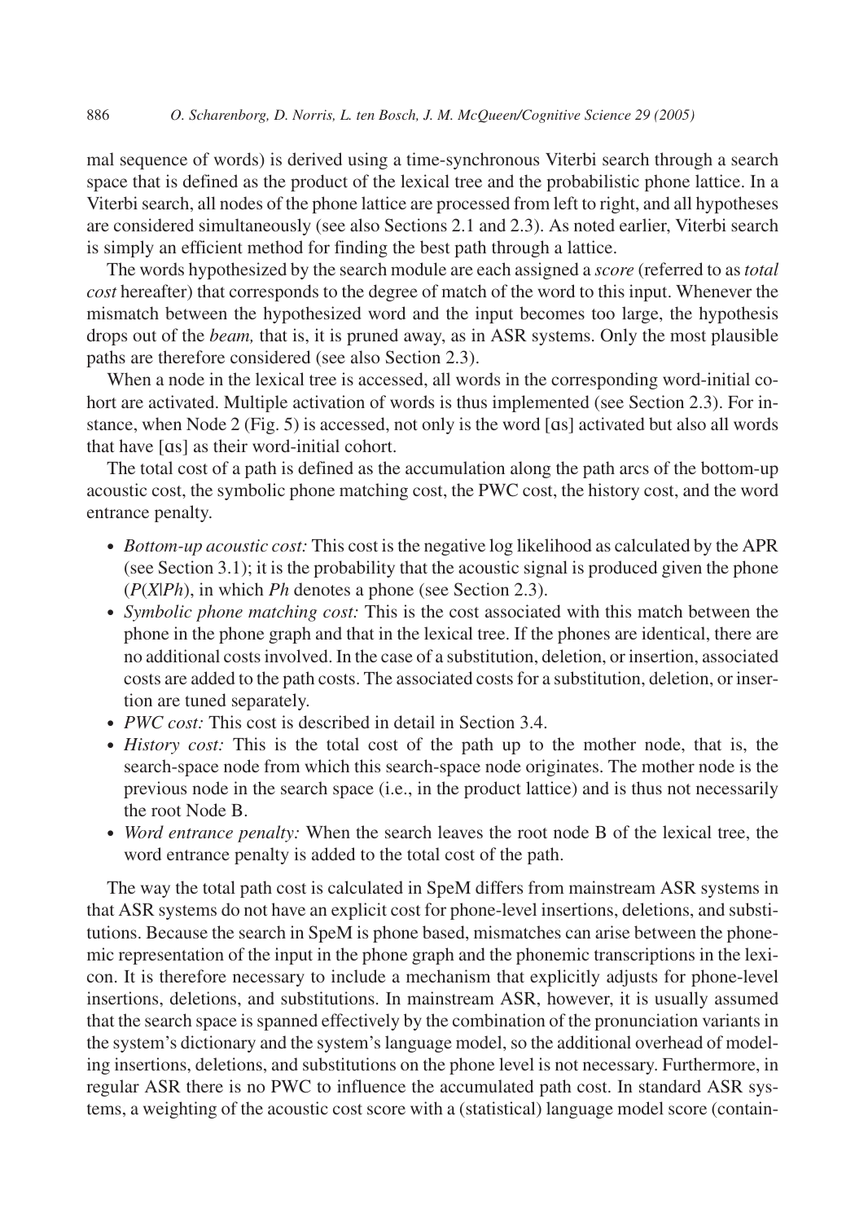mal sequence of words) is derived using a time-synchronous Viterbi search through a search space that is defined as the product of the lexical tree and the probabilistic phone lattice. In a Viterbi search, all nodes of the phone lattice are processed from left to right, and all hypotheses are considered simultaneously (see also Sections 2.1 and 2.3). As noted earlier, Viterbi search is simply an efficient method for finding the best path through a lattice.

The words hypothesized by the search module are each assigned a *score* (referred to as *total cost* hereafter) that corresponds to the degree of match of the word to this input. Whenever the mismatch between the hypothesized word and the input becomes too large, the hypothesis drops out of the *beam,* that is, it is pruned away, as in ASR systems. Only the most plausible paths are therefore considered (see also Section 2.3).

When a node in the lexical tree is accessed, all words in the corresponding word-initial cohort are activated. Multiple activation of words is thus implemented (see Section 2.3). For instance, when Node 2 (Fig. 5) is accessed, not only is the word [ɑs] activated but also all words that have [ɑs] as their word-initial cohort.

The total cost of a path is defined as the accumulation along the path arcs of the bottom-up acoustic cost, the symbolic phone matching cost, the PWC cost, the history cost, and the word entrance penalty.

- *Bottom-up acoustic cost:* This cost is the negative log likelihood as calculated by the APR (see Section 3.1); it is the probability that the acoustic signal is produced given the phone ($P(X|Ph)$), in which *Ph* denotes a phone (see Section 2.3).
- *Symbolic phone matching cost:* This is the cost associated with this match between the phone in the phone graph and that in the lexical tree. If the phones are identical, there are no additional costs involved. In the case of a substitution, deletion, or insertion, associated costs are added to the path costs. The associated costs for a substitution, deletion, or insertion are tuned separately.
- *PWC cost:* This cost is described in detail in Section 3.4.
- *History cost:* This is the total cost of the path up to the mother node, that is, the search-space node from which this search-space node originates. The mother node is the previous node in the search space (i.e., in the product lattice) and is thus not necessarily the root Node B.
- *Word entrance penalty:* When the search leaves the root node B of the lexical tree, the word entrance penalty is added to the total cost of the path.

The way the total path cost is calculated in SpeM differs from mainstream ASR systems in that ASR systems do not have an explicit cost for phone-level insertions, deletions, and substitutions. Because the search in SpeM is phone based, mismatches can arise between the phonemic representation of the input in the phone graph and the phonemic transcriptions in the lexicon. It is therefore necessary to include a mechanism that explicitly adjusts for phone-level insertions, deletions, and substitutions. In mainstream ASR, however, it is usually assumed that the search space is spanned effectively by the combination of the pronunciation variants in the system's dictionary and the system's language model, so the additional overhead of modeling insertions, deletions, and substitutions on the phone level is not necessary. Furthermore, in regular ASR there is no PWC to influence the accumulated path cost. In standard ASR systems, a weighting of the acoustic cost score with a (statistical) language model score (contain-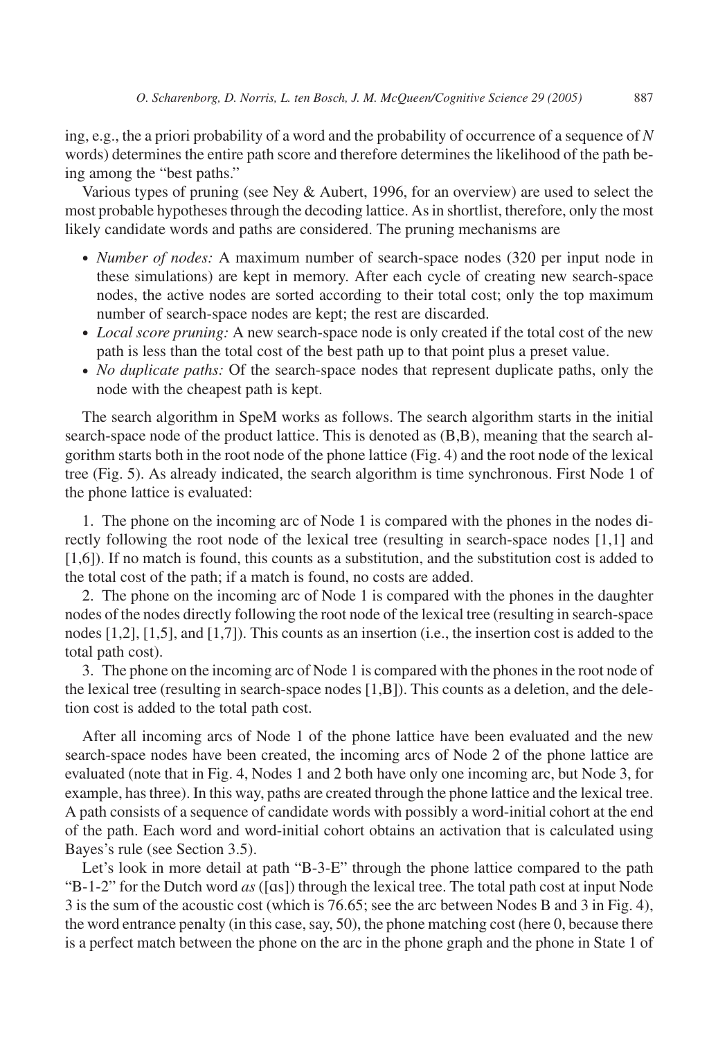ing, e.g., the a priori probability of a word and the probability of occurrence of a sequence of *N* words) determines the entire path score and therefore determines the likelihood of the path being among the "best paths."

Various types of pruning (see Ney & Aubert, 1996, for an overview) are used to select the most probable hypotheses through the decoding lattice. As in shortlist, therefore, only the most likely candidate words and paths are considered. The pruning mechanisms are

- *Number of nodes:* A maximum number of search-space nodes (320 per input node in these simulations) are kept in memory. After each cycle of creating new search-space nodes, the active nodes are sorted according to their total cost; only the top maximum number of search-space nodes are kept; the rest are discarded.
- *Local score pruning:* A new search-space node is only created if the total cost of the new path is less than the total cost of the best path up to that point plus a preset value.
- *No duplicate paths:* Of the search-space nodes that represent duplicate paths, only the node with the cheapest path is kept.

The search algorithm in SpeM works as follows. The search algorithm starts in the initial search-space node of the product lattice. This is denoted as (B,B), meaning that the search algorithm starts both in the root node of the phone lattice (Fig. 4) and the root node of the lexical tree (Fig. 5). As already indicated, the search algorithm is time synchronous. First Node 1 of the phone lattice is evaluated:

1. The phone on the incoming arc of Node 1 is compared with the phones in the nodes directly following the root node of the lexical tree (resulting in search-space nodes [1,1] and [1,6]). If no match is found, this counts as a substitution, and the substitution cost is added to the total cost of the path; if a match is found, no costs are added.
2. The phone on the incoming arc of Node 1 is compared with the phones in the daughter nodes of the nodes directly following the root node of the lexical tree (resulting in search-space nodes [1,2], [1,5], and [1,7]). This counts as an insertion (i.e., the insertion cost is added to the total path cost).
3. The phone on the incoming arc of Node 1 is compared with the phones in the root node of the lexical tree (resulting in search-space nodes [1,B]). This counts as a deletion, and the deletion cost is added to the total path cost.

After all incoming arcs of Node 1 of the phone lattice have been evaluated and the new search-space nodes have been created, the incoming arcs of Node 2 of the phone lattice are evaluated (note that in Fig. 4, Nodes 1 and 2 both have only one incoming arc, but Node 3, for example, has three). In this way, paths are created through the phone lattice and the lexical tree. A path consists of a sequence of candidate words with possibly a word-initial cohort at the end of the path. Each word and word-initial cohort obtains an activation that is calculated using Bayes's rule (see Section 3.5).

Let's look in more detail at path "B-3-E" through the phone lattice compared to the path "B-1-2" for the Dutch word *as* ([ɑs]) through the lexical tree. The total path cost at input Node 3 is the sum of the acoustic cost (which is 76.65; see the arc between Nodes B and 3 in Fig. 4), the word entrance penalty (in this case, say, 50), the phone matching cost (here 0, because there is a perfect match between the phone on the arc in the phone graph and the phone in State 1 of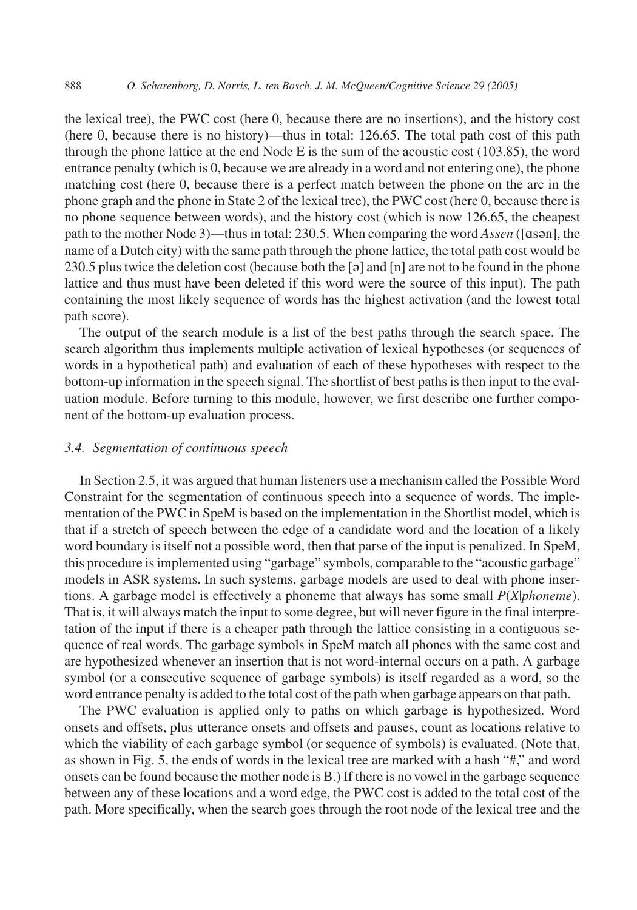the lexical tree), the PWC cost (here 0, because there are no insertions), and the history cost (here 0, because there is no history)—thus in total: 126.65. The total path cost of this path through the phone lattice at the end Node E is the sum of the acoustic cost (103.85), the word entrance penalty (which is 0, because we are already in a word and not entering one), the phone matching cost (here 0, because there is a perfect match between the phone on the arc in the phone graph and the phone in State 2 of the lexical tree), the PWC cost (here 0, because there is no phone sequence between words), and the history cost (which is now 126.65, the cheapest path to the mother Node 3)—thus in total: 230.5. When comparing the word *Assen* ([ɑsən], the name of a Dutch city) with the same path through the phone lattice, the total path cost would be 230.5 plus twice the deletion cost (because both the [ə] and [n] are not to be found in the phone lattice and thus must have been deleted if this word were the source of this input). The path containing the most likely sequence of words has the highest activation (and the lowest total path score).

The output of the search module is a list of the best paths through the search space. The search algorithm thus implements multiple activation of lexical hypotheses (or sequences of words in a hypothetical path) and evaluation of each of these hypotheses with respect to the bottom-up information in the speech signal. The shortlist of best paths is then input to the evaluation module. Before turning to this module, however, we first describe one further component of the bottom-up evaluation process.

### *3.4. Segmentation of continuous speech*

In Section 2.5, it was argued that human listeners use a mechanism called the Possible Word Constraint for the segmentation of continuous speech into a sequence of words. The implementation of the PWC in SpeM is based on the implementation in the Shortlist model, which is that if a stretch of speech between the edge of a candidate word and the location of a likely word boundary is itself not a possible word, then that parse of the input is penalized. In SpeM, this procedure is implemented using "garbage" symbols, comparable to the "acoustic garbage" models in ASR systems. In such systems, garbage models are used to deal with phone insertions. A garbage model is effectively a phoneme that always has some small $P(X|phoneme)$. That is, it will always match the input to some degree, but will never figure in the final interpretation of the input if there is a cheaper path through the lattice consisting in a contiguous sequence of real words. The garbage symbols in SpeM match all phones with the same cost and are hypothesized whenever an insertion that is not word-internal occurs on a path. A garbage symbol (or a consecutive sequence of garbage symbols) is itself regarded as a word, so the word entrance penalty is added to the total cost of the path when garbage appears on that path.

The PWC evaluation is applied only to paths on which garbage is hypothesized. Word onsets and offsets, plus utterance onsets and offsets and pauses, count as locations relative to which the viability of each garbage symbol (or sequence of symbols) is evaluated. (Note that, as shown in Fig. 5, the ends of words in the lexical tree are marked with a hash "#," and word onsets can be found because the mother node is B.) If there is no vowel in the garbage sequence between any of these locations and a word edge, the PWC cost is added to the total cost of the path. More specifically, when the search goes through the root node of the lexical tree and the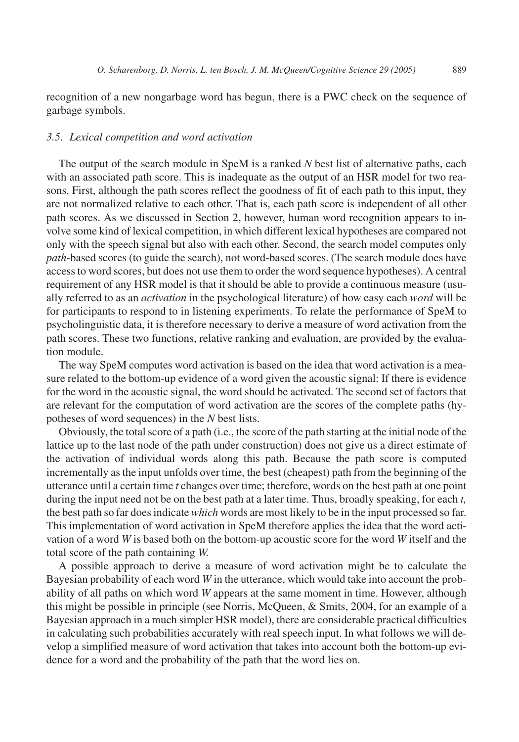recognition of a new nongarbage word has begun, there is a PWC check on the sequence of garbage symbols.

### *3.5. Lexical competition and word activation*

The output of the search module in SpeM is a ranked *N* best list of alternative paths, each with an associated path score. This is inadequate as the output of an HSR model for two reasons. First, although the path scores reflect the goodness of fit of each path to this input, they are not normalized relative to each other. That is, each path score is independent of all other path scores. As we discussed in Section 2, however, human word recognition appears to involve some kind of lexical competition, in which different lexical hypotheses are compared not only with the speech signal but also with each other. Second, the search model computes only *path*-based scores (to guide the search), not word-based scores. (The search module does have access to word scores, but does not use them to order the word sequence hypotheses). A central requirement of any HSR model is that it should be able to provide a continuous measure (usually referred to as an *activation* in the psychological literature) of how easy each *word* will be for participants to respond to in listening experiments. To relate the performance of SpeM to psycholinguistic data, it is therefore necessary to derive a measure of word activation from the path scores. These two functions, relative ranking and evaluation, are provided by the evaluation module.

The way SpeM computes word activation is based on the idea that word activation is a measure related to the bottom-up evidence of a word given the acoustic signal: If there is evidence for the word in the acoustic signal, the word should be activated. The second set of factors that are relevant for the computation of word activation are the scores of the complete paths (hypotheses of word sequences) in the *N* best lists.

Obviously, the total score of a path (i.e., the score of the path starting at the initial node of the lattice up to the last node of the path under construction) does not give us a direct estimate of the activation of individual words along this path. Because the path score is computed incrementally as the input unfolds over time, the best (cheapest) path from the beginning of the utterance until a certain time *t* changes over time; therefore, words on the best path at one point during the input need not be on the best path at a later time. Thus, broadly speaking, for each *t,* the best path so far does indicate *which* words are most likely to be in the input processed so far. This implementation of word activation in SpeM therefore applies the idea that the word activation of a word *W* is based both on the bottom-up acoustic score for the word *W* itself and the total score of the path containing *W.*

A possible approach to derive a measure of word activation might be to calculate the Bayesian probability of each word *W* in the utterance, which would take into account the probability of all paths on which word *W* appears at the same moment in time. However, although this might be possible in principle (see Norris, McQueen, & Smits, 2004, for an example of a Bayesian approach in a much simpler HSR model), there are considerable practical difficulties in calculating such probabilities accurately with real speech input. In what follows we will develop a simplified measure of word activation that takes into account both the bottom-up evidence for a word and the probability of the path that the word lies on.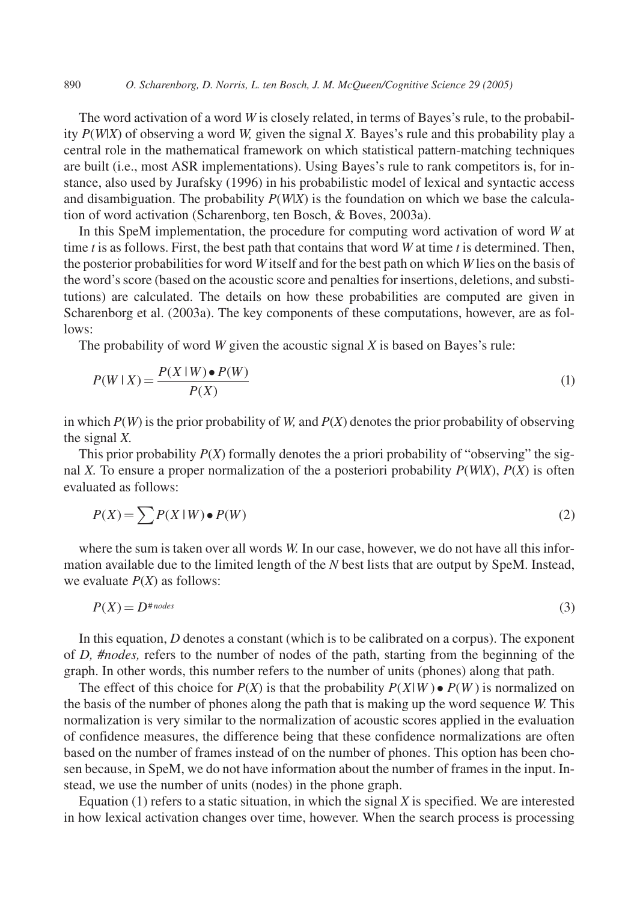The word activation of a word *W* is closely related, in terms of Bayes's rule, to the probability $P(W|X)$ of observing a word *W*, given the signal *X*. Bayes's rule and this probability play a central role in the mathematical framework on which statistical pattern-matching techniques are built (i.e., most ASR implementations). Using Bayes's rule to rank competitors is, for instance, also used by Jurafsky (1996) in his probabilistic model of lexical and syntactic access and disambiguation. The probability $P(W|X)$ is the foundation on which we base the calculation of word activation (Scharenborg, ten Bosch, & Boves, 2003a).

In this SpeM implementation, the procedure for computing word activation of word *W* at time *t* is as follows. First, the best path that contains that word *W* at time *t* is determined. Then, the posterior probabilities for word *W* itself and for the best path on which *W* lies on the basis of the word's score (based on the acoustic score and penalties for insertions, deletions, and substitutions) are calculated. The details on how these probabilities are computed are given in Scharenborg et al. (2003a). The key components of these computations, however, are as follows:

The probability of word *W* given the acoustic signal *X* is based on Bayes's rule:

$$P(W \mid X) = \frac{P(X \mid W) \bullet P(W)}{P(X)} \tag{1}$$

in which $P(W)$ is the prior probability of *W*, and $P(X)$ denotes the prior probability of observing the signal *X*.

This prior probability $P(X)$ formally denotes the a priori probability of "observing" the signal *X*. To ensure a proper normalization of the a posteriori probability $P(W|X)$, $P(X)$ is often evaluated as follows:

$$P(X) = \sum P(X \mid W) \bullet P(W) \tag{2}$$

where the sum is taken over all words *W*. In our case, however, we do not have all this information available due to the limited length of the *N* best lists that are output by SpeM. Instead, we evaluate $P(X)$ as follows:

$$P(X) = D^{\#nodes} \tag{3}$$

In this equation, *D* denotes a constant (which is to be calibrated on a corpus). The exponent of *D*, *#nodes,* refers to the number of nodes of the path, starting from the beginning of the graph. In other words, this number refers to the number of units (phones) along that path.

The effect of this choice for $P(X)$ is that the probability $P(X|W) \bullet P(W)$ is normalized on the basis of the number of phones along the path that is making up the word sequence *W*. This normalization is very similar to the normalization of acoustic scores applied in the evaluation of confidence measures, the difference being that these confidence normalizations are often based on the number of frames instead of on the number of phones. This option has been chosen because, in SpeM, we do not have information about the number of frames in the input. Instead, we use the number of units (nodes) in the phone graph.

Equation (1) refers to a static situation, in which the signal *X* is specified. We are interested in how lexical activation changes over time, however. When the search process is processing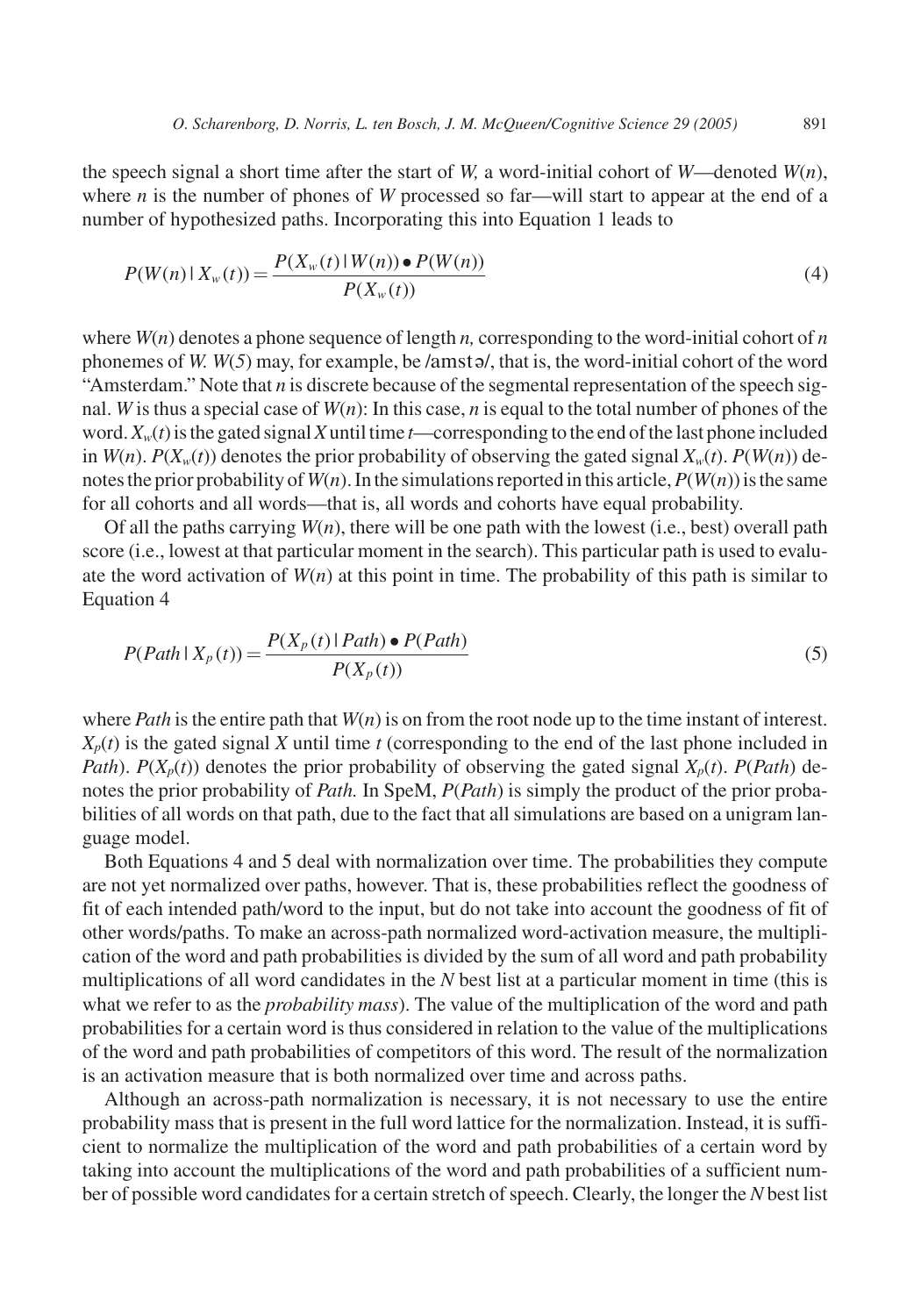the speech signal a short time after the start of *W*, a word-initial cohort of *W*—denoted $W(n)$, where *n* is the number of phones of *W* processed so far—will start to appear at the end of a number of hypothesized paths. Incorporating this into Equation 1 leads to

$$P(W(n) \mid X_w(t)) = \frac{P(X_w(t) \mid W(n)) \bullet P(W(n))}{P(X_w(t))} \tag{4}$$

where $W(n)$ denotes a phone sequence of length *n*, corresponding to the word-initial cohort of *n* phonemes of *W*. $W(5)$ may, for example, be /amstə/, that is, the word-initial cohort of the word "Amsterdam." Note that *n* is discrete because of the segmental representation of the speech signal. *W* is thus a special case of $W(n)$: In this case, *n* is equal to the total number of phones of the word. $X_w(t)$ is the gated signal *X* until time *t*—corresponding to the end of the last phone included in $W(n)$. $P(X_w(t))$ denotes the prior probability of observing the gated signal $X_w(t)$. $P(W(n))$ denotes the prior probability of $W(n)$. In the simulations reported in this article, $P(W(n))$ is the same for all cohorts and all words—that is, all words and cohorts have equal probability.

Of all the paths carrying $W(n)$, there will be one path with the lowest (i.e., best) overall path score (i.e., lowest at that particular moment in the search). This particular path is used to evaluate the word activation of $W(n)$ at this point in time. The probability of this path is similar to Equation 4

$$P(Path \mid X_p(t)) = \frac{P(X_p(t) \mid Path) \bullet P(Path)}{P(X_p(t))} \tag{5}$$

where *Path* is the entire path that $W(n)$ is on from the root node up to the time instant of interest. $X_p(t)$ is the gated signal *X* until time *t* (corresponding to the end of the last phone included in *Path*). $P(X_p(t))$ denotes the prior probability of observing the gated signal $X_p(t)$. $P(Path)$ denotes the prior probability of *Path*. In SpeM, $P(Path)$ is simply the product of the prior probabilities of all words on that path, due to the fact that all simulations are based on a unigram language model.

Both Equations 4 and 5 deal with normalization over time. The probabilities they compute are not yet normalized over paths, however. That is, these probabilities reflect the goodness of fit of each intended path/word to the input, but do not take into account the goodness of fit of other words/paths. To make an across-path normalized word-activation measure, the multiplication of the word and path probabilities is divided by the sum of all word and path probability multiplications of all word candidates in the *N* best list at a particular moment in time (this is what we refer to as the *probability mass*). The value of the multiplication of the word and path probabilities for a certain word is thus considered in relation to the value of the multiplications of the word and path probabilities of competitors of this word. The result of the normalization is an activation measure that is both normalized over time and across paths.

Although an across-path normalization is necessary, it is not necessary to use the entire probability mass that is present in the full word lattice for the normalization. Instead, it is sufficient to normalize the multiplication of the word and path probabilities of a certain word by taking into account the multiplications of the word and path probabilities of a sufficient number of possible word candidates for a certain stretch of speech. Clearly, the longer the *N* best list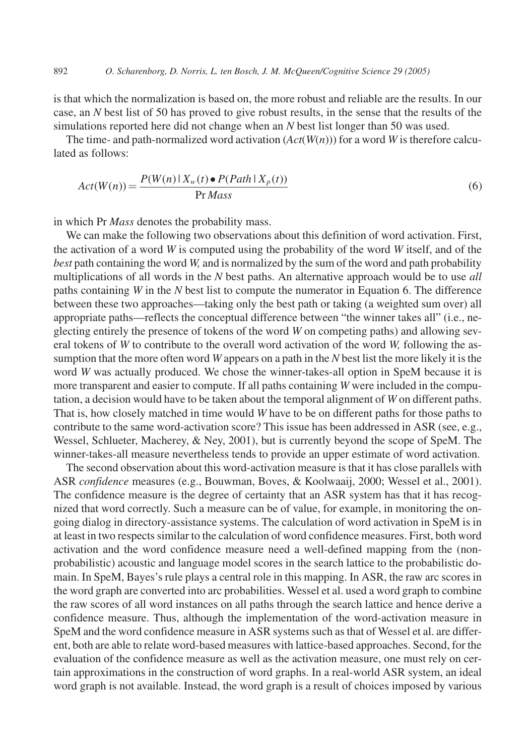is that which the normalization is based on, the more robust and reliable are the results. In our case, an $N$ best list of 50 has proved to give robust results, in the sense that the results of the simulations reported here did not change when an $N$ best list longer than 50 was used.

The time- and path-normalized word activation ($Act(W(n))$) for a word $W$ is therefore calculated as follows:

$$Act(W(n)) = \frac{P(W(n) \mid X_w(t) \bullet P(Path \mid X_p(t))}{\Pr Mass} \tag{6}$$

in which Pr *Mass* denotes the probability mass.

We can make the following two observations about this definition of word activation. First, the activation of a word $W$ is computed using the probability of the word $W$ itself, and of the *best* path containing the word $W$, and is normalized by the sum of the word and path probability multiplications of all words in the $N$ best paths. An alternative approach would be to use *all* paths containing $W$ in the $N$ best list to compute the numerator in Equation 6. The difference between these two approaches—taking only the best path or taking (a weighted sum over) all appropriate paths—reflects the conceptual difference between "the winner takes all" (i.e., neglecting entirely the presence of tokens of the word $W$ on competing paths) and allowing several tokens of $W$ to contribute to the overall word activation of the word $W$, following the assumption that the more often word $W$ appears on a path in the $N$ best list the more likely it is the word $W$ was actually produced. We chose the winner-takes-all option in SpeM because it is more transparent and easier to compute. If all paths containing $W$ were included in the computation, a decision would have to be taken about the temporal alignment of $W$ on different paths. That is, how closely matched in time would $W$ have to be on different paths for those paths to contribute to the same word-activation score? This issue has been addressed in ASR (see, e.g., Wessel, Schlueter, Macherey, & Ney, 2001), but is currently beyond the scope of SpeM. The winner-takes-all measure nevertheless tends to provide an upper estimate of word activation.

The second observation about this word-activation measure is that it has close parallels with ASR *confidence* measures (e.g., Bouwman, Boves, & Koolwaaij, 2000; Wessel et al., 2001). The confidence measure is the degree of certainty that an ASR system has that it has recognized that word correctly. Such a measure can be of value, for example, in monitoring the ongoing dialog in directory-assistance systems. The calculation of word activation in SpeM is in at least in two respects similar to the calculation of word confidence measures. First, both word activation and the word confidence measure need a well-defined mapping from the (non-probabilistic) acoustic and language model scores in the search lattice to the probabilistic domain. In SpeM, Bayes's rule plays a central role in this mapping. In ASR, the raw arc scores in the word graph are converted into arc probabilities. Wessel et al. used a word graph to combine the raw scores of all word instances on all paths through the search lattice and hence derive a confidence measure. Thus, although the implementation of the word-activation measure in SpeM and the word confidence measure in ASR systems such as that of Wessel et al. are different, both are able to relate word-based measures with lattice-based approaches. Second, for the evaluation of the confidence measure as well as the activation measure, one must rely on certain approximations in the construction of word graphs. In a real-world ASR system, an ideal word graph is not available. Instead, the word graph is a result of choices imposed by various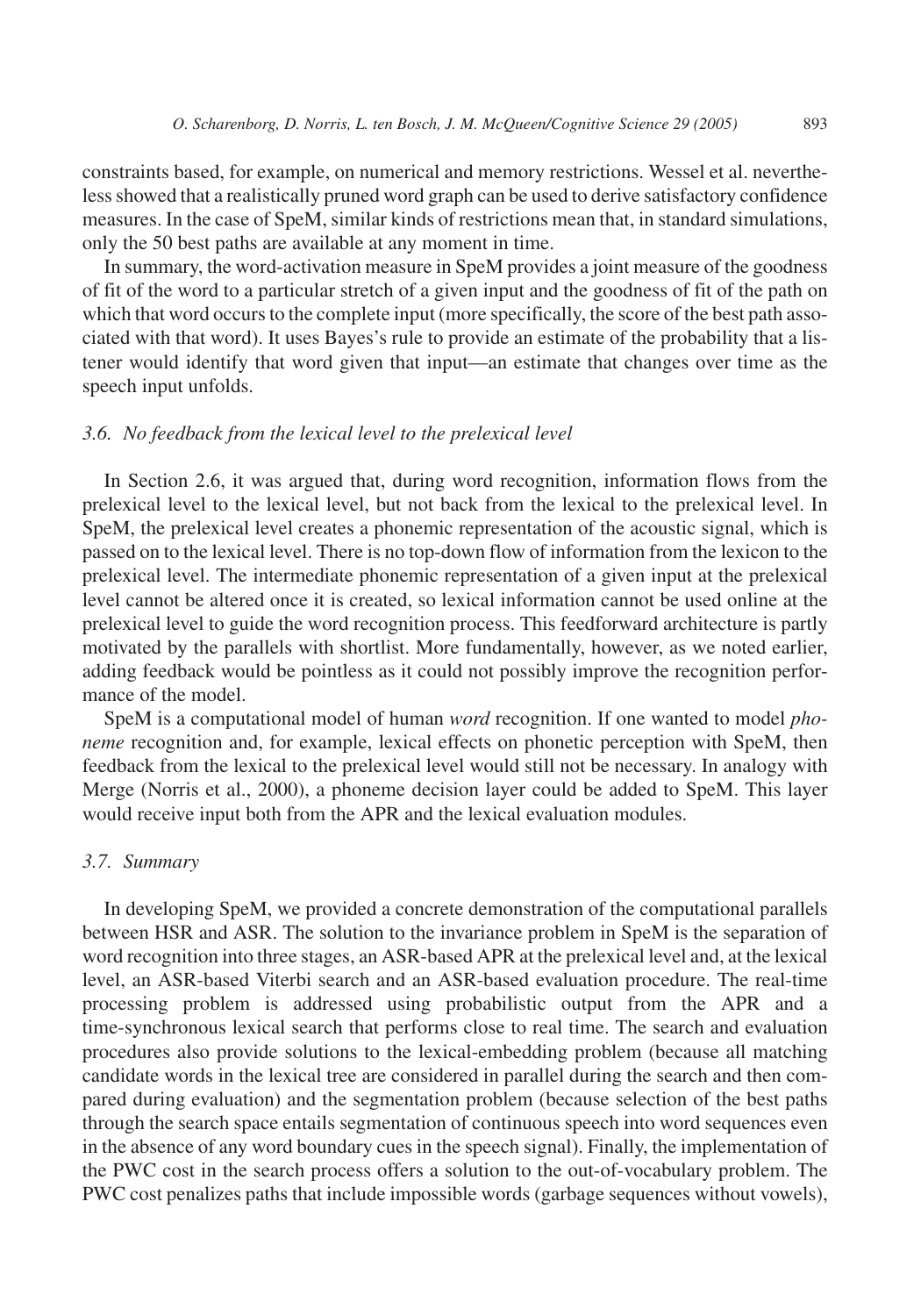constraints based, for example, on numerical and memory restrictions. Wessel et al. nevertheless showed that a realistically pruned word graph can be used to derive satisfactory confidence measures. In the case of SpeM, similar kinds of restrictions mean that, in standard simulations, only the 50 best paths are available at any moment in time.

In summary, the word-activation measure in SpeM provides a joint measure of the goodness of fit of the word to a particular stretch of a given input and the goodness of fit of the path on which that word occurs to the complete input (more specifically, the score of the best path associated with that word). It uses Bayes's rule to provide an estimate of the probability that a listener would identify that word given that input—an estimate that changes over time as the speech input unfolds.

### *3.6. No feedback from the lexical level to the prelexical level*

In Section 2.6, it was argued that, during word recognition, information flows from the prelexical level to the lexical level, but not back from the lexical to the prelexical level. In SpeM, the prelexical level creates a phonemic representation of the acoustic signal, which is passed on to the lexical level. There is no top-down flow of information from the lexicon to the prelexical level. The intermediate phonemic representation of a given input at the prelexical level cannot be altered once it is created, so lexical information cannot be used online at the prelexical level to guide the word recognition process. This feedforward architecture is partly motivated by the parallels with shortlist. More fundamentally, however, as we noted earlier, adding feedback would be pointless as it could not possibly improve the recognition performance of the model.

SpeM is a computational model of human *word* recognition. If one wanted to model *phoneme* recognition and, for example, lexical effects on phonetic perception with SpeM, then feedback from the lexical to the prelexical level would still not be necessary. In analogy with Merge (Norris et al., 2000), a phoneme decision layer could be added to SpeM. This layer would receive input both from the APR and the lexical evaluation modules.

### *3.7. Summary*

In developing SpeM, we provided a concrete demonstration of the computational parallels between HSR and ASR. The solution to the invariance problem in SpeM is the separation of word recognition into three stages, an ASR-based APR at the prelexical level and, at the lexical level, an ASR-based Viterbi search and an ASR-based evaluation procedure. The real-time processing problem is addressed using probabilistic output from the APR and a time-synchronous lexical search that performs close to real time. The search and evaluation procedures also provide solutions to the lexical-embedding problem (because all matching candidate words in the lexical tree are considered in parallel during the search and then compared during evaluation) and the segmentation problem (because selection of the best paths through the search space entails segmentation of continuous speech into word sequences even in the absence of any word boundary cues in the speech signal). Finally, the implementation of the PWC cost in the search process offers a solution to the out-of-vocabulary problem. The PWC cost penalizes paths that include impossible words (garbage sequences without vowels),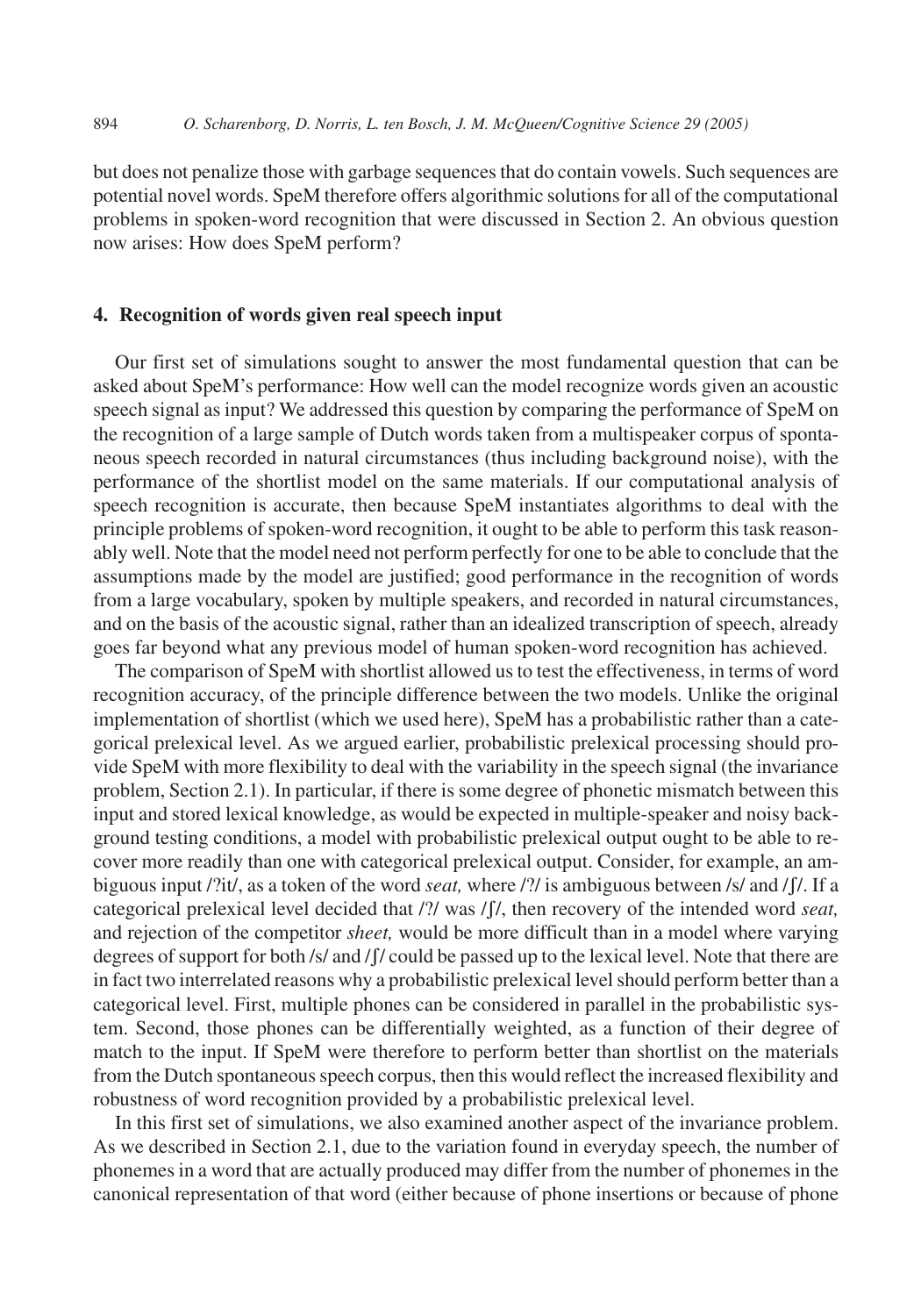but does not penalize those with garbage sequences that do contain vowels. Such sequences are potential novel words. SpeM therefore offers algorithmic solutions for all of the computational problems in spoken-word recognition that were discussed in Section 2. An obvious question now arises: How does SpeM perform?

## 4. Recognition of words given real speech input

Our first set of simulations sought to answer the most fundamental question that can be asked about SpeM's performance: How well can the model recognize words given an acoustic speech signal as input? We addressed this question by comparing the performance of SpeM on the recognition of a large sample of Dutch words taken from a multispeaker corpus of spontaneous speech recorded in natural circumstances (thus including background noise), with the performance of the shortlist model on the same materials. If our computational analysis of speech recognition is accurate, then because SpeM instantiates algorithms to deal with the principle problems of spoken-word recognition, it ought to be able to perform this task reasonably well. Note that the model need not perform perfectly for one to be able to conclude that the assumptions made by the model are justified; good performance in the recognition of words from a large vocabulary, spoken by multiple speakers, and recorded in natural circumstances, and on the basis of the acoustic signal, rather than an idealized transcription of speech, already goes far beyond what any previous model of human spoken-word recognition has achieved.

The comparison of SpeM with shortlist allowed us to test the effectiveness, in terms of word recognition accuracy, of the principle difference between the two models. Unlike the original implementation of shortlist (which we used here), SpeM has a probabilistic rather than a categorical prelexical level. As we argued earlier, probabilistic prelexical processing should provide SpeM with more flexibility to deal with the variability in the speech signal (the invariance problem, Section 2.1). In particular, if there is some degree of phonetic mismatch between this input and stored lexical knowledge, as would be expected in multiple-speaker and noisy background testing conditions, a model with probabilistic prelexical output ought to be able to recover more readily than one with categorical prelexical output. Consider, for example, an ambiguous input /?it/, as a token of the word *seat,* where /?/ is ambiguous between /s/ and /ʃ/. If a categorical prelexical level decided that /?/ was /ʃ/, then recovery of the intended word *seat,* and rejection of the competitor *sheet,* would be more difficult than in a model where varying degrees of support for both /s/ and /ʃ/ could be passed up to the lexical level. Note that there are in fact two interrelated reasons why a probabilistic prelexical level should perform better than a categorical level. First, multiple phones can be considered in parallel in the probabilistic system. Second, those phones can be differentially weighted, as a function of their degree of match to the input. If SpeM were therefore to perform better than shortlist on the materials from the Dutch spontaneous speech corpus, then this would reflect the increased flexibility and robustness of word recognition provided by a probabilistic prelexical level.

In this first set of simulations, we also examined another aspect of the invariance problem. As we described in Section 2.1, due to the variation found in everyday speech, the number of phonemes in a word that are actually produced may differ from the number of phonemes in the canonical representation of that word (either because of phone insertions or because of phone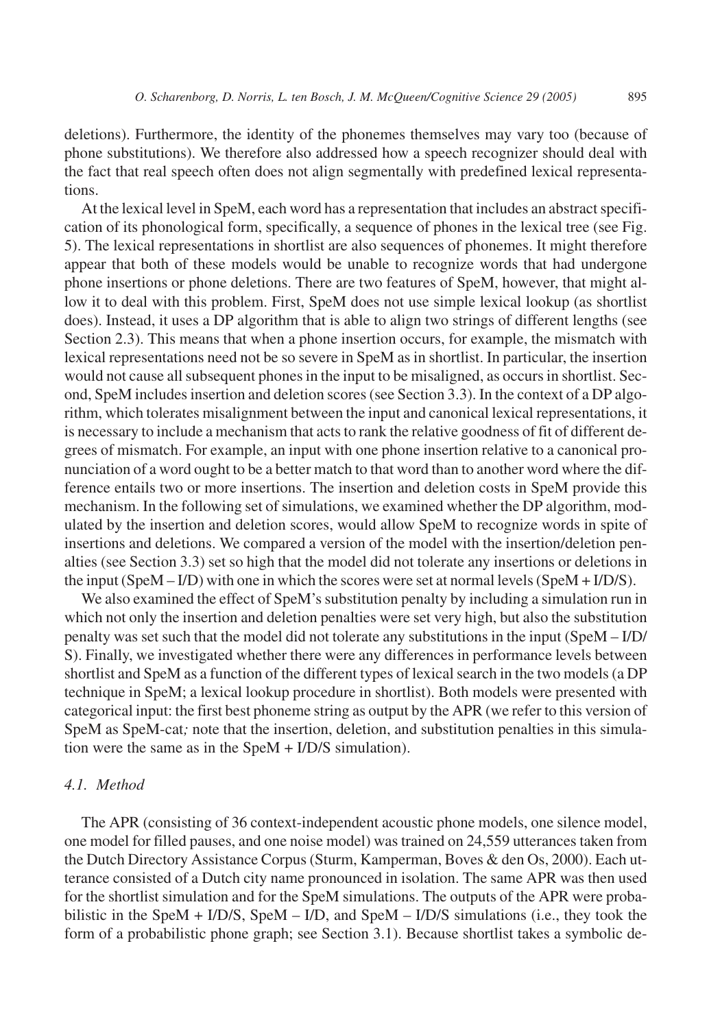deletions). Furthermore, the identity of the phonemes themselves may vary too (because of phone substitutions). We therefore also addressed how a speech recognizer should deal with the fact that real speech often does not align segmentally with predefined lexical representations.

At the lexical level in SpeM, each word has a representation that includes an abstract specification of its phonological form, specifically, a sequence of phones in the lexical tree (see Fig. 5). The lexical representations in shortlist are also sequences of phonemes. It might therefore appear that both of these models would be unable to recognize words that had undergone phone insertions or phone deletions. There are two features of SpeM, however, that might allow it to deal with this problem. First, SpeM does not use simple lexical lookup (as shortlist does). Instead, it uses a DP algorithm that is able to align two strings of different lengths (see Section 2.3). This means that when a phone insertion occurs, for example, the mismatch with lexical representations need not be so severe in SpeM as in shortlist. In particular, the insertion would not cause all subsequent phones in the input to be misaligned, as occurs in shortlist. Second, SpeM includes insertion and deletion scores (see Section 3.3). In the context of a DP algorithm, which tolerates misalignment between the input and canonical lexical representations, it is necessary to include a mechanism that acts to rank the relative goodness of fit of different degrees of mismatch. For example, an input with one phone insertion relative to a canonical pronunciation of a word ought to be a better match to that word than to another word where the difference entails two or more insertions. The insertion and deletion costs in SpeM provide this mechanism. In the following set of simulations, we examined whether the DP algorithm, modulated by the insertion and deletion scores, would allow SpeM to recognize words in spite of insertions and deletions. We compared a version of the model with the insertion/deletion penalties (see Section 3.3) set so high that the model did not tolerate any insertions or deletions in the input (SpeM – I/D) with one in which the scores were set at normal levels (SpeM + I/D/S).

We also examined the effect of SpeM's substitution penalty by including a simulation run in which not only the insertion and deletion penalties were set very high, but also the substitution penalty was set such that the model did not tolerate any substitutions in the input (SpeM – I/D/S). Finally, we investigated whether there were any differences in performance levels between shortlist and SpeM as a function of the different types of lexical search in the two models (a DP technique in SpeM; a lexical lookup procedure in shortlist). Both models were presented with categorical input: the first best phoneme string as output by the APR (we refer to this version of SpeM as SpeM-cat*;* note that the insertion, deletion, and substitution penalties in this simulation were the same as in the SpeM + I/D/S simulation).

### *4.1. Method*

The APR (consisting of 36 context-independent acoustic phone models, one silence model, one model for filled pauses, and one noise model) was trained on 24,559 utterances taken from the Dutch Directory Assistance Corpus (Sturm, Kamperman, Boves & den Os, 2000). Each utterance consisted of a Dutch city name pronounced in isolation. The same APR was then used for the shortlist simulation and for the SpeM simulations. The outputs of the APR were probabilistic in the SpeM + I/D/S, SpeM – I/D, and SpeM – I/D/S simulations (i.e., they took the form of a probabilistic phone graph; see Section 3.1). Because shortlist takes a symbolic de-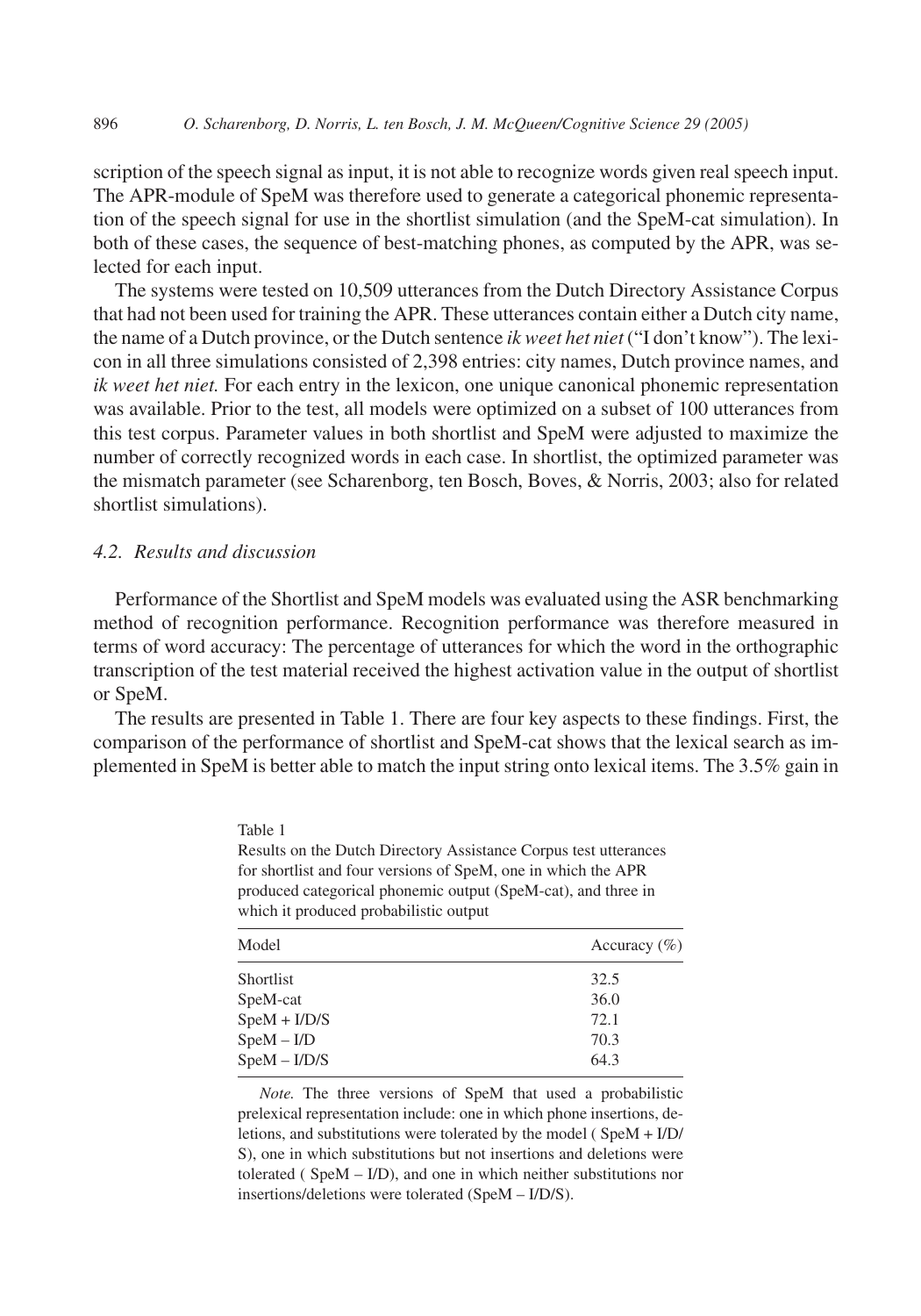scription of the speech signal as input, it is not able to recognize words given real speech input. The APR-module of SpeM was therefore used to generate a categorical phonemic representation of the speech signal for use in the shortlist simulation (and the SpeM-cat simulation). In both of these cases, the sequence of best-matching phones, as computed by the APR, was selected for each input.

The systems were tested on 10,509 utterances from the Dutch Directory Assistance Corpus that had not been used for training the APR. These utterances contain either a Dutch city name, the name of a Dutch province, or the Dutch sentence *ik weet het niet* ("I don't know"). The lexicon in all three simulations consisted of 2,398 entries: city names, Dutch province names, and *ik weet het niet.* For each entry in the lexicon, one unique canonical phonemic representation was available. Prior to the test, all models were optimized on a subset of 100 utterances from this test corpus. Parameter values in both shortlist and SpeM were adjusted to maximize the number of correctly recognized words in each case. In shortlist, the optimized parameter was the mismatch parameter (see Scharenborg, ten Bosch, Boves, & Norris, 2003; also for related shortlist simulations).

### *4.2. Results and discussion*

Performance of the Shortlist and SpeM models was evaluated using the ASR benchmarking method of recognition performance. Recognition performance was therefore measured in terms of word accuracy: The percentage of utterances for which the word in the orthographic transcription of the test material received the highest activation value in the output of shortlist or SpeM.

The results are presented in Table 1. There are four key aspects to these findings. First, the comparison of the performance of shortlist and SpeM-cat shows that the lexical search as implemented in SpeM is better able to match the input string onto lexical items. The 3.5% gain in

Table 1
Results on the Dutch Directory Assistance Corpus test utterances for shortlist and four versions of SpeM, one in which the APR produced categorical phonemic output (SpeM-cat), and three in which it produced probabilistic output

| Model | Accuracy (%) |
|---|---|
| Shortlist | 32.5 |
| SpeM-cat | 36.0 |
| SpeM + I/D/S | 72.1 |
| SpeM – I/D | 70.3 |
| SpeM – I/D/S | 64.3 |

*Note.* The three versions of SpeM that used a probabilistic prelexical representation include: one in which phone insertions, deletions, and substitutions were tolerated by the model ( SpeM + I/D/S), one in which substitutions but not insertions and deletions were tolerated ( SpeM – I/D), and one in which neither substitutions nor insertions/deletions were tolerated (SpeM – I/D/S).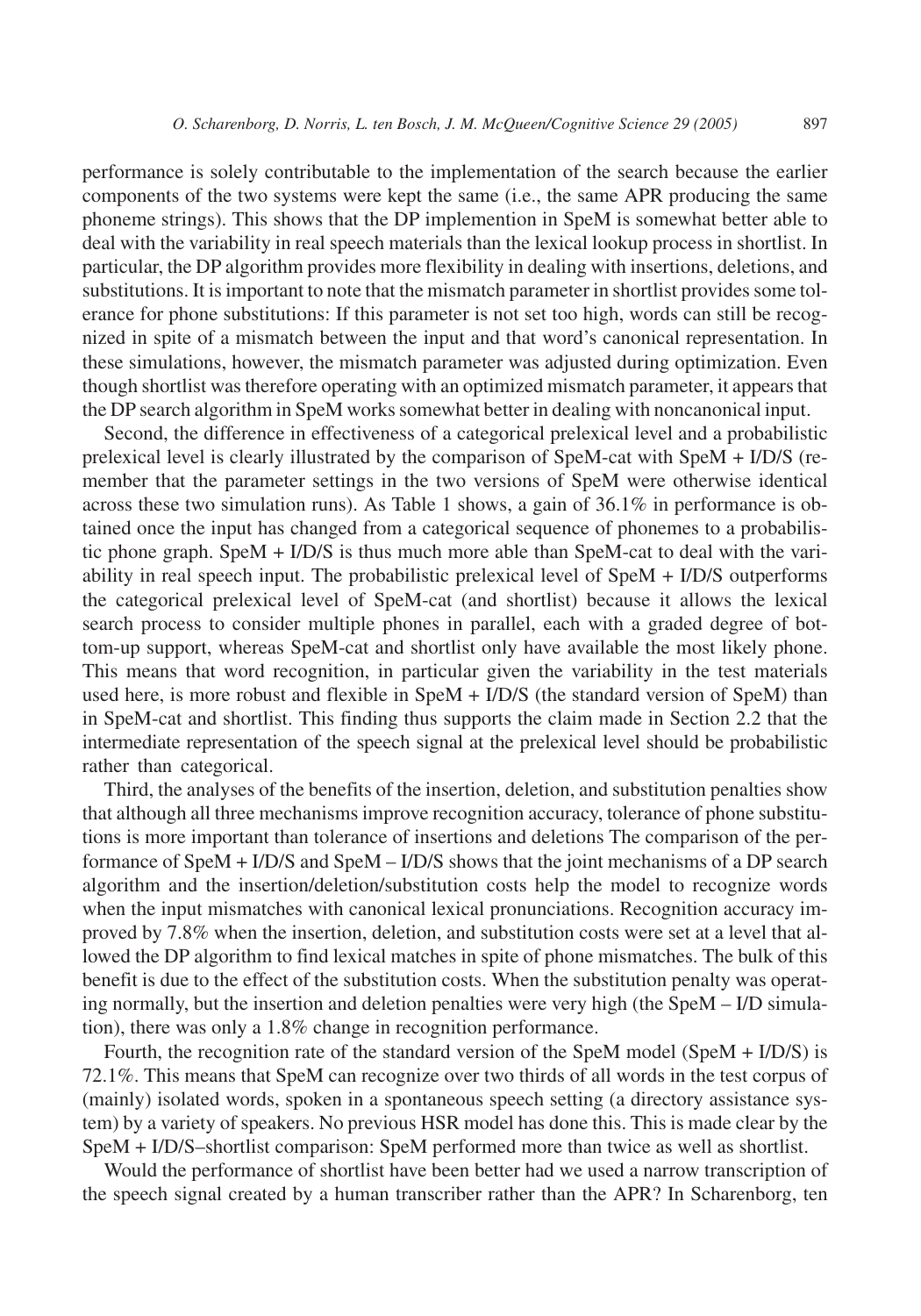performance is solely contributable to the implementation of the search because the earlier components of the two systems were kept the same (i.e., the same APR producing the same phoneme strings). This shows that the DP implemention in SpeM is somewhat better able to deal with the variability in real speech materials than the lexical lookup process in shortlist. In particular, the DP algorithm provides more flexibility in dealing with insertions, deletions, and substitutions. It is important to note that the mismatch parameter in shortlist provides some tolerance for phone substitutions: If this parameter is not set too high, words can still be recognized in spite of a mismatch between the input and that word's canonical representation. In these simulations, however, the mismatch parameter was adjusted during optimization. Even though shortlist was therefore operating with an optimized mismatch parameter, it appears that the DP search algorithm in SpeM works somewhat better in dealing with noncanonical input.

Second, the difference in effectiveness of a categorical prelexical level and a probabilistic prelexical level is clearly illustrated by the comparison of SpeM-cat with SpeM + I/D/S (remember that the parameter settings in the two versions of SpeM were otherwise identical across these two simulation runs). As Table 1 shows, a gain of 36.1% in performance is obtained once the input has changed from a categorical sequence of phonemes to a probabilistic phone graph. SpeM + I/D/S is thus much more able than SpeM-cat to deal with the variability in real speech input. The probabilistic prelexical level of SpeM + I/D/S outperforms the categorical prelexical level of SpeM-cat (and shortlist) because it allows the lexical search process to consider multiple phones in parallel, each with a graded degree of bottom-up support, whereas SpeM-cat and shortlist only have available the most likely phone. This means that word recognition, in particular given the variability in the test materials used here, is more robust and flexible in SpeM + I/D/S (the standard version of SpeM) than in SpeM-cat and shortlist. This finding thus supports the claim made in Section 2.2 that the intermediate representation of the speech signal at the prelexical level should be probabilistic rather than categorical.

Third, the analyses of the benefits of the insertion, deletion, and substitution penalties show that although all three mechanisms improve recognition accuracy, tolerance of phone substitutions is more important than tolerance of insertions and deletions The comparison of the performance of SpeM + I/D/S and SpeM – I/D/S shows that the joint mechanisms of a DP search algorithm and the insertion/deletion/substitution costs help the model to recognize words when the input mismatches with canonical lexical pronunciations. Recognition accuracy improved by 7.8% when the insertion, deletion, and substitution costs were set at a level that allowed the DP algorithm to find lexical matches in spite of phone mismatches. The bulk of this benefit is due to the effect of the substitution costs. When the substitution penalty was operating normally, but the insertion and deletion penalties were very high (the SpeM – I/D simulation), there was only a 1.8% change in recognition performance.

Fourth, the recognition rate of the standard version of the SpeM model (SpeM + I/D/S) is 72.1%. This means that SpeM can recognize over two thirds of all words in the test corpus of (mainly) isolated words, spoken in a spontaneous speech setting (a directory assistance system) by a variety of speakers. No previous HSR model has done this. This is made clear by the SpeM + I/D/S–shortlist comparison: SpeM performed more than twice as well as shortlist.

Would the performance of shortlist have been better had we used a narrow transcription of the speech signal created by a human transcriber rather than the APR? In Scharenborg, ten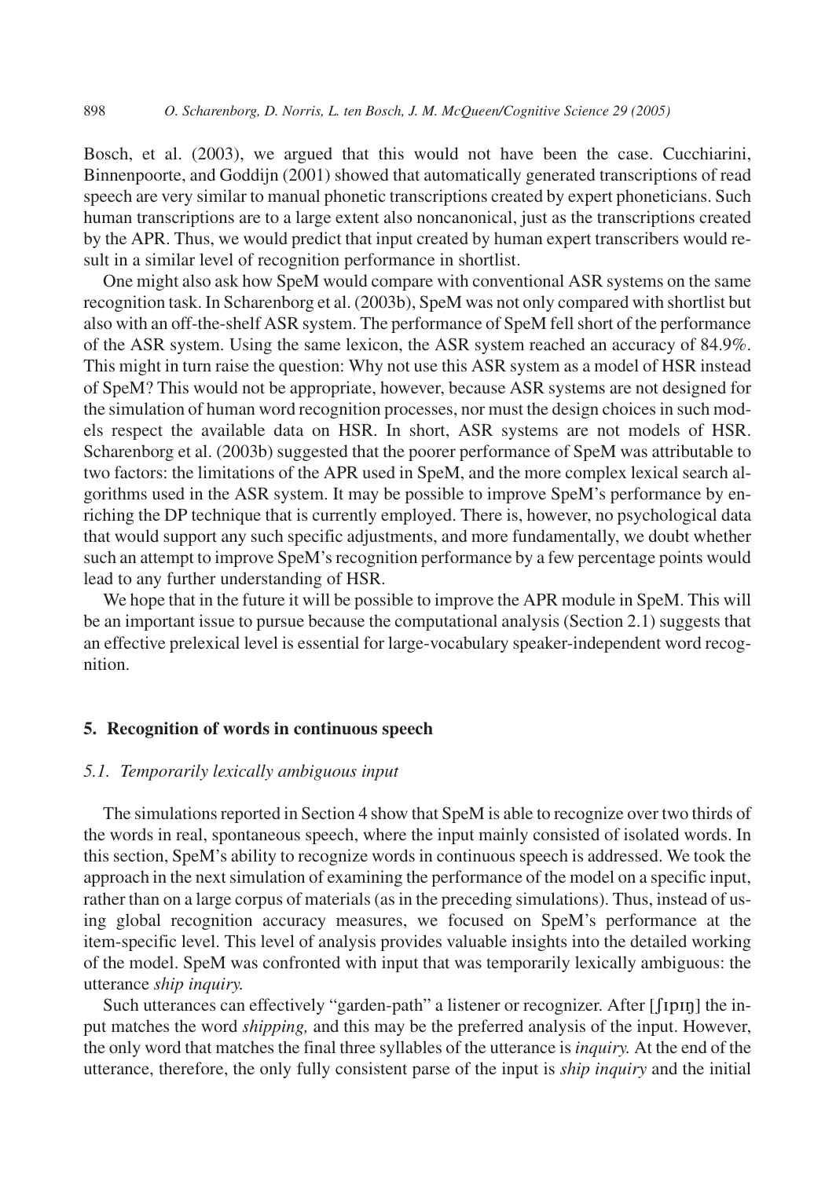Bosch, et al. (2003), we argued that this would not have been the case. Cucchiarini, Binnenpoorte, and Goddijn (2001) showed that automatically generated transcriptions of read speech are very similar to manual phonetic transcriptions created by expert phoneticians. Such human transcriptions are to a large extent also noncanonical, just as the transcriptions created by the APR. Thus, we would predict that input created by human expert transcribers would result in a similar level of recognition performance in shortlist.

One might also ask how SpeM would compare with conventional ASR systems on the same recognition task. In Scharenborg et al. (2003b), SpeM was not only compared with shortlist but also with an off-the-shelf ASR system. The performance of SpeM fell short of the performance of the ASR system. Using the same lexicon, the ASR system reached an accuracy of 84.9%. This might in turn raise the question: Why not use this ASR system as a model of HSR instead of SpeM? This would not be appropriate, however, because ASR systems are not designed for the simulation of human word recognition processes, nor must the design choices in such models respect the available data on HSR. In short, ASR systems are not models of HSR. Scharenborg et al. (2003b) suggested that the poorer performance of SpeM was attributable to two factors: the limitations of the APR used in SpeM, and the more complex lexical search algorithms used in the ASR system. It may be possible to improve SpeM's performance by enriching the DP technique that is currently employed. There is, however, no psychological data that would support any such specific adjustments, and more fundamentally, we doubt whether such an attempt to improve SpeM's recognition performance by a few percentage points would lead to any further understanding of HSR.

We hope that in the future it will be possible to improve the APR module in SpeM. This will be an important issue to pursue because the computational analysis (Section 2.1) suggests that an effective prelexical level is essential for large-vocabulary speaker-independent word recognition.

## 5. Recognition of words in continuous speech

### 5.1. Temporarily lexically ambiguous input

The simulations reported in Section 4 show that SpeM is able to recognize over two thirds of the words in real, spontaneous speech, where the input mainly consisted of isolated words. In this section, SpeM's ability to recognize words in continuous speech is addressed. We took the approach in the next simulation of examining the performance of the model on a specific input, rather than on a large corpus of materials (as in the preceding simulations). Thus, instead of using global recognition accuracy measures, we focused on SpeM's performance at the item-specific level. This level of analysis provides valuable insights into the detailed working of the model. SpeM was confronted with input that was temporarily lexically ambiguous: the utterance *ship inquiry.*

Such utterances can effectively "garden-path" a listener or recognizer. After [ʃɪpɪŋ] the input matches the word *shipping,* and this may be the preferred analysis of the input. However, the only word that matches the final three syllables of the utterance is *inquiry.* At the end of the utterance, therefore, the only fully consistent parse of the input is *ship inquiry* and the initial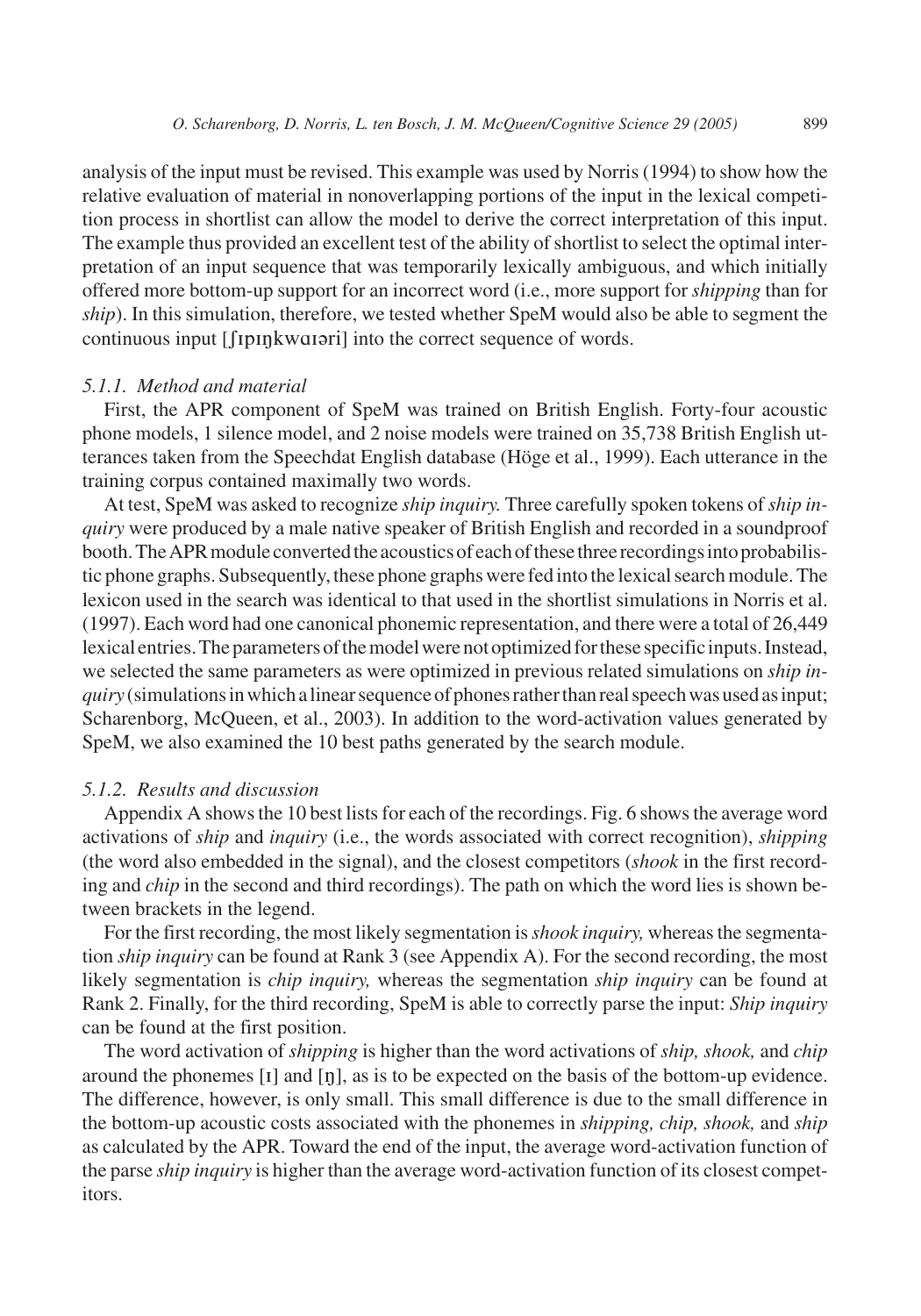analysis of the input must be revised. This example was used by Norris (1994) to show how the relative evaluation of material in nonoverlapping portions of the input in the lexical competition process in shortlist can allow the model to derive the correct interpretation of this input. The example thus provided an excellent test of the ability of shortlist to select the optimal interpretation of an input sequence that was temporarily lexically ambiguous, and which initially offered more bottom-up support for an incorrect word (i.e., more support for *shipping* than for *ship*). In this simulation, therefore, we tested whether SpeM would also be able to segment the continuous input [ʃɪpɪŋkwɑɪəri] into the correct sequence of words.

### 5.1.1. Method and material

First, the APR component of SpeM was trained on British English. Forty-four acoustic phone models, 1 silence model, and 2 noise models were trained on 35,738 British English utterances taken from the Speechdat English database (Höge et al., 1999). Each utterance in the training corpus contained maximally two words.

At test, SpeM was asked to recognize *ship inquiry.* Three carefully spoken tokens of *ship inquiry* were produced by a male native speaker of British English and recorded in a soundproof booth. The APR module converted the acoustics of each of these three recordings into probabilistic phone graphs. Subsequently, these phone graphs were fed into the lexical search module. The lexicon used in the search was identical to that used in the shortlist simulations in Norris et al. (1997). Each word had one canonical phonemic representation, and there were a total of 26,449 lexical entries. The parameters of the model were not optimized for these specific inputs. Instead, we selected the same parameters as were optimized in previous related simulations on *ship inquiry* (simulations in which a linear sequence of phones rather than real speech was used as input; Scharenborg, McQueen, et al., 2003). In addition to the word-activation values generated by SpeM, we also examined the 10 best paths generated by the search module.

### 5.1.2. Results and discussion

Appendix A shows the 10 best lists for each of the recordings. Fig. 6 shows the average word activations of *ship* and *inquiry* (i.e., the words associated with correct recognition), *shipping* (the word also embedded in the signal), and the closest competitors (*shook* in the first recording and *chip* in the second and third recordings). The path on which the word lies is shown between brackets in the legend.

For the first recording, the most likely segmentation is *shook inquiry,* whereas the segmentation *ship inquiry* can be found at Rank 3 (see Appendix A). For the second recording, the most likely segmentation is *chip inquiry,* whereas the segmentation *ship inquiry* can be found at Rank 2. Finally, for the third recording, SpeM is able to correctly parse the input: *Ship inquiry* can be found at the first position.

The word activation of *shipping* is higher than the word activations of *ship, shook,* and *chip* around the phonemes [ɪ] and [ŋ], as is to be expected on the basis of the bottom-up evidence. The difference, however, is only small. This small difference is due to the small difference in the bottom-up acoustic costs associated with the phonemes in *shipping, chip, shook,* and *ship* as calculated by the APR. Toward the end of the input, the average word-activation function of the parse *ship inquiry* is higher than the average word-activation function of its closest competitors.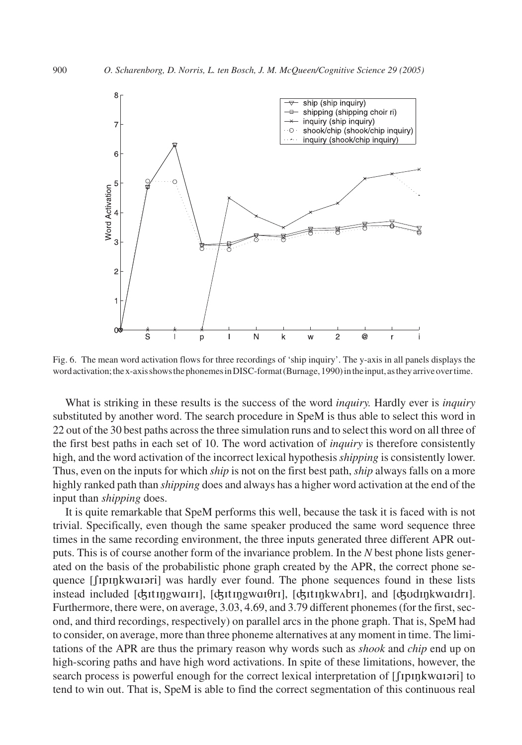Fig. 6. The mean word activation flows for three recordings of 'ship inquiry'. The y-axis in all panels displays the word activation; the x-axis shows the phonemes in DISC-format (Burnage, 1990) in the input, as they arrive over time.

What is striking in these results is the success of the word *inquiry.* Hardly ever is *inquiry* substituted by another word. The search procedure in SpeM is thus able to select this word in 22 out of the 30 best paths across the three simulation runs and to select this word on all three of the first best paths in each set of 10. The word activation of *inquiry* is therefore consistently high, and the word activation of the incorrect lexical hypothesis *shipping* is consistently lower. Thus, even on the inputs for which *ship* is not on the first best path, *ship* always falls on a more highly ranked path than *shipping* does and always has a higher word activation at the end of the input than *shipping* does.

It is quite remarkable that SpeM performs this well, because the task it is faced with is not trivial. Specifically, even though the same speaker produced the same word sequence three times in the same recording environment, the three inputs generated three different APR outputs. This is of course another form of the invariance problem. In the *N* best phone lists generated on the basis of the probabilistic phone graph created by the APR, the correct phone sequence [ʃɪpɪŋkwɑɪəri] was hardly ever found. The phone sequences found in these lists instead included [ʤɪtɪŋgwɑɪrɪ], [ʤɪtɪŋgwɑɪθrɪ], [ʤɪtɪŋkwʌbrɪ], and [ʤʊdɪŋkwɑɪdrɪ]. Furthermore, there were, on average, 3.03, 4.69, and 3.79 different phonemes (for the first, second, and third recordings, respectively) on parallel arcs in the phone graph. That is, SpeM had to consider, on average, more than three phoneme alternatives at any moment in time. The limitations of the APR are thus the primary reason why words such as *shook* and *chip* end up on high-scoring paths and have high word activations. In spite of these limitations, however, the search process is powerful enough for the correct lexical interpretation of [ʃɪpɪŋkwɑɪəri] to tend to win out. That is, SpeM is able to find the correct segmentation of this continuous real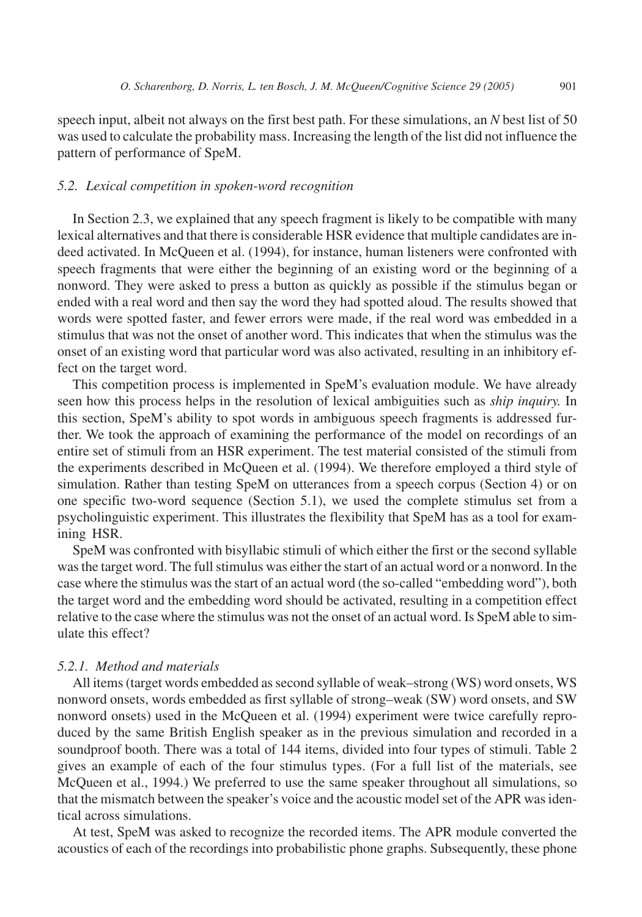speech input, albeit not always on the first best path. For these simulations, an *N* best list of 50 was used to calculate the probability mass. Increasing the length of the list did not influence the pattern of performance of SpeM.

### *5.2. Lexical competition in spoken-word recognition*

In Section 2.3, we explained that any speech fragment is likely to be compatible with many lexical alternatives and that there is considerable HSR evidence that multiple candidates are indeed activated. In McQueen et al. (1994), for instance, human listeners were confronted with speech fragments that were either the beginning of an existing word or the beginning of a nonword. They were asked to press a button as quickly as possible if the stimulus began or ended with a real word and then say the word they had spotted aloud. The results showed that words were spotted faster, and fewer errors were made, if the real word was embedded in a stimulus that was not the onset of another word. This indicates that when the stimulus was the onset of an existing word that particular word was also activated, resulting in an inhibitory effect on the target word.

This competition process is implemented in SpeM's evaluation module. We have already seen how this process helps in the resolution of lexical ambiguities such as *ship inquiry.* In this section, SpeM's ability to spot words in ambiguous speech fragments is addressed further. We took the approach of examining the performance of the model on recordings of an entire set of stimuli from an HSR experiment. The test material consisted of the stimuli from the experiments described in McQueen et al. (1994). We therefore employed a third style of simulation. Rather than testing SpeM on utterances from a speech corpus (Section 4) or on one specific two-word sequence (Section 5.1), we used the complete stimulus set from a psycholinguistic experiment. This illustrates the flexibility that SpeM has as a tool for examining HSR.

SpeM was confronted with bisyllabic stimuli of which either the first or the second syllable was the target word. The full stimulus was either the start of an actual word or a nonword. In the case where the stimulus was the start of an actual word (the so-called "embedding word"), both the target word and the embedding word should be activated, resulting in a competition effect relative to the case where the stimulus was not the onset of an actual word. Is SpeM able to simulate this effect?

#### *5.2.1. Method and materials*

All items (target words embedded as second syllable of weak–strong (WS) word onsets, WS nonword onsets, words embedded as first syllable of strong–weak (SW) word onsets, and SW nonword onsets) used in the McQueen et al. (1994) experiment were twice carefully reproduced by the same British English speaker as in the previous simulation and recorded in a soundproof booth. There was a total of 144 items, divided into four types of stimuli. Table 2 gives an example of each of the four stimulus types. (For a full list of the materials, see McQueen et al., 1994.) We preferred to use the same speaker throughout all simulations, so that the mismatch between the speaker's voice and the acoustic model set of the APR was identical across simulations.

At test, SpeM was asked to recognize the recorded items. The APR module converted the acoustics of each of the recordings into probabilistic phone graphs. Subsequently, these phone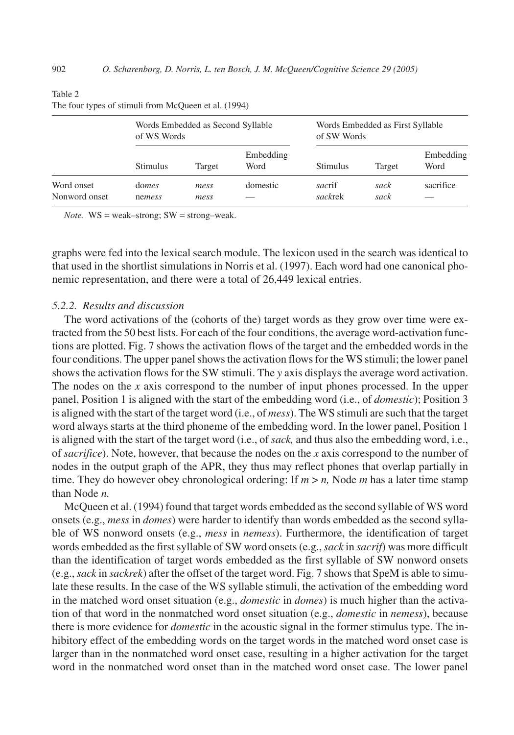Table 2
The four types of stimuli from McQueen et al. (1994)

| | Words Embedded as Second Syllable of WS Words | | | Words Embedded as First Syllable of SW Words | | |
|---|---|---|---|---|---|---|
| | Stimulus | Target | Embedding Word | Stimulus | Target | Embedding Word |
| Word onset | do*mes* | *mess* | domestic | *sac*rif | *sack* | sacrifice |
| Nonword onset | ne*mess* | *mess* | — | *sack*rek | *sack* | — |

*Note.* WS = weak–strong; SW = strong–weak.

graphs were fed into the lexical search module. The lexicon used in the search was identical to that used in the shortlist simulations in Norris et al. (1997). Each word had one canonical phonemic representation, and there were a total of 26,449 lexical entries.

### *5.2.2. Results and discussion*

The word activations of the (cohorts of the) target words as they grow over time were extracted from the 50 best lists. For each of the four conditions, the average word-activation functions are plotted. Fig. 7 shows the activation flows of the target and the embedded words in the four conditions. The upper panel shows the activation flows for the WS stimuli; the lower panel shows the activation flows for the SW stimuli. The *y* axis displays the average word activation. The nodes on the *x* axis correspond to the number of input phones processed. In the upper panel, Position 1 is aligned with the start of the embedding word (i.e., of *domestic*); Position 3 is aligned with the start of the target word (i.e., of *mess*). The WS stimuli are such that the target word always starts at the third phoneme of the embedding word. In the lower panel, Position 1 is aligned with the start of the target word (i.e., of *sack,* and thus also the embedding word, i.e., of *sacrifice*). Note, however, that because the nodes on the *x* axis correspond to the number of nodes in the output graph of the APR, they thus may reflect phones that overlap partially in time. They do however obey chronological ordering: If $m > n$, Node $m$ has a later time stamp than Node $n$.

McQueen et al. (1994) found that target words embedded as the second syllable of WS word onsets (e.g., *mess* in *domes*) were harder to identify than words embedded as the second syllable of WS nonword onsets (e.g., *mess* in *nemess*). Furthermore, the identification of target words embedded as the first syllable of SW word onsets (e.g., *sack* in *sacrif*) was more difficult than the identification of target words embedded as the first syllable of SW nonword onsets (e.g., *sack* in *sackrek*) after the offset of the target word. Fig. 7 shows that SpeM is able to simulate these results. In the case of the WS syllable stimuli, the activation of the embedding word in the matched word onset situation (e.g., *domestic* in *domes*) is much higher than the activation of that word in the nonmatched word onset situation (e.g., *domestic* in *nemess*), because there is more evidence for *domestic* in the acoustic signal in the former stimulus type. The inhibitory effect of the embedding words on the target words in the matched word onset case is larger than in the nonmatched word onset case, resulting in a higher activation for the target word in the nonmatched word onset than in the matched word onset case. The lower panel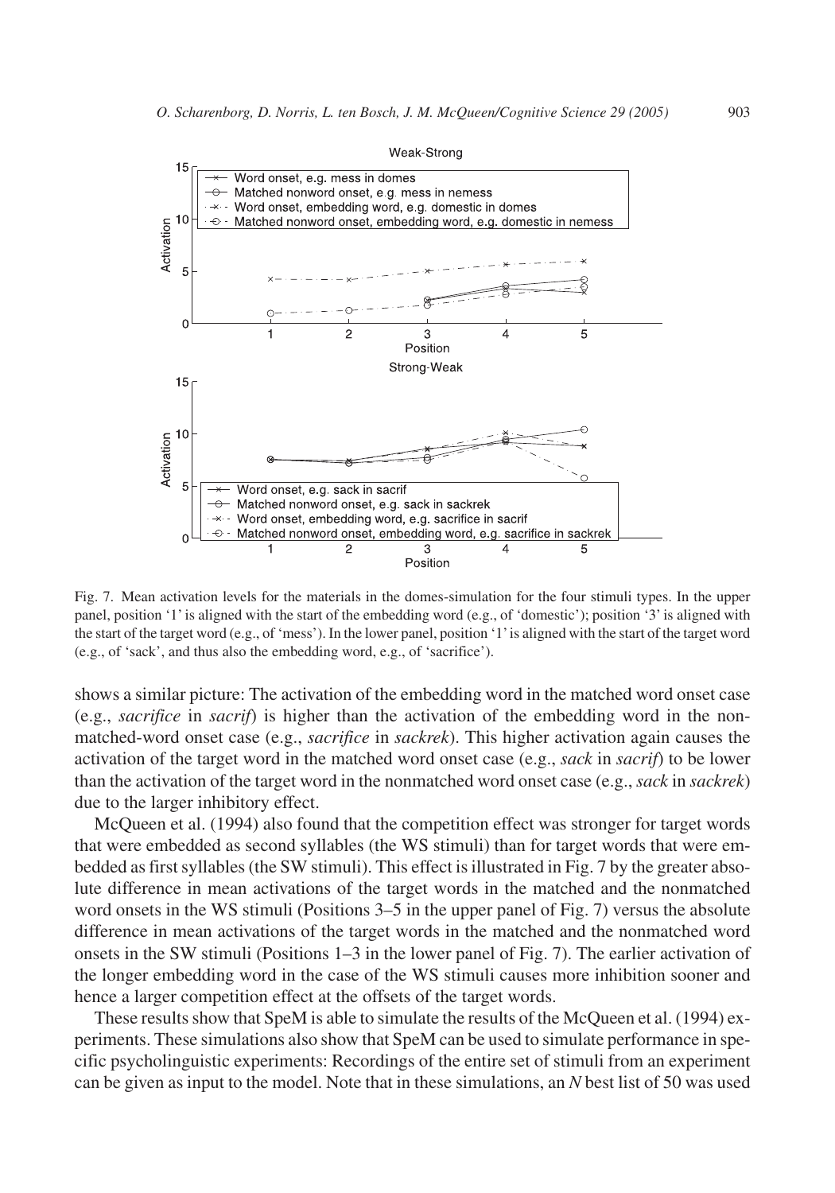Fig. 7. Mean activation levels for the materials in the domes-simulation for the four stimuli types. In the upper panel, position '1' is aligned with the start of the embedding word (e.g., of 'domestic'); position '3' is aligned with the start of the target word (e.g., of 'mess'). In the lower panel, position '1' is aligned with the start of the target word (e.g., of 'sack', and thus also the embedding word, e.g., of 'sacrifice').

shows a similar picture: The activation of the embedding word in the matched word onset case (e.g., *sacrifice* in *sacrif*) is higher than the activation of the embedding word in the nonmatched-word onset case (e.g., *sacrifice* in *sackrek*). This higher activation again causes the activation of the target word in the matched word onset case (e.g., *sack* in *sacrif*) to be lower than the activation of the target word in the nonmatched word onset case (e.g., *sack* in *sackrek*) due to the larger inhibitory effect.

McQueen et al. (1994) also found that the competition effect was stronger for target words that were embedded as second syllables (the WS stimuli) than for target words that were embedded as first syllables (the SW stimuli). This effect is illustrated in Fig. 7 by the greater absolute difference in mean activations of the target words in the matched and the nonmatched word onsets in the WS stimuli (Positions 3–5 in the upper panel of Fig. 7) versus the absolute difference in mean activations of the target words in the matched and the nonmatched word onsets in the SW stimuli (Positions 1–3 in the lower panel of Fig. 7). The earlier activation of the longer embedding word in the case of the WS stimuli causes more inhibition sooner and hence a larger competition effect at the offsets of the target words.

These results show that SpeM is able to simulate the results of the McQueen et al. (1994) experiments. These simulations also show that SpeM can be used to simulate performance in specific psycholinguistic experiments: Recordings of the entire set of stimuli from an experiment can be given as input to the model. Note that in these simulations, an *N* best list of 50 was used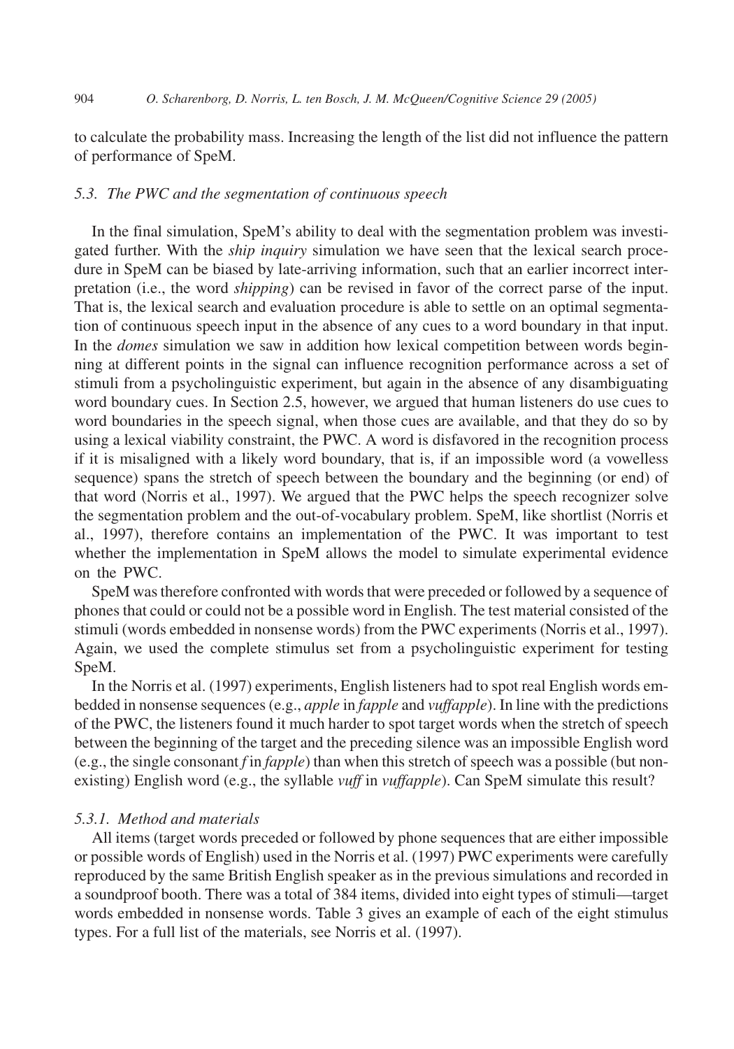to calculate the probability mass. Increasing the length of the list did not influence the pattern of performance of SpeM.

### *5.3. The PWC and the segmentation of continuous speech*

In the final simulation, SpeM's ability to deal with the segmentation problem was investigated further. With the *ship inquiry* simulation we have seen that the lexical search procedure in SpeM can be biased by late-arriving information, such that an earlier incorrect interpretation (i.e., the word *shipping*) can be revised in favor of the correct parse of the input. That is, the lexical search and evaluation procedure is able to settle on an optimal segmentation of continuous speech input in the absence of any cues to a word boundary in that input. In the *domes* simulation we saw in addition how lexical competition between words beginning at different points in the signal can influence recognition performance across a set of stimuli from a psycholinguistic experiment, but again in the absence of any disambiguating word boundary cues. In Section 2.5, however, we argued that human listeners do use cues to word boundaries in the speech signal, when those cues are available, and that they do so by using a lexical viability constraint, the PWC. A word is disfavored in the recognition process if it is misaligned with a likely word boundary, that is, if an impossible word (a vowelless sequence) spans the stretch of speech between the boundary and the beginning (or end) of that word (Norris et al., 1997). We argued that the PWC helps the speech recognizer solve the segmentation problem and the out-of-vocabulary problem. SpeM, like shortlist (Norris et al., 1997), therefore contains an implementation of the PWC. It was important to test whether the implementation in SpeM allows the model to simulate experimental evidence on the PWC.

SpeM was therefore confronted with words that were preceded or followed by a sequence of phones that could or could not be a possible word in English. The test material consisted of the stimuli (words embedded in nonsense words) from the PWC experiments (Norris et al., 1997). Again, we used the complete stimulus set from a psycholinguistic experiment for testing SpeM.

In the Norris et al. (1997) experiments, English listeners had to spot real English words embedded in nonsense sequences (e.g., *apple* in *fapple* and *vuffapple*). In line with the predictions of the PWC, the listeners found it much harder to spot target words when the stretch of speech between the beginning of the target and the preceding silence was an impossible English word (e.g., the single consonant *f* in *fapple*) than when this stretch of speech was a possible (but non-existing) English word (e.g., the syllable *vuff* in *vuffapple*). Can SpeM simulate this result?

#### *5.3.1. Method and materials*

All items (target words preceded or followed by phone sequences that are either impossible or possible words of English) used in the Norris et al. (1997) PWC experiments were carefully reproduced by the same British English speaker as in the previous simulations and recorded in a soundproof booth. There was a total of 384 items, divided into eight types of stimuli—target words embedded in nonsense words. Table 3 gives an example of each of the eight stimulus types. For a full list of the materials, see Norris et al. (1997).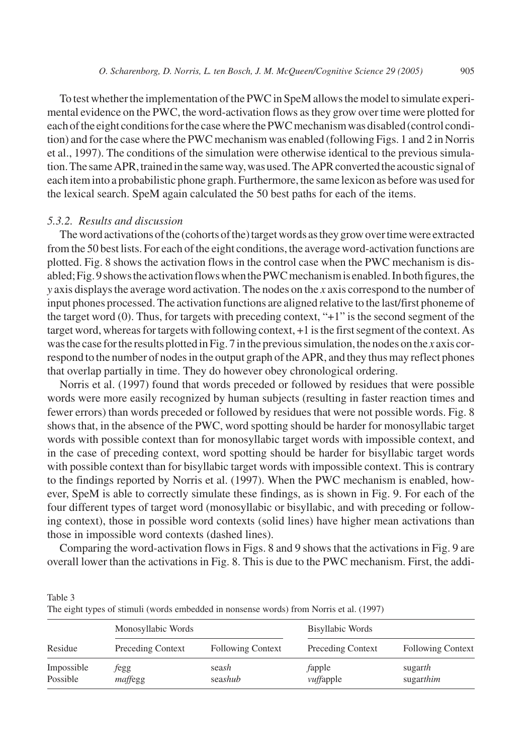To test whether the implementation of the PWC in SpeM allows the model to simulate experimental evidence on the PWC, the word-activation flows as they grow over time were plotted for each of the eight conditions for the case where the PWC mechanism was disabled (control condition) and for the case where the PWC mechanism was enabled (following Figs. 1 and 2 in Norris et al., 1997). The conditions of the simulation were otherwise identical to the previous simulation. The same APR, trained in the same way, was used. The APR converted the acoustic signal of each item into a probabilistic phone graph. Furthermore, the same lexicon as before was used for the lexical search. SpeM again calculated the 50 best paths for each of the items.

#### *5.3.2. Results and discussion*

The word activations of the (cohorts of the) target words as they grow over time were extracted from the 50 best lists. For each of the eight conditions, the average word-activation functions are plotted. Fig. 8 shows the activation flows in the control case when the PWC mechanism is disabled; Fig. 9 shows the activation flows when the PWC mechanism is enabled. In both figures, the *y* axis displays the average word activation. The nodes on the *x* axis correspond to the number of input phones processed. The activation functions are aligned relative to the last/first phoneme of the target word (0). Thus, for targets with preceding context, "+1" is the second segment of the target word, whereas for targets with following context, +1 is the first segment of the context. As was the case for the results plotted in Fig. 7 in the previous simulation, the nodes on the *x* axis correspond to the number of nodes in the output graph of the APR, and they thus may reflect phones that overlap partially in time. They do however obey chronological ordering.

Norris et al. (1997) found that words preceded or followed by residues that were possible words were more easily recognized by human subjects (resulting in faster reaction times and fewer errors) than words preceded or followed by residues that were not possible words. Fig. 8 shows that, in the absence of the PWC, word spotting should be harder for monosyllabic target words with possible context than for monosyllabic target words with impossible context, and in the case of preceding context, word spotting should be harder for bisyllabic target words with possible context than for bisyllabic target words with impossible context. This is contrary to the findings reported by Norris et al. (1997). When the PWC mechanism is enabled, however, SpeM is able to correctly simulate these findings, as is shown in Fig. 9. For each of the four different types of target word (monosyllabic or bisyllabic, and with preceding or following context), those in possible word contexts (solid lines) have higher mean activations than those in impossible word contexts (dashed lines).

Comparing the word-activation flows in Figs. 8 and 9 shows that the activations in Fig. 9 are overall lower than the activations in Fig. 8. This is due to the PWC mechanism. First, the addi-

Table 3
The eight types of stimuli (words embedded in nonsense words) from Norris et al. (1997)

| | Monosyllabic Words | | Bisyllabic Words | |
|---|---|---|---|---|
| Residue | Preceding Context | Following Context | Preceding Context | Following Context |
| Impossible | *f*egg | sea*sh* | *f*apple | sugar*th* |
| Possible | *maff*egg | sea*shub* | *vuff*apple | sugar*thim* |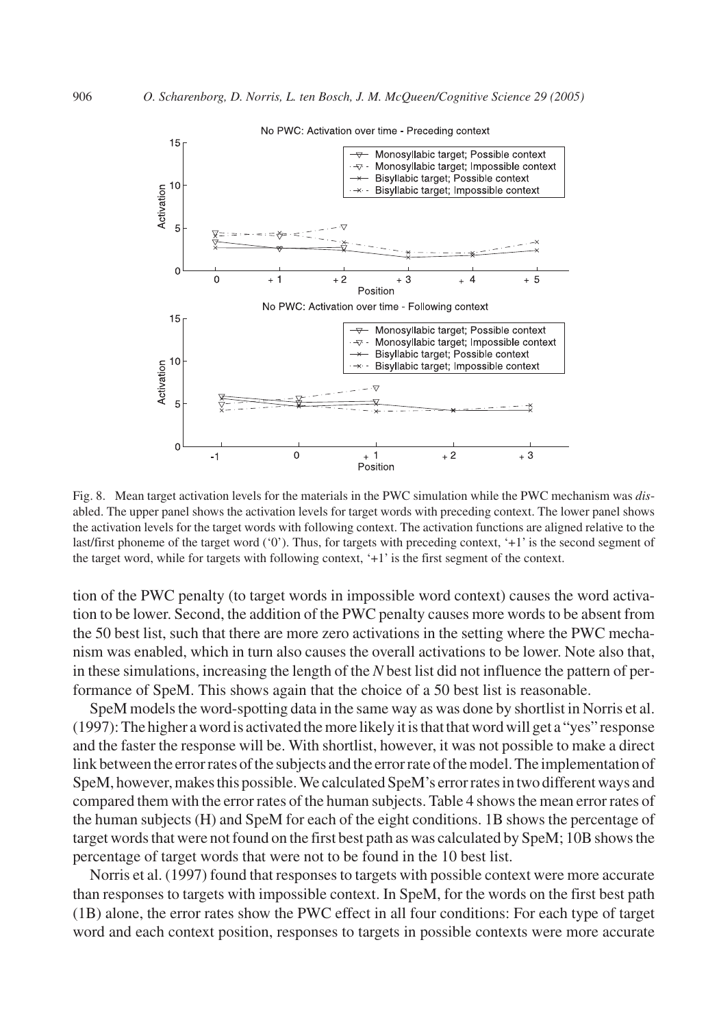Fig. 8. Mean target activation levels for the materials in the PWC simulation while the PWC mechanism was *disabled*. The upper panel shows the activation levels for target words with preceding context. The lower panel shows the activation levels for the target words with following context. The activation functions are aligned relative to the last/first phoneme of the target word ('0'). Thus, for targets with preceding context, '+1' is the second segment of the target word, while for targets with following context, '+1' is the first segment of the context.

tion of the PWC penalty (to target words in impossible word context) causes the word activation to be lower. Second, the addition of the PWC penalty causes more words to be absent from the 50 best list, such that there are more zero activations in the setting where the PWC mechanism was enabled, which in turn also causes the overall activations to be lower. Note also that, in these simulations, increasing the length of the *N* best list did not influence the pattern of performance of SpeM. This shows again that the choice of a 50 best list is reasonable.

SpeM models the word-spotting data in the same way as was done by shortlist in Norris et al. (1997): The higher a word is activated the more likely it is that that word will get a "yes" response and the faster the response will be. With shortlist, however, it was not possible to make a direct link between the error rates of the subjects and the error rate of the model. The implementation of SpeM, however, makes this possible. We calculated SpeM's error rates in two different ways and compared them with the error rates of the human subjects. Table 4 shows the mean error rates of the human subjects (H) and SpeM for each of the eight conditions. 1B shows the percentage of target words that were not found on the first best path as was calculated by SpeM; 10B shows the percentage of target words that were not to be found in the 10 best list.

Norris et al. (1997) found that responses to targets with possible context were more accurate than responses to targets with impossible context. In SpeM, for the words on the first best path (1B) alone, the error rates show the PWC effect in all four conditions: For each type of target word and each context position, responses to targets in possible contexts were more accurate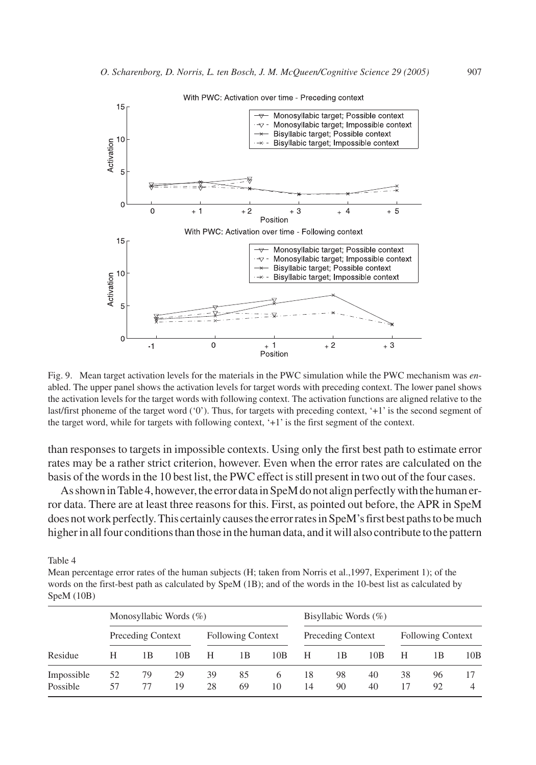Fig. 9. Mean target activation levels for the materials in the PWC simulation while the PWC mechanism was *en*abled. The upper panel shows the activation levels for target words with preceding context. The lower panel shows the activation levels for the target words with following context. The activation functions are aligned relative to the last/first phoneme of the target word ('0'). Thus, for targets with preceding context, '+1' is the second segment of the target word, while for targets with following context, '+1' is the first segment of the context.

than responses to targets in impossible contexts. Using only the first best path to estimate error rates may be a rather strict criterion, however. Even when the error rates are calculated on the basis of the words in the 10 best list, the PWC effect is still present in two out of the four cases.

As shown in Table 4, however, the error data in SpeM do not align perfectly with the human error data. There are at least three reasons for this. First, as pointed out before, the APR in SpeM does not work perfectly. This certainly causes the error rates in SpeM's first best paths to be much higher in all four conditions than those in the human data, and it will also contribute to the pattern

Table 4

Mean percentage error rates of the human subjects (H; taken from Norris et al.,1997, Experiment 1); of the words on the first-best path as calculated by SpeM (1B); and of the words in the 10-best list as calculated by SpeM (10B)

| | Monosyllabic Words (%) | | | | | | Bisyllabic Words (%) | | | | | |
|---|---|---|---|---|---|---|---|---|---|---|---|---|
| | Preceding Context | | | Following Context | | | Preceding Context | | | Following Context | | |
| Residue | H | 1B | 10B | H | 1B | 10B | H | 1B | 10B | H | 1B | 10B |
| Impossible | 52 | 79 | 29 | 39 | 85 | 6 | 18 | 98 | 40 | 38 | 96 | 17 |
| Possible | 57 | 77 | 19 | 28 | 69 | 10 | 14 | 90 | 40 | 17 | 92 | 4 |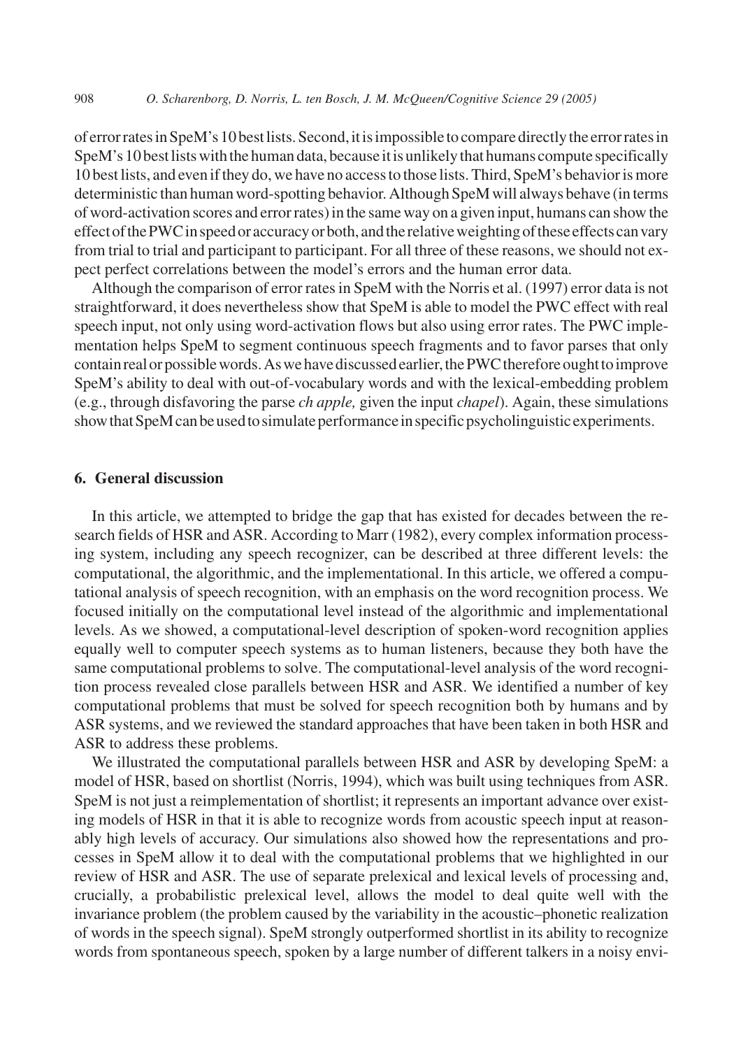of error rates in SpeM's 10 best lists. Second, it is impossible to compare directly the error rates in SpeM's 10 best lists with the human data, because it is unlikely that humans compute specifically 10 best lists, and even if they do, we have no access to those lists. Third, SpeM's behavior is more deterministic than human word-spotting behavior. Although SpeM will always behave (in terms of word-activation scores and error rates) in the same way on a given input, humans can show the effect of the PWC in speed or accuracy or both, and the relative weighting of these effects can vary from trial to trial and participant to participant. For all three of these reasons, we should not expect perfect correlations between the model's errors and the human error data.

Although the comparison of error rates in SpeM with the Norris et al. (1997) error data is not straightforward, it does nevertheless show that SpeM is able to model the PWC effect with real speech input, not only using word-activation flows but also using error rates. The PWC implementation helps SpeM to segment continuous speech fragments and to favor parses that only contain real or possible words. As we have discussed earlier, the PWC therefore ought to improve SpeM's ability to deal with out-of-vocabulary words and with the lexical-embedding problem (e.g., through disfavoring the parse *ch apple,* given the input *chapel*). Again, these simulations show that SpeM can be used to simulate performance in specific psycholinguistic experiments.

## 6. General discussion

In this article, we attempted to bridge the gap that has existed for decades between the research fields of HSR and ASR. According to Marr (1982), every complex information processing system, including any speech recognizer, can be described at three different levels: the computational, the algorithmic, and the implementational. In this article, we offered a computational analysis of speech recognition, with an emphasis on the word recognition process. We focused initially on the computational level instead of the algorithmic and implementational levels. As we showed, a computational-level description of spoken-word recognition applies equally well to computer speech systems as to human listeners, because they both have the same computational problems to solve. The computational-level analysis of the word recognition process revealed close parallels between HSR and ASR. We identified a number of key computational problems that must be solved for speech recognition both by humans and by ASR systems, and we reviewed the standard approaches that have been taken in both HSR and ASR to address these problems.

We illustrated the computational parallels between HSR and ASR by developing SpeM: a model of HSR, based on shortlist (Norris, 1994), which was built using techniques from ASR. SpeM is not just a reimplementation of shortlist; it represents an important advance over existing models of HSR in that it is able to recognize words from acoustic speech input at reasonably high levels of accuracy. Our simulations also showed how the representations and processes in SpeM allow it to deal with the computational problems that we highlighted in our review of HSR and ASR. The use of separate prelexical and lexical levels of processing and, crucially, a probabilistic prelexical level, allows the model to deal quite well with the invariance problem (the problem caused by the variability in the acoustic–phonetic realization of words in the speech signal). SpeM strongly outperformed shortlist in its ability to recognize words from spontaneous speech, spoken by a large number of different talkers in a noisy envi-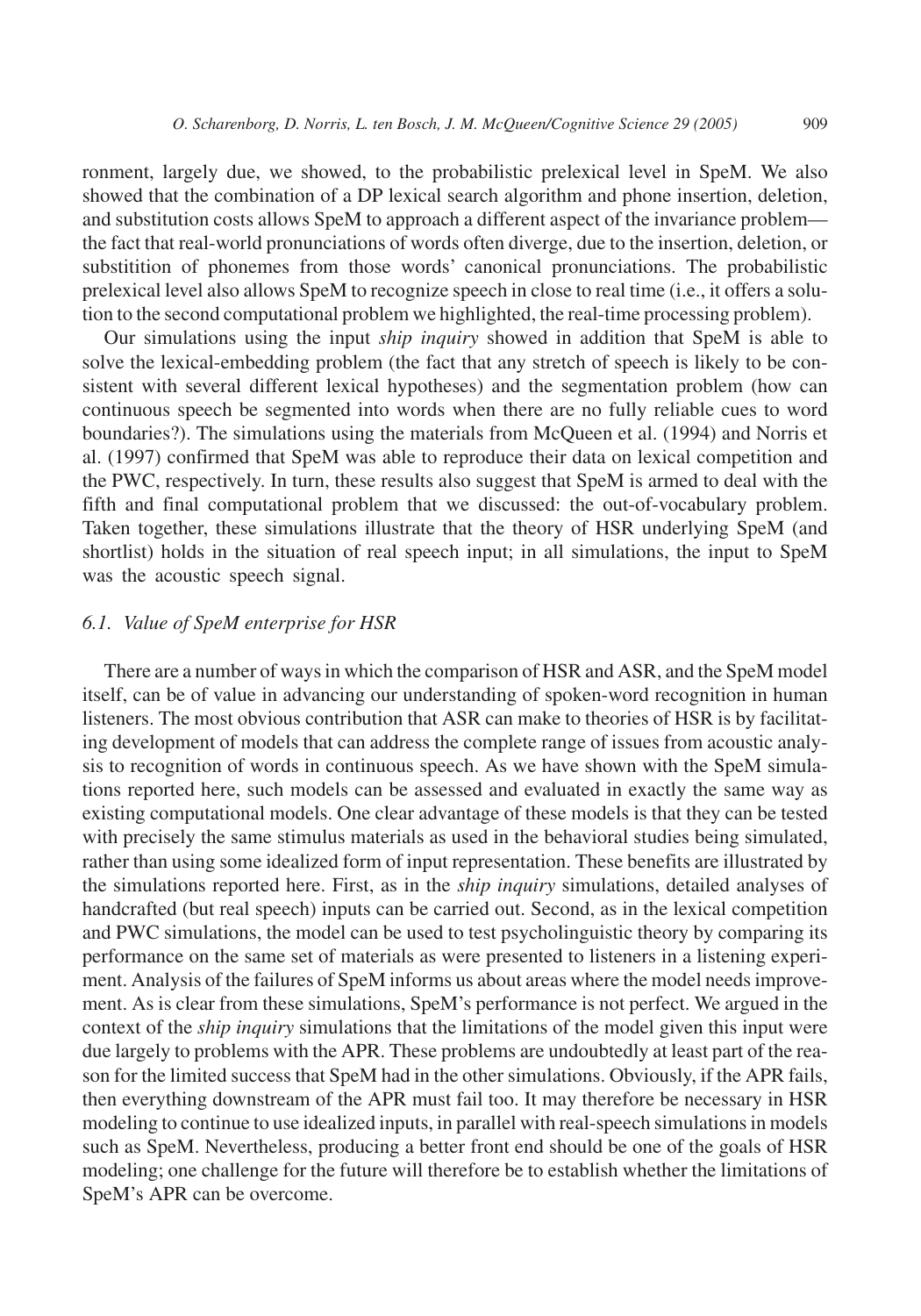ronment, largely due, we showed, to the probabilistic prelexical level in SpeM. We also showed that the combination of a DP lexical search algorithm and phone insertion, deletion, and substitution costs allows SpeM to approach a different aspect of the invariance problem—the fact that real-world pronunciations of words often diverge, due to the insertion, deletion, or substitition of phonemes from those words' canonical pronunciations. The probabilistic prelexical level also allows SpeM to recognize speech in close to real time (i.e., it offers a solution to the second computational problem we highlighted, the real-time processing problem).

Our simulations using the input *ship inquiry* showed in addition that SpeM is able to solve the lexical-embedding problem (the fact that any stretch of speech is likely to be consistent with several different lexical hypotheses) and the segmentation problem (how can continuous speech be segmented into words when there are no fully reliable cues to word boundaries?). The simulations using the materials from McQueen et al. (1994) and Norris et al. (1997) confirmed that SpeM was able to reproduce their data on lexical competition and the PWC, respectively. In turn, these results also suggest that SpeM is armed to deal with the fifth and final computational problem that we discussed: the out-of-vocabulary problem. Taken together, these simulations illustrate that the theory of HSR underlying SpeM (and shortlist) holds in the situation of real speech input; in all simulations, the input to SpeM was the acoustic speech signal.

### 6.1. Value of SpeM enterprise for HSR

There are a number of ways in which the comparison of HSR and ASR, and the SpeM model itself, can be of value in advancing our understanding of spoken-word recognition in human listeners. The most obvious contribution that ASR can make to theories of HSR is by facilitating development of models that can address the complete range of issues from acoustic analysis to recognition of words in continuous speech. As we have shown with the SpeM simulations reported here, such models can be assessed and evaluated in exactly the same way as existing computational models. One clear advantage of these models is that they can be tested with precisely the same stimulus materials as used in the behavioral studies being simulated, rather than using some idealized form of input representation. These benefits are illustrated by the simulations reported here. First, as in the *ship inquiry* simulations, detailed analyses of handcrafted (but real speech) inputs can be carried out. Second, as in the lexical competition and PWC simulations, the model can be used to test psycholinguistic theory by comparing its performance on the same set of materials as were presented to listeners in a listening experiment. Analysis of the failures of SpeM informs us about areas where the model needs improvement. As is clear from these simulations, SpeM's performance is not perfect. We argued in the context of the *ship inquiry* simulations that the limitations of the model given this input were due largely to problems with the APR. These problems are undoubtedly at least part of the reason for the limited success that SpeM had in the other simulations. Obviously, if the APR fails, then everything downstream of the APR must fail too. It may therefore be necessary in HSR modeling to continue to use idealized inputs, in parallel with real-speech simulations in models such as SpeM. Nevertheless, producing a better front end should be one of the goals of HSR modeling; one challenge for the future will therefore be to establish whether the limitations of SpeM's APR can be overcome.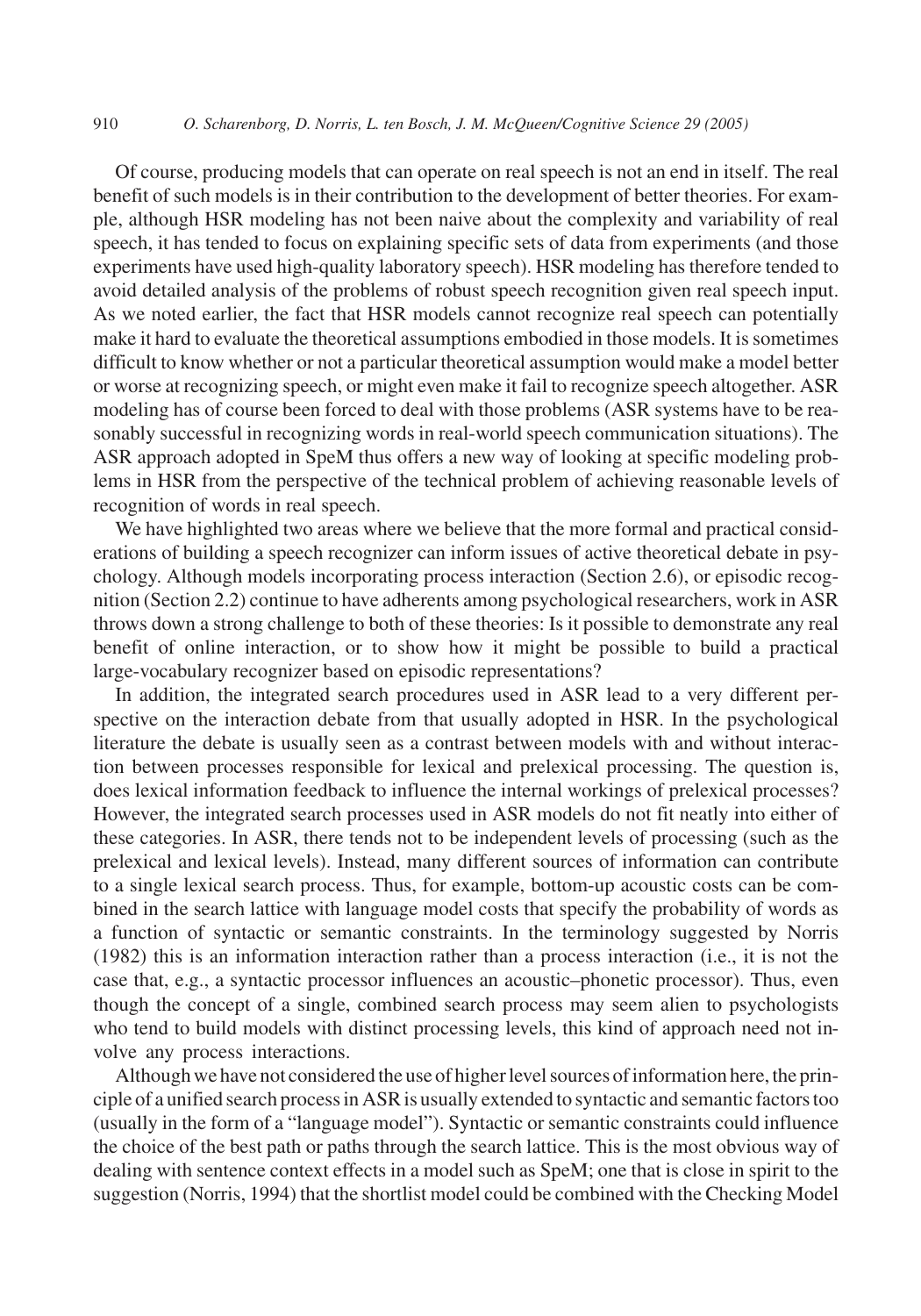Of course, producing models that can operate on real speech is not an end in itself. The real benefit of such models is in their contribution to the development of better theories. For example, although HSR modeling has not been naive about the complexity and variability of real speech, it has tended to focus on explaining specific sets of data from experiments (and those experiments have used high-quality laboratory speech). HSR modeling has therefore tended to avoid detailed analysis of the problems of robust speech recognition given real speech input. As we noted earlier, the fact that HSR models cannot recognize real speech can potentially make it hard to evaluate the theoretical assumptions embodied in those models. It is sometimes difficult to know whether or not a particular theoretical assumption would make a model better or worse at recognizing speech, or might even make it fail to recognize speech altogether. ASR modeling has of course been forced to deal with those problems (ASR systems have to be reasonably successful in recognizing words in real-world speech communication situations). The ASR approach adopted in SpeM thus offers a new way of looking at specific modeling problems in HSR from the perspective of the technical problem of achieving reasonable levels of recognition of words in real speech.

We have highlighted two areas where we believe that the more formal and practical considerations of building a speech recognizer can inform issues of active theoretical debate in psychology. Although models incorporating process interaction (Section 2.6), or episodic recognition (Section 2.2) continue to have adherents among psychological researchers, work in ASR throws down a strong challenge to both of these theories: Is it possible to demonstrate any real benefit of online interaction, or to show how it might be possible to build a practical large-vocabulary recognizer based on episodic representations?

In addition, the integrated search procedures used in ASR lead to a very different perspective on the interaction debate from that usually adopted in HSR. In the psychological literature the debate is usually seen as a contrast between models with and without interaction between processes responsible for lexical and prelexical processing. The question is, does lexical information feedback to influence the internal workings of prelexical processes? However, the integrated search processes used in ASR models do not fit neatly into either of these categories. In ASR, there tends not to be independent levels of processing (such as the prelexical and lexical levels). Instead, many different sources of information can contribute to a single lexical search process. Thus, for example, bottom-up acoustic costs can be combined in the search lattice with language model costs that specify the probability of words as a function of syntactic or semantic constraints. In the terminology suggested by Norris (1982) this is an information interaction rather than a process interaction (i.e., it is not the case that, e.g., a syntactic processor influences an acoustic–phonetic processor). Thus, even though the concept of a single, combined search process may seem alien to psychologists who tend to build models with distinct processing levels, this kind of approach need not involve any process interactions.

Although we have not considered the use of higher level sources of information here, the principle of a unified search process in ASR is usually extended to syntactic and semantic factors too (usually in the form of a "language model"). Syntactic or semantic constraints could influence the choice of the best path or paths through the search lattice. This is the most obvious way of dealing with sentence context effects in a model such as SpeM; one that is close in spirit to the suggestion (Norris, 1994) that the shortlist model could be combined with the Checking Model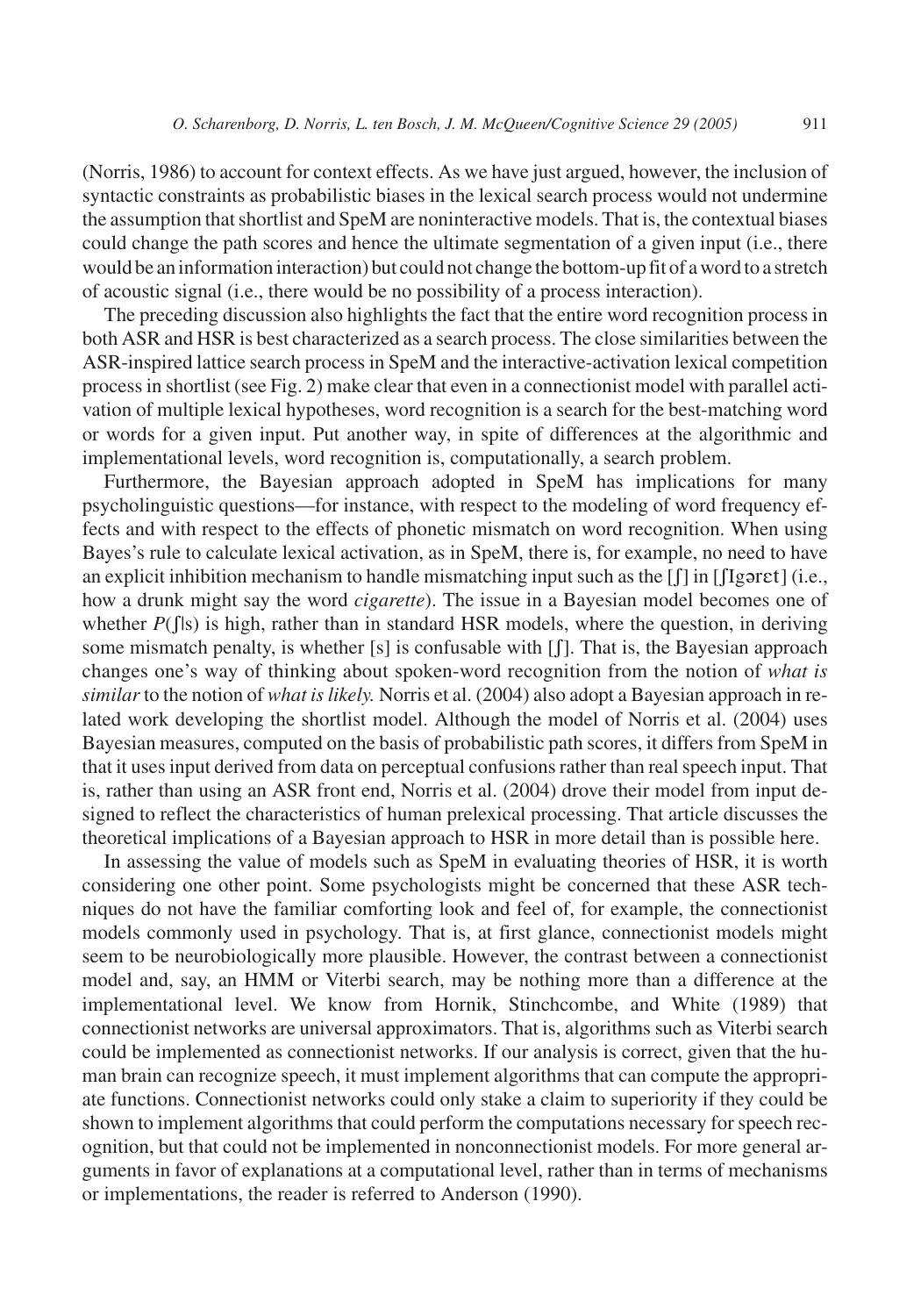(Norris, 1986) to account for context effects. As we have just argued, however, the inclusion of syntactic constraints as probabilistic biases in the lexical search process would not undermine the assumption that shortlist and SpeM are noninteractive models. That is, the contextual biases could change the path scores and hence the ultimate segmentation of a given input (i.e., there would be an information interaction) but could not change the bottom-up fit of a word to a stretch of acoustic signal (i.e., there would be no possibility of a process interaction).

The preceding discussion also highlights the fact that the entire word recognition process in both ASR and HSR is best characterized as a search process. The close similarities between the ASR-inspired lattice search process in SpeM and the interactive-activation lexical competition process in shortlist (see Fig. 2) make clear that even in a connectionist model with parallel activation of multiple lexical hypotheses, word recognition is a search for the best-matching word or words for a given input. Put another way, in spite of differences at the algorithmic and implementational levels, word recognition is, computationally, a search problem.

Furthermore, the Bayesian approach adopted in SpeM has implications for many psycholinguistic questions—for instance, with respect to the modeling of word frequency effects and with respect to the effects of phonetic mismatch on word recognition. When using Bayes's rule to calculate lexical activation, as in SpeM, there is, for example, no need to have an explicit inhibition mechanism to handle mismatching input such as the [ʃ] in [ʃɪgərɛt] (i.e., how a drunk might say the word *cigarette*). The issue in a Bayesian model becomes one of whether $P(ʃ|s)$ is high, rather than in standard HSR models, where the question, in deriving some mismatch penalty, is whether [s] is confusable with [ʃ]. That is, the Bayesian approach changes one's way of thinking about spoken-word recognition from the notion of *what is similar* to the notion of *what is likely.* Norris et al. (2004) also adopt a Bayesian approach in related work developing the shortlist model. Although the model of Norris et al. (2004) uses Bayesian measures, computed on the basis of probabilistic path scores, it differs from SpeM in that it uses input derived from data on perceptual confusions rather than real speech input. That is, rather than using an ASR front end, Norris et al. (2004) drove their model from input designed to reflect the characteristics of human prelexical processing. That article discusses the theoretical implications of a Bayesian approach to HSR in more detail than is possible here.

In assessing the value of models such as SpeM in evaluating theories of HSR, it is worth considering one other point. Some psychologists might be concerned that these ASR techniques do not have the familiar comforting look and feel of, for example, the connectionist models commonly used in psychology. That is, at first glance, connectionist models might seem to be neurobiologically more plausible. However, the contrast between a connectionist model and, say, an HMM or Viterbi search, may be nothing more than a difference at the implementational level. We know from Hornik, Stinchcombe, and White (1989) that connectionist networks are universal approximators. That is, algorithms such as Viterbi search could be implemented as connectionist networks. If our analysis is correct, given that the human brain can recognize speech, it must implement algorithms that can compute the appropriate functions. Connectionist networks could only stake a claim to superiority if they could be shown to implement algorithms that could perform the computations necessary for speech recognition, but that could not be implemented in nonconnectionist models. For more general arguments in favor of explanations at a computational level, rather than in terms of mechanisms or implementations, the reader is referred to Anderson (1990).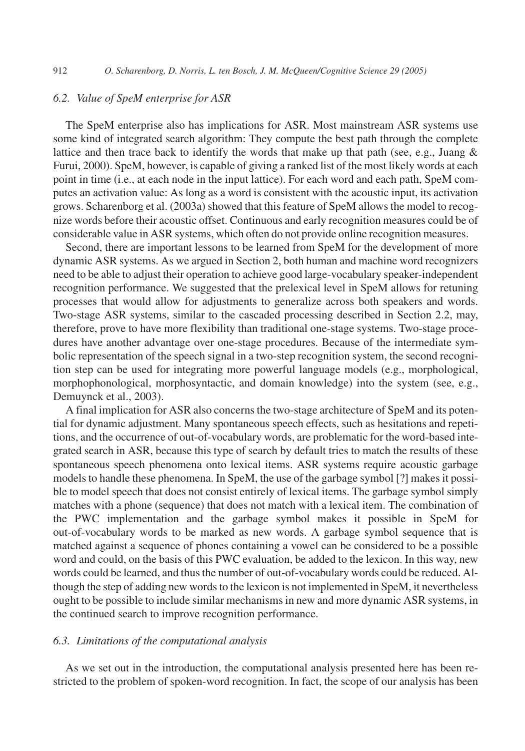### *6.2. Value of SpeM enterprise for ASR*

The SpeM enterprise also has implications for ASR. Most mainstream ASR systems use some kind of integrated search algorithm: They compute the best path through the complete lattice and then trace back to identify the words that make up that path (see, e.g., Juang & Furui, 2000). SpeM, however, is capable of giving a ranked list of the most likely words at each point in time (i.e., at each node in the input lattice). For each word and each path, SpeM computes an activation value: As long as a word is consistent with the acoustic input, its activation grows. Scharenborg et al. (2003a) showed that this feature of SpeM allows the model to recognize words before their acoustic offset. Continuous and early recognition measures could be of considerable value in ASR systems, which often do not provide online recognition measures.

Second, there are important lessons to be learned from SpeM for the development of more dynamic ASR systems. As we argued in Section 2, both human and machine word recognizers need to be able to adjust their operation to achieve good large-vocabulary speaker-independent recognition performance. We suggested that the prelexical level in SpeM allows for retuning processes that would allow for adjustments to generalize across both speakers and words. Two-stage ASR systems, similar to the cascaded processing described in Section 2.2, may, therefore, prove to have more flexibility than traditional one-stage systems. Two-stage procedures have another advantage over one-stage procedures. Because of the intermediate symbolic representation of the speech signal in a two-step recognition system, the second recognition step can be used for integrating more powerful language models (e.g., morphological, morphophonological, morphosyntactic, and domain knowledge) into the system (see, e.g., Demuynck et al., 2003).

A final implication for ASR also concerns the two-stage architecture of SpeM and its potential for dynamic adjustment. Many spontaneous speech effects, such as hesitations and repetitions, and the occurrence of out-of-vocabulary words, are problematic for the word-based integrated search in ASR, because this type of search by default tries to match the results of these spontaneous speech phenomena onto lexical items. ASR systems require acoustic garbage models to handle these phenomena. In SpeM, the use of the garbage symbol [?] makes it possible to model speech that does not consist entirely of lexical items. The garbage symbol simply matches with a phone (sequence) that does not match with a lexical item. The combination of the PWC implementation and the garbage symbol makes it possible in SpeM for out-of-vocabulary words to be marked as new words. A garbage symbol sequence that is matched against a sequence of phones containing a vowel can be considered to be a possible word and could, on the basis of this PWC evaluation, be added to the lexicon. In this way, new words could be learned, and thus the number of out-of-vocabulary words could be reduced. Although the step of adding new words to the lexicon is not implemented in SpeM, it nevertheless ought to be possible to include similar mechanisms in new and more dynamic ASR systems, in the continued search to improve recognition performance.

### *6.3. Limitations of the computational analysis*

As we set out in the introduction, the computational analysis presented here has been restricted to the problem of spoken-word recognition. In fact, the scope of our analysis has been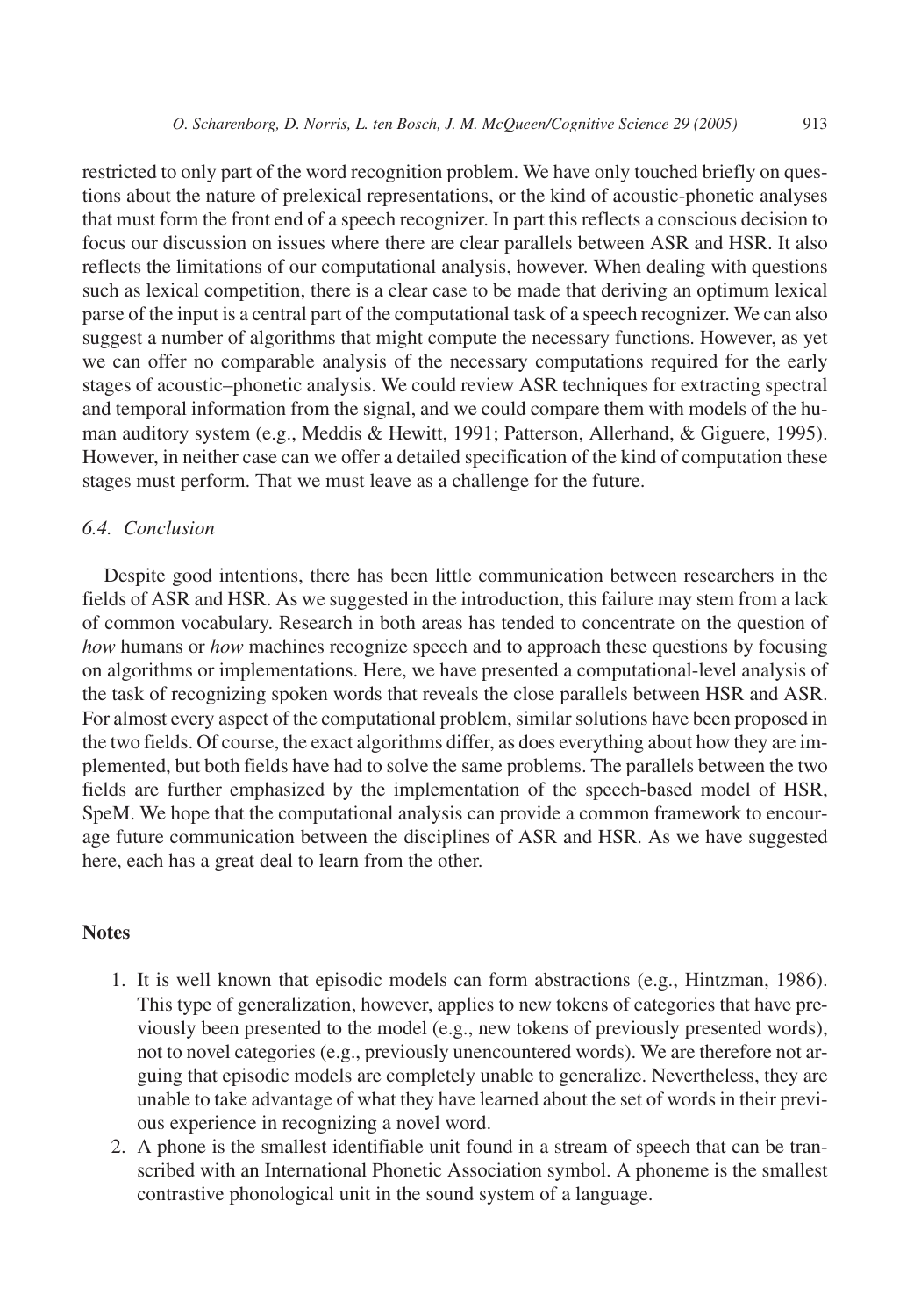restricted to only part of the word recognition problem. We have only touched briefly on questions about the nature of prelexical representations, or the kind of acoustic-phonetic analyses that must form the front end of a speech recognizer. In part this reflects a conscious decision to focus our discussion on issues where there are clear parallels between ASR and HSR. It also reflects the limitations of our computational analysis, however. When dealing with questions such as lexical competition, there is a clear case to be made that deriving an optimum lexical parse of the input is a central part of the computational task of a speech recognizer. We can also suggest a number of algorithms that might compute the necessary functions. However, as yet we can offer no comparable analysis of the necessary computations required for the early stages of acoustic–phonetic analysis. We could review ASR techniques for extracting spectral and temporal information from the signal, and we could compare them with models of the human auditory system (e.g., Meddis & Hewitt, 1991; Patterson, Allerhand, & Giguere, 1995). However, in neither case can we offer a detailed specification of the kind of computation these stages must perform. That we must leave as a challenge for the future.

### 6.4. Conclusion

Despite good intentions, there has been little communication between researchers in the fields of ASR and HSR. As we suggested in the introduction, this failure may stem from a lack of common vocabulary. Research in both areas has tended to concentrate on the question of *how* humans or *how* machines recognize speech and to approach these questions by focusing on algorithms or implementations. Here, we have presented a computational-level analysis of the task of recognizing spoken words that reveals the close parallels between HSR and ASR. For almost every aspect of the computational problem, similar solutions have been proposed in the two fields. Of course, the exact algorithms differ, as does everything about how they are implemented, but both fields have had to solve the same problems. The parallels between the two fields are further emphasized by the implementation of the speech-based model of HSR, SpeM. We hope that the computational analysis can provide a common framework to encourage future communication between the disciplines of ASR and HSR. As we have suggested here, each has a great deal to learn from the other.

## Notes

1. It is well known that episodic models can form abstractions (e.g., Hintzman, 1986). This type of generalization, however, applies to new tokens of categories that have previously been presented to the model (e.g., new tokens of previously presented words), not to novel categories (e.g., previously unencountered words). We are therefore not arguing that episodic models are completely unable to generalize. Nevertheless, they are unable to take advantage of what they have learned about the set of words in their previous experience in recognizing a novel word.
2. A phone is the smallest identifiable unit found in a stream of speech that can be transcribed with an International Phonetic Association symbol. A phoneme is the smallest contrastive phonological unit in the sound system of a language.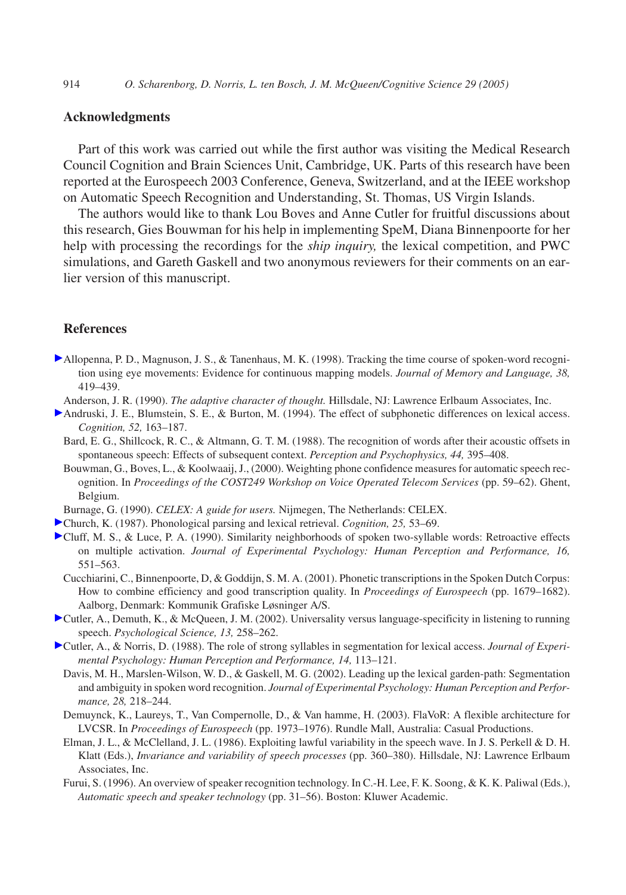## Acknowledgments

Part of this work was carried out while the first author was visiting the Medical Research Council Cognition and Brain Sciences Unit, Cambridge, UK. Parts of this research have been reported at the Eurospeech 2003 Conference, Geneva, Switzerland, and at the IEEE workshop on Automatic Speech Recognition and Understanding, St. Thomas, US Virgin Islands.

The authors would like to thank Lou Boves and Anne Cutler for fruitful discussions about this research, Gies Bouwman for his help in implementing SpeM, Diana Binnenpoorte for her help with processing the recordings for the *ship inquiry,* the lexical competition, and PWC simulations, and Gareth Gaskell and two anonymous reviewers for their comments on an earlier version of this manuscript.

## References

Allopenna, P. D., Magnuson, J. S., & Tanenhaus, M. K. (1998). Tracking the time course of spoken-word recognition using eye movements: Evidence for continuous mapping models. *Journal of Memory and Language, 38,* 419–439.

Anderson, J. R. (1990). *The adaptive character of thought.* Hillsdale, NJ: Lawrence Erlbaum Associates, Inc.

Andruski, J. E., Blumstein, S. E., & Burton, M. (1994). The effect of subphonetic differences on lexical access. *Cognition, 52,* 163–187.

Bard, E. G., Shillcock, R. C., & Altmann, G. T. M. (1988). The recognition of words after their acoustic offsets in spontaneous speech: Effects of subsequent context. *Perception and Psychophysics, 44,* 395–408.

Bouwman, G., Boves, L., & Koolwaaij, J., (2000). Weighting phone confidence measures for automatic speech recognition. In *Proceedings of the COST249 Workshop on Voice Operated Telecom Services* (pp. 59–62). Ghent, Belgium.

Burnage, G. (1990). *CELEX: A guide for users.* Nijmegen, The Netherlands: CELEX.

Church, K. (1987). Phonological parsing and lexical retrieval. *Cognition, 25,* 53–69.

Cluff, M. S., & Luce, P. A. (1990). Similarity neighborhoods of spoken two-syllable words: Retroactive effects on multiple activation. *Journal of Experimental Psychology: Human Perception and Performance, 16,* 551–563.

Cucchiarini, C., Binnenpoorte, D, & Goddijn, S. M. A. (2001). Phonetic transcriptions in the Spoken Dutch Corpus: How to combine efficiency and good transcription quality. In *Proceedings of Eurospeech* (pp. 1679–1682). Aalborg, Denmark: Kommunik Grafiske Løsninger A/S.

Cutler, A., Demuth, K., & McQueen, J. M. (2002). Universality versus language-specificity in listening to running speech. *Psychological Science, 13,* 258–262.

Cutler, A., & Norris, D. (1988). The role of strong syllables in segmentation for lexical access. *Journal of Experimental Psychology: Human Perception and Performance, 14,* 113–121.

Davis, M. H., Marslen-Wilson, W. D., & Gaskell, M. G. (2002). Leading up the lexical garden-path: Segmentation and ambiguity in spoken word recognition. *Journal of Experimental Psychology: Human Perception and Performance, 28,* 218–244.

Demuynck, K., Laureys, T., Van Compernolle, D., & Van hamme, H. (2003). FlaVoR: A flexible architecture for LVCSR. In *Proceedings of Eurospeech* (pp. 1973–1976). Rundle Mall, Australia: Casual Productions.

Elman, J. L., & McClelland, J. L. (1986). Exploiting lawful variability in the speech wave. In J. S. Perkell & D. H. Klatt (Eds.), *Invariance and variability of speech processes* (pp. 360–380). Hillsdale, NJ: Lawrence Erlbaum Associates, Inc.

Furui, S. (1996). An overview of speaker recognition technology. In C.-H. Lee, F. K. Soong, & K. K. Paliwal (Eds.), *Automatic speech and speaker technology* (pp. 31–56). Boston: Kluwer Academic.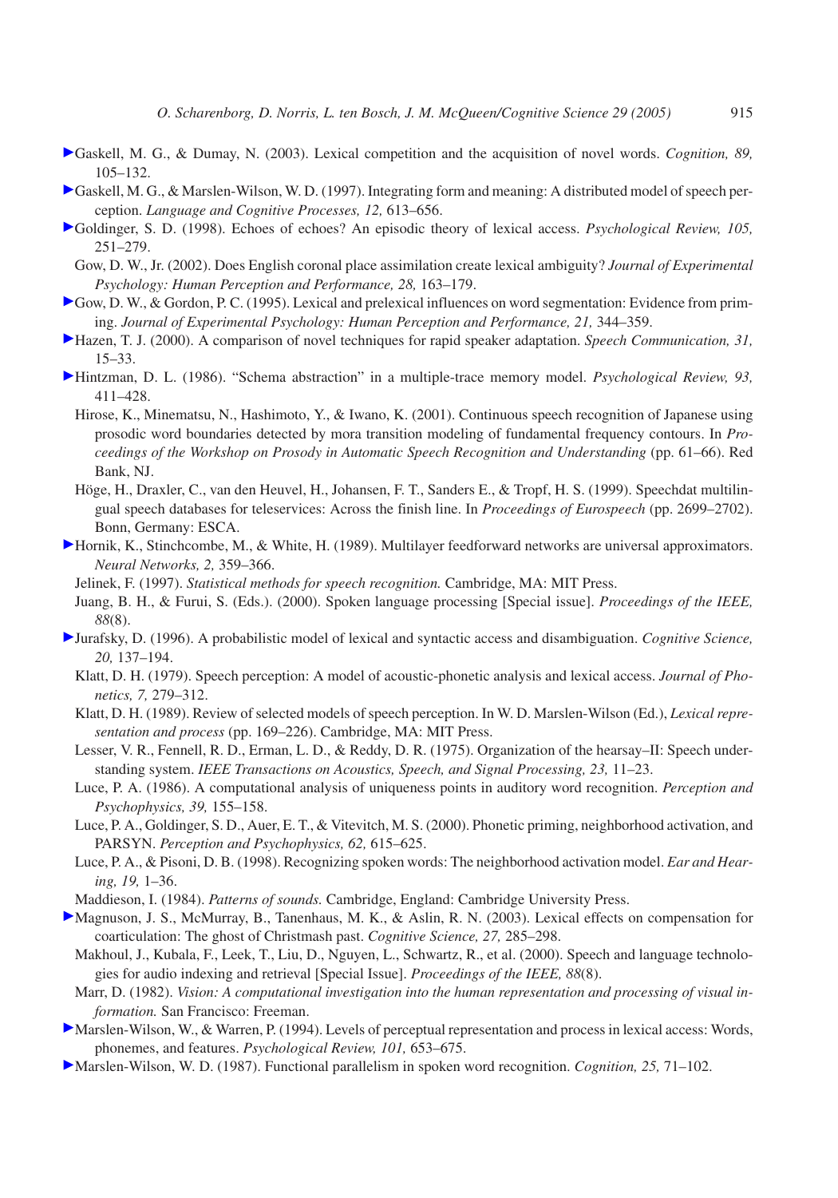Gaskell, M. G., & Dumay, N. (2003). Lexical competition and the acquisition of novel words. *Cognition, 89,* 105–132.

Gaskell, M. G., & Marslen-Wilson, W. D. (1997). Integrating form and meaning: A distributed model of speech perception. *Language and Cognitive Processes, 12,* 613–656.

Goldinger, S. D. (1998). Echoes of echoes? An episodic theory of lexical access. *Psychological Review, 105,* 251–279.

Gow, D. W., Jr. (2002). Does English coronal place assimilation create lexical ambiguity? *Journal of Experimental Psychology: Human Perception and Performance, 28,* 163–179.

Gow, D. W., & Gordon, P. C. (1995). Lexical and prelexical influences on word segmentation: Evidence from priming. *Journal of Experimental Psychology: Human Perception and Performance, 21,* 344–359.

Hazen, T. J. (2000). A comparison of novel techniques for rapid speaker adaptation. *Speech Communication, 31,* 15–33.

Hintzman, D. L. (1986). "Schema abstraction" in a multiple-trace memory model. *Psychological Review, 93,* 411–428.

Hirose, K., Minematsu, N., Hashimoto, Y., & Iwano, K. (2001). Continuous speech recognition of Japanese using prosodic word boundaries detected by mora transition modeling of fundamental frequency contours. In *Proceedings of the Workshop on Prosody in Automatic Speech Recognition and Understanding* (pp. 61–66). Red Bank, NJ.

Höge, H., Draxler, C., van den Heuvel, H., Johansen, F. T., Sanders E., & Tropf, H. S. (1999). Speechdat multilingual speech databases for teleservices: Across the finish line. In *Proceedings of Eurospeech* (pp. 2699–2702). Bonn, Germany: ESCA.

Hornik, K., Stinchcombe, M., & White, H. (1989). Multilayer feedforward networks are universal approximators. *Neural Networks, 2,* 359–366.

Jelinek, F. (1997). *Statistical methods for speech recognition.* Cambridge, MA: MIT Press.

Juang, B. H., & Furui, S. (Eds.). (2000). Spoken language processing [Special issue]. *Proceedings of the IEEE, 88*(8).

Jurafsky, D. (1996). A probabilistic model of lexical and syntactic access and disambiguation. *Cognitive Science, 20,* 137–194.

Klatt, D. H. (1979). Speech perception: A model of acoustic-phonetic analysis and lexical access. *Journal of Phonetics, 7,* 279–312.

Klatt, D. H. (1989). Review of selected models of speech perception. In W. D. Marslen-Wilson (Ed.), *Lexical representation and process* (pp. 169–226). Cambridge, MA: MIT Press.

Lesser, V. R., Fennell, R. D., Erman, L. D., & Reddy, D. R. (1975). Organization of the hearsay–II: Speech understanding system. *IEEE Transactions on Acoustics, Speech, and Signal Processing, 23,* 11–23.

Luce, P. A. (1986). A computational analysis of uniqueness points in auditory word recognition. *Perception and Psychophysics, 39,* 155–158.

Luce, P. A., Goldinger, S. D., Auer, E. T., & Vitevitch, M. S. (2000). Phonetic priming, neighborhood activation, and PARSYN. *Perception and Psychophysics, 62,* 615–625.

Luce, P. A., & Pisoni, D. B. (1998). Recognizing spoken words: The neighborhood activation model. *Ear and Hearing, 19,* 1–36.

Maddieson, I. (1984). *Patterns of sounds.* Cambridge, England: Cambridge University Press.

Magnuson, J. S., McMurray, B., Tanenhaus, M. K., & Aslin, R. N. (2003). Lexical effects on compensation for coarticulation: The ghost of Christmash past. *Cognitive Science, 27,* 285–298.

Makhoul, J., Kubala, F., Leek, T., Liu, D., Nguyen, L., Schwartz, R., et al. (2000). Speech and language technologies for audio indexing and retrieval [Special Issue]. *Proceedings of the IEEE, 88*(8).

Marr, D. (1982). *Vision: A computational investigation into the human representation and processing of visual information.* San Francisco: Freeman.

Marslen-Wilson, W., & Warren, P. (1994). Levels of perceptual representation and process in lexical access: Words, phonemes, and features. *Psychological Review, 101,* 653–675.

Marslen-Wilson, W. D. (1987). Functional parallelism in spoken word recognition. *Cognition, 25,* 71–102.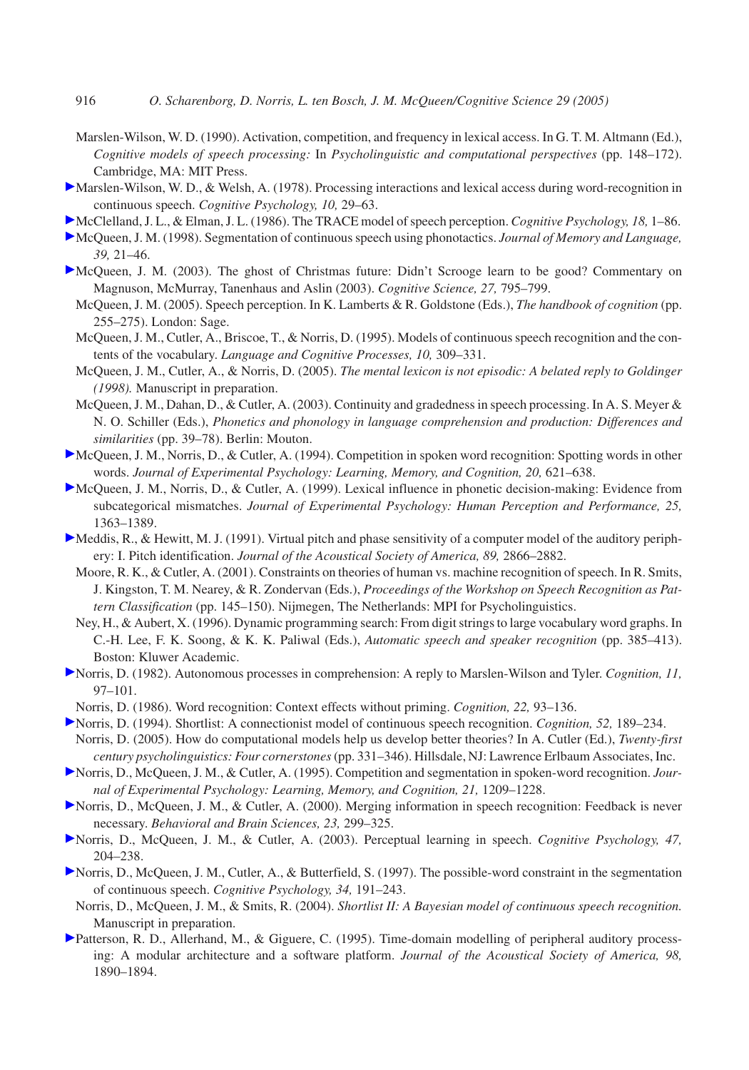Marslen-Wilson, W. D. (1990). Activation, competition, and frequency in lexical access. In G. T. M. Altmann (Ed.), *Cognitive models of speech processing:* In *Psycholinguistic and computational perspectives* (pp. 148–172). Cambridge, MA: MIT Press.

Marslen-Wilson, W. D., & Welsh, A. (1978). Processing interactions and lexical access during word-recognition in continuous speech. *Cognitive Psychology, 10,* 29–63.

McClelland, J. L., & Elman, J. L. (1986). The TRACE model of speech perception. *Cognitive Psychology, 18,* 1–86.

McQueen, J. M. (1998). Segmentation of continuous speech using phonotactics. *Journal of Memory and Language, 39,* 21–46.

McQueen, J. M. (2003). The ghost of Christmas future: Didn't Scrooge learn to be good? Commentary on Magnuson, McMurray, Tanenhaus and Aslin (2003). *Cognitive Science, 27,* 795–799.

McQueen, J. M. (2005). Speech perception. In K. Lamberts & R. Goldstone (Eds.), *The handbook of cognition* (pp. 255–275). London: Sage.

McQueen, J. M., Cutler, A., Briscoe, T., & Norris, D. (1995). Models of continuous speech recognition and the contents of the vocabulary. *Language and Cognitive Processes, 10,* 309–331.

McQueen, J. M., Cutler, A., & Norris, D. (2005). *The mental lexicon is not episodic: A belated reply to Goldinger (1998).* Manuscript in preparation.

McQueen, J. M., Dahan, D., & Cutler, A. (2003). Continuity and gradedness in speech processing. In A. S. Meyer & N. O. Schiller (Eds.), *Phonetics and phonology in language comprehension and production: Differences and similarities* (pp. 39–78). Berlin: Mouton.

McQueen, J. M., Norris, D., & Cutler, A. (1994). Competition in spoken word recognition: Spotting words in other words. *Journal of Experimental Psychology: Learning, Memory, and Cognition, 20,* 621–638.

McQueen, J. M., Norris, D., & Cutler, A. (1999). Lexical influence in phonetic decision-making: Evidence from subcategorical mismatches. *Journal of Experimental Psychology: Human Perception and Performance, 25,* 1363–1389.

Meddis, R., & Hewitt, M. J. (1991). Virtual pitch and phase sensitivity of a computer model of the auditory periphery: I. Pitch identification. *Journal of the Acoustical Society of America, 89,* 2866–2882.

Moore, R. K., & Cutler, A. (2001). Constraints on theories of human vs. machine recognition of speech. In R. Smits, J. Kingston, T. M. Nearey, & R. Zondervan (Eds.), *Proceedings of the Workshop on Speech Recognition as Pattern Classification* (pp. 145–150). Nijmegen, The Netherlands: MPI for Psycholinguistics.

Ney, H., & Aubert, X. (1996). Dynamic programming search: From digit strings to large vocabulary word graphs. In C.-H. Lee, F. K. Soong, & K. K. Paliwal (Eds.), *Automatic speech and speaker recognition* (pp. 385–413). Boston: Kluwer Academic.

Norris, D. (1982). Autonomous processes in comprehension: A reply to Marslen-Wilson and Tyler. *Cognition, 11,* 97–101.

Norris, D. (1986). Word recognition: Context effects without priming. *Cognition, 22,* 93–136.

Norris, D. (1994). Shortlist: A connectionist model of continuous speech recognition. *Cognition, 52,* 189–234.

Norris, D. (2005). How do computational models help us develop better theories? In A. Cutler (Ed.), *Twenty-first century psycholinguistics: Four cornerstones* (pp. 331–346). Hillsdale, NJ: Lawrence Erlbaum Associates, Inc.

Norris, D., McQueen, J. M., & Cutler, A. (1995). Competition and segmentation in spoken-word recognition. *Journal of Experimental Psychology: Learning, Memory, and Cognition, 21,* 1209–1228.

Norris, D., McQueen, J. M., & Cutler, A. (2000). Merging information in speech recognition: Feedback is never necessary. *Behavioral and Brain Sciences, 23,* 299–325.

Norris, D., McQueen, J. M., & Cutler, A. (2003). Perceptual learning in speech. *Cognitive Psychology, 47,* 204–238.

Norris, D., McQueen, J. M., Cutler, A., & Butterfield, S. (1997). The possible-word constraint in the segmentation of continuous speech. *Cognitive Psychology, 34,* 191–243.

Norris, D., McQueen, J. M., & Smits, R. (2004). *Shortlist II: A Bayesian model of continuous speech recognition.* Manuscript in preparation.

Patterson, R. D., Allerhand, M., & Giguere, C. (1995). Time-domain modelling of peripheral auditory processing: A modular architecture and a software platform. *Journal of the Acoustical Society of America, 98,* 1890–1894.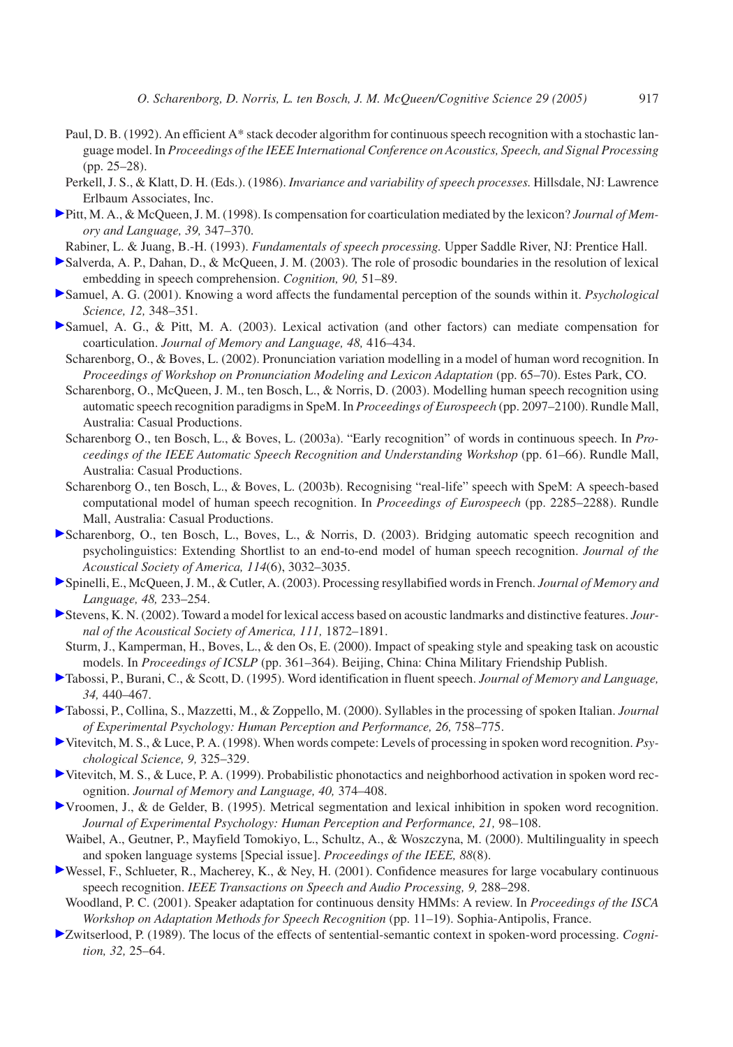Paul, D. B. (1992). An efficient A* stack decoder algorithm for continuous speech recognition with a stochastic language model. In *Proceedings of the IEEE International Conference on Acoustics, Speech, and Signal Processing* (pp. 25–28).

Perkell, J. S., & Klatt, D. H. (Eds.). (1986). *Invariance and variability of speech processes.* Hillsdale, NJ: Lawrence Erlbaum Associates, Inc.

Pitt, M. A., & McQueen, J. M. (1998). Is compensation for coarticulation mediated by the lexicon? *Journal of Memory and Language, 39,* 347–370.

Rabiner, L. & Juang, B.-H. (1993). *Fundamentals of speech processing.* Upper Saddle River, NJ: Prentice Hall.

Salverda, A. P., Dahan, D., & McQueen, J. M. (2003). The role of prosodic boundaries in the resolution of lexical embedding in speech comprehension. *Cognition, 90,* 51–89.

Samuel, A. G. (2001). Knowing a word affects the fundamental perception of the sounds within it. *Psychological Science, 12,* 348–351.

Samuel, A. G., & Pitt, M. A. (2003). Lexical activation (and other factors) can mediate compensation for coarticulation. *Journal of Memory and Language, 48,* 416–434.

Scharenborg, O., & Boves, L. (2002). Pronunciation variation modelling in a model of human word recognition. In *Proceedings of Workshop on Pronunciation Modeling and Lexicon Adaptation* (pp. 65–70). Estes Park, CO.

Scharenborg, O., McQueen, J. M., ten Bosch, L., & Norris, D. (2003). Modelling human speech recognition using automatic speech recognition paradigms in SpeM. In *Proceedings of Eurospeech* (pp. 2097–2100). Rundle Mall, Australia: Casual Productions.

Scharenborg O., ten Bosch, L., & Boves, L. (2003a). "Early recognition" of words in continuous speech. In *Proceedings of the IEEE Automatic Speech Recognition and Understanding Workshop* (pp. 61–66). Rundle Mall, Australia: Casual Productions.

Scharenborg O., ten Bosch, L., & Boves, L. (2003b). Recognising "real-life" speech with SpeM: A speech-based computational model of human speech recognition. In *Proceedings of Eurospeech* (pp. 2285–2288). Rundle Mall, Australia: Casual Productions.

Scharenborg, O., ten Bosch, L., Boves, L., & Norris, D. (2003). Bridging automatic speech recognition and psycholinguistics: Extending Shortlist to an end-to-end model of human speech recognition. *Journal of the Acoustical Society of America, 114*(6), 3032–3035.

Spinelli, E., McQueen, J. M., & Cutler, A. (2003). Processing resyllabified words in French. *Journal of Memory and Language, 48,* 233–254.

Stevens, K. N. (2002). Toward a model for lexical access based on acoustic landmarks and distinctive features. *Journal of the Acoustical Society of America, 111,* 1872–1891.

Sturm, J., Kamperman, H., Boves, L., & den Os, E. (2000). Impact of speaking style and speaking task on acoustic models. In *Proceedings of ICSLP* (pp. 361–364). Beijing, China: China Military Friendship Publish.

Tabossi, P., Burani, C., & Scott, D. (1995). Word identification in fluent speech. *Journal of Memory and Language, 34,* 440–467.

Tabossi, P., Collina, S., Mazzetti, M., & Zoppello, M. (2000). Syllables in the processing of spoken Italian. *Journal of Experimental Psychology: Human Perception and Performance, 26,* 758–775.

Vitevitch, M. S., & Luce, P. A. (1998). When words compete: Levels of processing in spoken word recognition. *Psychological Science, 9,* 325–329.

Vitevitch, M. S., & Luce, P. A. (1999). Probabilistic phonotactics and neighborhood activation in spoken word recognition. *Journal of Memory and Language, 40,* 374–408.

Vroomen, J., & de Gelder, B. (1995). Metrical segmentation and lexical inhibition in spoken word recognition. *Journal of Experimental Psychology: Human Perception and Performance, 21,* 98–108.

Waibel, A., Geutner, P., Mayfield Tomokiyo, L., Schultz, A., & Woszczyna, M. (2000). Multilinguality in speech and spoken language systems [Special issue]. *Proceedings of the IEEE, 88*(8).

Wessel, F., Schlueter, R., Macherey, K., & Ney, H. (2001). Confidence measures for large vocabulary continuous speech recognition. *IEEE Transactions on Speech and Audio Processing, 9,* 288–298.

Woodland, P. C. (2001). Speaker adaptation for continuous density HMMs: A review. In *Proceedings of the ISCA Workshop on Adaptation Methods for Speech Recognition* (pp. 11–19). Sophia-Antipolis, France.

Zwitserlood, P. (1989). The locus of the effects of sentential-semantic context in spoken-word processing. *Cognition, 32,* 25–64.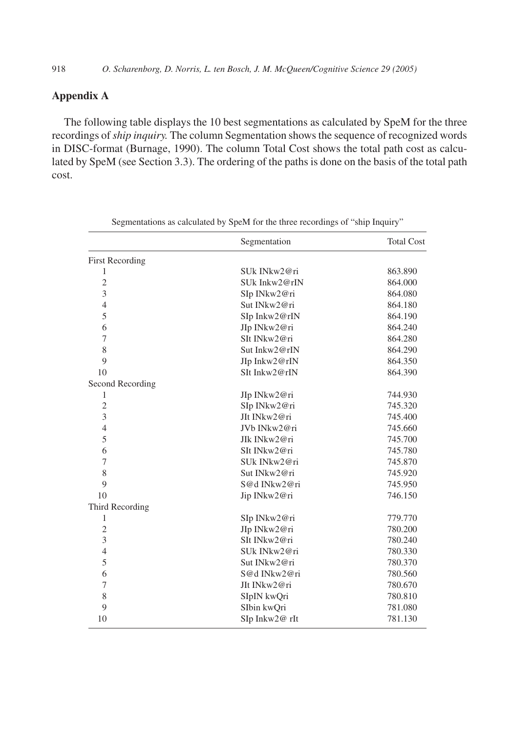## Appendix A

The following table displays the 10 best segmentations as calculated by SpeM for the three recordings of *ship inquiry.* The column Segmentation shows the sequence of recognized words in DISC-format (Burnage, 1990). The column Total Cost shows the total path cost as calculated by SpeM (see Section 3.3). The ordering of the paths is done on the basis of the total path cost.

Segmentations as calculated by SpeM for the three recordings of "ship Inquiry"

| | Segmentation | Total Cost |
|---|---|---|
| First Recording | | |
| 1 | SUk INkw2@ri | 863.890 |
| 2 | SUk Inkw2@rIN | 864.000 |
| 3 | SIp INkw2@ri | 864.080 |
| 4 | Sut INkw2@ri | 864.180 |
| 5 | SIp Inkw2@rIN | 864.190 |
| 6 | JIp INkw2@ri | 864.240 |
| 7 | SIt INkw2@ri | 864.280 |
| 8 | Sut Inkw2@rIN | 864.290 |
| 9 | JIp Inkw2@rIN | 864.350 |
| 10 | SIt Inkw2@rIN | 864.390 |
| Second Recording | | |
| 1 | JIp INkw2@ri | 744.930 |
| 2 | SIp INkw2@ri | 745.320 |
| 3 | JIt INkw2@ri | 745.400 |
| 4 | JVb INkw2@ri | 745.660 |
| 5 | JIk INkw2@ri | 745.700 |
| 6 | SIt INkw2@ri | 745.780 |
| 7 | SUk INkw2@ri | 745.870 |
| 8 | Sut INkw2@ri | 745.920 |
| 9 | S@d INkw2@ri | 745.950 |
| 10 | Jip INkw2@ri | 746.150 |
| Third Recording | | |
| 1 | SIp INkw2@ri | 779.770 |
| 2 | JIp INkw2@ri | 780.200 |
| 3 | SIt INkw2@ri | 780.240 |
| 4 | SUk INkw2@ri | 780.330 |
| 5 | Sut INkw2@ri | 780.370 |
| 6 | S@d INkw2@ri | 780.560 |
| 7 | JIt INkw2@ri | 780.670 |
| 8 | SIpIN kwQri | 780.810 |
| 9 | SIbin kwQri | 781.080 |
| 10 | SIp Inkw2@ rIt | 781.130 |